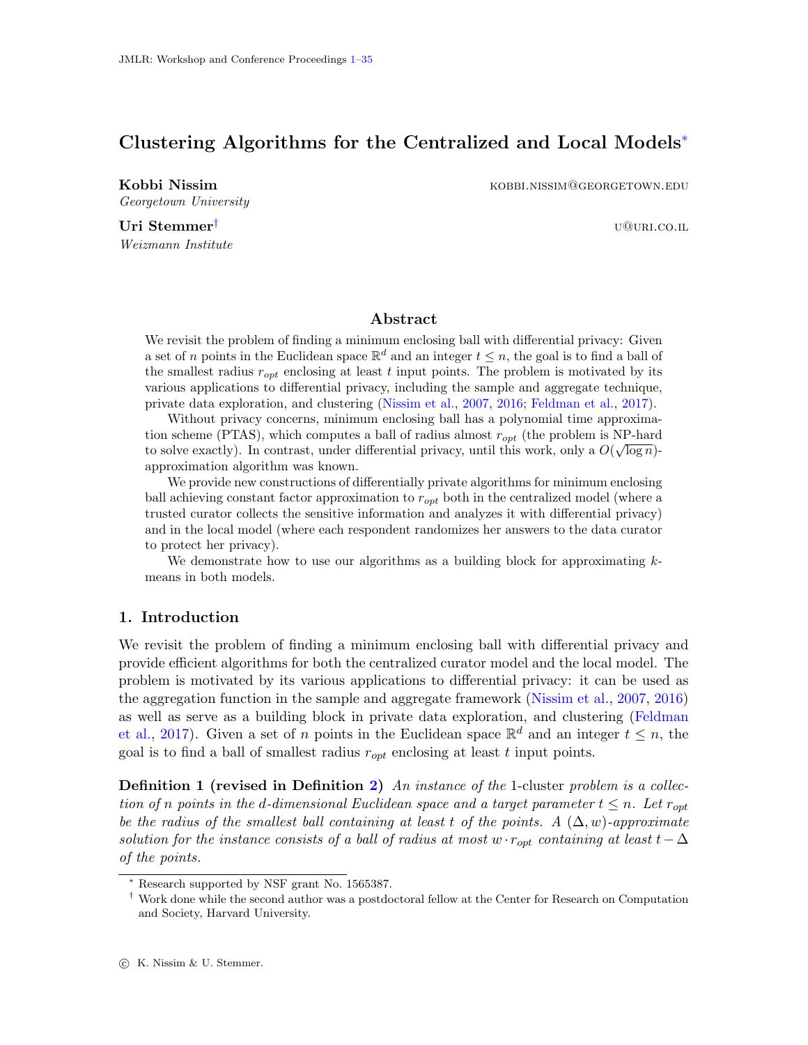# Clustering Algorithms for the Centralized and Local Models[*]

**Kobbi Nissim** KOBBI.NISSIM@GEORGETOWN.EDU
*Georgetown University*

**Uri Stemmer**[†] U@URI.CO.IL
*Weizmann Institute*

## Abstract

We revisit the problem of finding a minimum enclosing ball with differential privacy: Given a set of $n$ points in the Euclidean space $\mathbb{R}^d$ and an integer $t \leq n$, the goal is to find a ball of the smallest radius $r_{opt}$ enclosing at least $t$ input points. The problem is motivated by its various applications to differential privacy, including the sample and aggregate technique, private data exploration, and clustering (Nissim et al., 2007, 2016; Feldman et al., 2017).

Without privacy concerns, minimum enclosing ball has a polynomial time approximation scheme (PTAS), which computes a ball of radius almost $r_{opt}$ (the problem is NP-hard to solve exactly). In contrast, under differential privacy, until this work, only a $O(\sqrt{\log n})$-approximation algorithm was known.

We provide new constructions of differentially private algorithms for minimum enclosing ball achieving constant factor approximation to $r_{opt}$ both in the centralized model (where a trusted curator collects the sensitive information and analyzes it with differential privacy) and in the local model (where each respondent randomizes her answers to the data curator to protect her privacy).

We demonstrate how to use our algorithms as a building block for approximating $k$-means in both models.

## 1. Introduction

We revisit the problem of finding a minimum enclosing ball with differential privacy and provide efficient algorithms for both the centralized curator model and the local model. The problem is motivated by its various applications to differential privacy: it can be used as the aggregation function in the sample and aggregate framework (Nissim et al., 2007, 2016) as well as serve as a building block in private data exploration, and clustering (Feldman et al., 2017). Given a set of $n$ points in the Euclidean space $\mathbb{R}^d$ and an integer $t \leq n$, the goal is to find a ball of smallest radius $r_{opt}$ enclosing at least $t$ input points.

**Definition 1 (revised in Definition 2)** *An instance of the* 1-cluster *problem is a collection of $n$ points in the $d$-dimensional Euclidean space and a target parameter $t \leq n$. Let $r_{opt}$ be the radius of the smallest ball containing at least $t$ of the points. A $(\Delta, w)$-approximate solution for the instance consists of a ball of radius at most $w \cdot r_{opt}$ containing at least $t - \Delta$ of the points.*

---

[*] Research supported by NSF grant No. 1565387.

[†] Work done while the second author was a postdoctoral fellow at the Center for Research on Computation and Society, Harvard University.

© K. Nissim & U. Stemmer.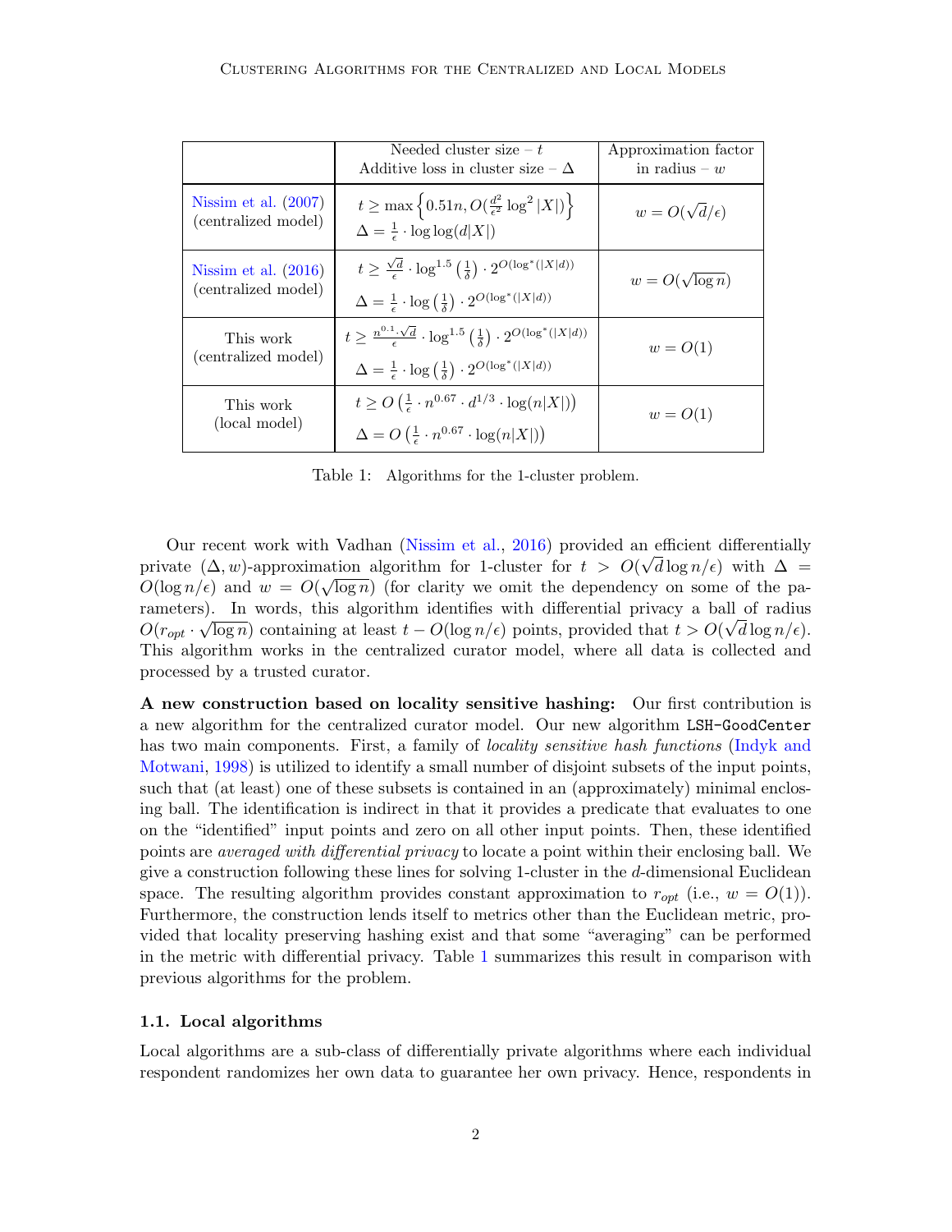| | Needed cluster size – $t$<br>Additive loss in cluster size – $\Delta$ | Approximation factor in radius – $w$ |
|---|---|---|
| Nissim et al. (2007)<br>(centralized model) | $t \geq \max\left\{0.51n, O(\frac{d^2}{\epsilon^2}\log^2|X|)\right\}$<br>$\Delta = \frac{1}{\epsilon}\cdot\log\log(d|X|)$ | $w = O(\sqrt{d}/\epsilon)$ |
| Nissim et al. (2016)<br>(centralized model) | $t \geq \frac{\sqrt{d}}{\epsilon}\cdot\log^{1.5}\left(\frac{1}{\delta}\right)\cdot 2^{O(\log^*(|X|d))}$<br>$\Delta = \frac{1}{\epsilon}\cdot\log\left(\frac{1}{\delta}\right)\cdot 2^{O(\log^*(|X|d))}$ | $w = O(\sqrt{\log n})$ |
| This work<br>(centralized model) | $t \geq \frac{n^{0.1}\cdot\sqrt{d}}{\epsilon}\cdot\log^{1.5}\left(\frac{1}{\delta}\right)\cdot 2^{O(\log^*(|X|d))}$<br>$\Delta = \frac{1}{\epsilon}\cdot\log\left(\frac{1}{\delta}\right)\cdot 2^{O(\log^*(|X|d))}$ | $w = O(1)$ |
| This work<br>(local model) | $t \geq O\left(\frac{1}{\epsilon}\cdot n^{0.67}\cdot d^{1/3}\cdot\log(n|X|)\right)$<br>$\Delta = O\left(\frac{1}{\epsilon}\cdot n^{0.67}\cdot\log(n|X|)\right)$ | $w = O(1)$ |

Table 1: Algorithms for the 1-cluster problem.

Our recent work with Vadhan (Nissim et al., 2016) provided an efficient differentially private $(\Delta, w)$-approximation algorithm for 1-cluster for $t > O(\sqrt{d}\log n/\epsilon)$ with $\Delta = O(\log n/\epsilon)$ and $w = O(\sqrt{\log n})$ (for clarity we omit the dependency on some of the parameters). In words, this algorithm identifies with differential privacy a ball of radius $O(r_{opt}\cdot\sqrt{\log n})$ containing at least $t - O(\log n/\epsilon)$ points, provided that $t > O(\sqrt{d}\log n/\epsilon)$. This algorithm works in the centralized curator model, where all data is collected and processed by a trusted curator.

**A new construction based on locality sensitive hashing:** Our first contribution is a new algorithm for the centralized curator model. Our new algorithm `LSH-GoodCenter` has two main components. First, a family of *locality sensitive hash functions* (Indyk and Motwani, 1998) is utilized to identify a small number of disjoint subsets of the input points, such that (at least) one of these subsets is contained in an (approximately) minimal enclosing ball. The identification is indirect in that it provides a predicate that evaluates to one on the "identified" input points and zero on all other input points. Then, these identified points are *averaged with differential privacy* to locate a point within their enclosing ball. We give a construction following these lines for solving 1-cluster in the $d$-dimensional Euclidean space. The resulting algorithm provides constant approximation to $r_{opt}$ (i.e., $w = O(1)$). Furthermore, the construction lends itself to metrics other than the Euclidean metric, provided that locality preserving hashing exist and that some "averaging" can be performed in the metric with differential privacy. Table 1 summarizes this result in comparison with previous algorithms for the problem.

### 1.1. Local algorithms

Local algorithms are a sub-class of differentially private algorithms where each individual respondent randomizes her own data to guarantee her own privacy. Hence, respondents in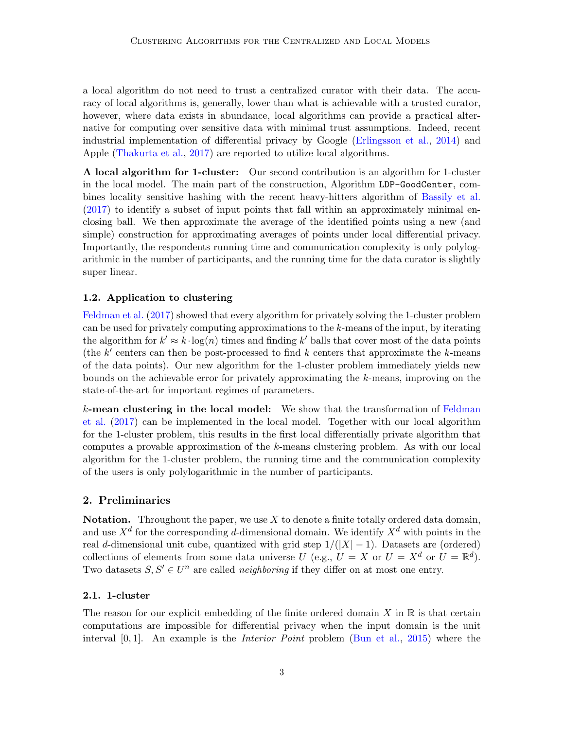a local algorithm do not need to trust a centralized curator with their data. The accuracy of local algorithms is, generally, lower than what is achievable with a trusted curator, however, where data exists in abundance, local algorithms can provide a practical alternative for computing over sensitive data with minimal trust assumptions. Indeed, recent industrial implementation of differential privacy by Google (Erlingsson et al., 2014) and Apple (Thakurta et al., 2017) are reported to utilize local algorithms.

**A local algorithm for 1-cluster:** Our second contribution is an algorithm for 1-cluster in the local model. The main part of the construction, Algorithm `LDP-GoodCenter`, combines locality sensitive hashing with the recent heavy-hitters algorithm of Bassily et al. (2017) to identify a subset of input points that fall within an approximately minimal enclosing ball. We then approximate the average of the identified points using a new (and simple) construction for approximating averages of points under local differential privacy. Importantly, the respondents running time and communication complexity is only polylogarithmic in the number of participants, and the running time for the data curator is slightly super linear.

### 1.2. Application to clustering

Feldman et al. (2017) showed that every algorithm for privately solving the 1-cluster problem can be used for privately computing approximations to the $k$-means of the input, by iterating the algorithm for $k' \approx k \cdot \log(n)$ times and finding $k'$ balls that cover most of the data points (the $k'$ centers can then be post-processed to find $k$ centers that approximate the $k$-means of the data points). Our new algorithm for the 1-cluster problem immediately yields new bounds on the achievable error for privately approximating the $k$-means, improving on the state-of-the-art for important regimes of parameters.

**$k$-mean clustering in the local model:** We show that the transformation of Feldman et al. (2017) can be implemented in the local model. Together with our local algorithm for the 1-cluster problem, this results in the first local differentially private algorithm that computes a provable approximation of the $k$-means clustering problem. As with our local algorithm for the 1-cluster problem, the running time and the communication complexity of the users is only polylogarithmic in the number of participants.

## 2. Preliminaries

**Notation.** Throughout the paper, we use $X$ to denote a finite totally ordered data domain, and use $X^d$ for the corresponding $d$-dimensional domain. We identify $X^d$ with points in the real $d$-dimensional unit cube, quantized with grid step $1/(|X| - 1)$. Datasets are (ordered) collections of elements from some data universe $U$ (e.g., $U = X$ or $U = X^d$ or $U = \mathbb{R}^d$). Two datasets $S, S' \in U^n$ are called *neighboring* if they differ on at most one entry.

### 2.1. 1-cluster

The reason for our explicit embedding of the finite ordered domain $X$ in $\mathbb{R}$ is that certain computations are impossible for differential privacy when the input domain is the unit interval $[0, 1]$. An example is the *Interior Point* problem (Bun et al., 2015) where the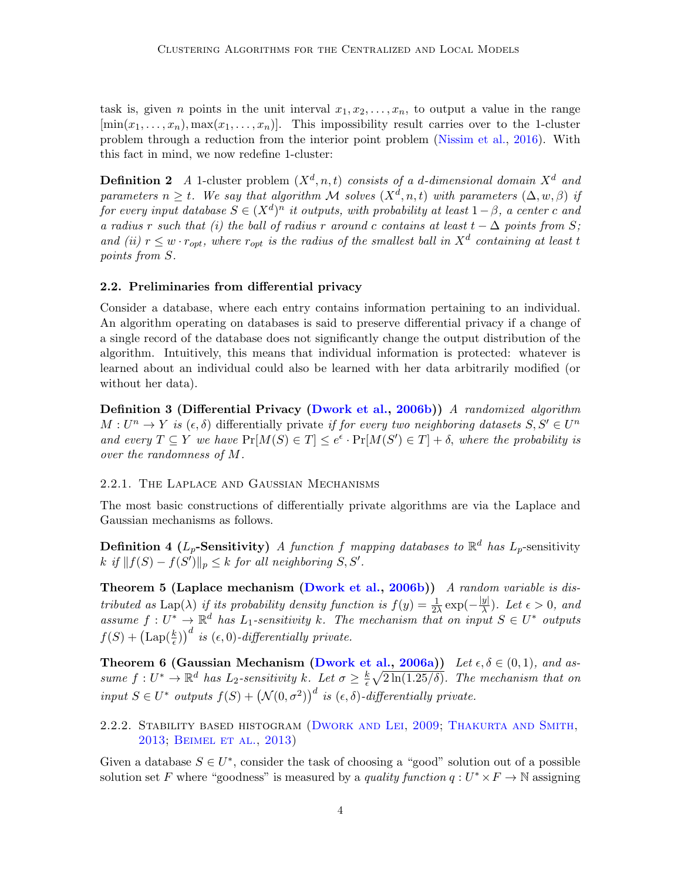task is, given $n$ points in the unit interval $x_1, x_2, \ldots, x_n$, to output a value in the range $[\min(x_1, \ldots, x_n), \max(x_1, \ldots, x_n)]$. This impossibility result carries over to the 1-cluster problem through a reduction from the interior point problem (Nissim et al., 2016). With this fact in mind, we now redefine 1-cluster:

**Definition 2** *A* 1-cluster problem $(X^d, n, t)$ *consists of a $d$-dimensional domain $X^d$ and parameters $n \geq t$. We say that algorithm $\mathcal{M}$ solves $(X^d, n, t)$ with parameters $(\Delta, w, \beta)$ if for every input database $S \in (X^d)^n$ it outputs, with probability at least $1 - \beta$, a center $c$ and a radius $r$ such that (i) the ball of radius $r$ around $c$ contains at least $t - \Delta$ points from $S$; and (ii) $r \leq w \cdot r_{opt}$, where $r_{opt}$ is the radius of the smallest ball in $X^d$ containing at least $t$ points from $S$.*

### 2.2. Preliminaries from differential privacy

Consider a database, where each entry contains information pertaining to an individual. An algorithm operating on databases is said to preserve differential privacy if a change of a single record of the database does not significantly change the output distribution of the algorithm. Intuitively, this means that individual information is protected: whatever is learned about an individual could also be learned with her data arbitrarily modified (or without her data).

**Definition 3 (Differential Privacy (Dwork et al., 2006b))** *A randomized algorithm $M : U^n \to Y$ is $(\epsilon, \delta)$* differentially private *if for every two neighboring datasets $S, S' \in U^n$ and every $T \subseteq Y$ we have $\Pr[M(S) \in T] \leq e^\epsilon \cdot \Pr[M(S') \in T] + \delta$, where the probability is over the randomness of $M$.*

#### 2.2.1. The Laplace and Gaussian Mechanisms

The most basic constructions of differentially private algorithms are via the Laplace and Gaussian mechanisms as follows.

**Definition 4 ($L_p$-Sensitivity)** *A function $f$ mapping databases to $\mathbb{R}^d$ has $L_p$-*sensitivity *$k$ if $\|f(S) - f(S')\|_p \leq k$ for all neighboring $S, S'$.*

**Theorem 5 (Laplace mechanism (Dwork et al., 2006b))** *A random variable is distributed as $\text{Lap}(\lambda)$ if its probability density function is $f(y) = \frac{1}{2\lambda} \exp(-\frac{|y|}{\lambda})$. Let $\epsilon > 0$, and assume $f : U^* \to \mathbb{R}^d$ has $L_1$-sensitivity $k$. The mechanism that on input $S \in U^*$ outputs $f(S) + \left(\text{Lap}(\frac{k}{\epsilon})\right)^d$ is $(\epsilon, 0)$-differentially private.*

**Theorem 6 (Gaussian Mechanism (Dwork et al., 2006a))** *Let $\epsilon, \delta \in (0, 1)$, and assume $f : U^* \to \mathbb{R}^d$ has $L_2$-sensitivity $k$. Let $\sigma \geq \frac{k}{\epsilon}\sqrt{2\ln(1.25/\delta)}$. The mechanism that on input $S \in U^*$ outputs $f(S) + \left(\mathcal{N}(0, \sigma^2)\right)^d$ is $(\epsilon, \delta)$-differentially private.*

#### 2.2.2. Stability based histogram (Dwork and Lei, 2009; Thakurta and Smith, 2013; Beimel et al., 2013)

Given a database $S \in U^*$, consider the task of choosing a "good" solution out of a possible solution set $F$ where "goodness" is measured by a *quality function* $q : U^* \times F \to \mathbb{N}$ assigning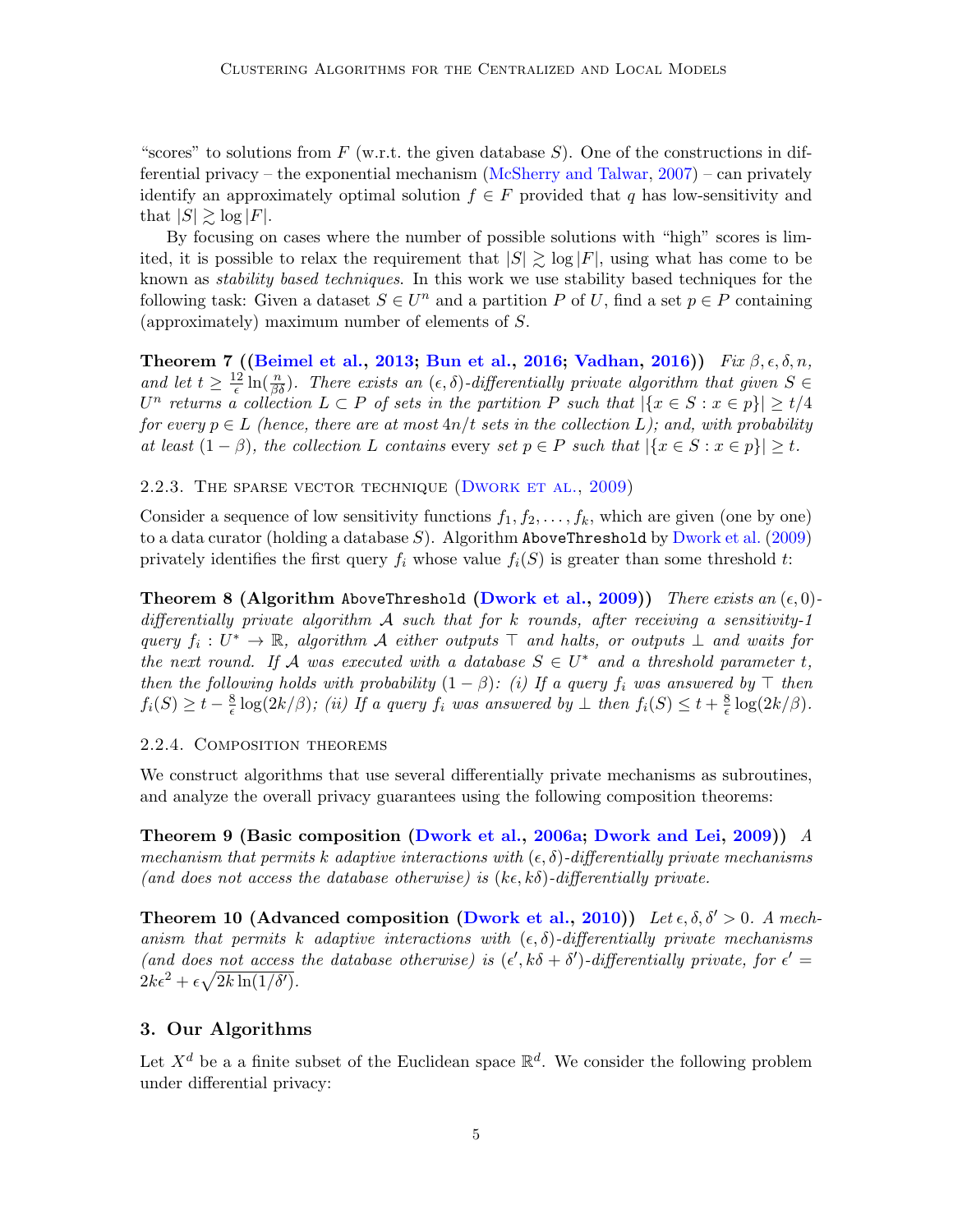"scores" to solutions from $F$ (w.r.t. the given database $S$). One of the constructions in differential privacy – the exponential mechanism (McSherry and Talwar, 2007) – can privately identify an approximately optimal solution $f \in F$ provided that $q$ has low-sensitivity and that $|S| \gtrsim \log |F|$.

By focusing on cases where the number of possible solutions with "high" scores is limited, it is possible to relax the requirement that $|S| \gtrsim \log |F|$, using what has come to be known as *stability based techniques*. In this work we use stability based techniques for the following task: Given a dataset $S \in U^n$ and a partition $P$ of $U$, find a set $p \in P$ containing (approximately) maximum number of elements of $S$.

**Theorem 7 ((Beimel et al., 2013; Bun et al., 2016; Vadhan, 2016))** *Fix $\beta, \epsilon, \delta, n$, and let $t \geq \frac{12}{\epsilon}\ln(\frac{n}{\beta\delta})$. There exists an $(\epsilon, \delta)$-differentially private algorithm that given $S \in U^n$ returns a collection $L \subset P$ of sets in the partition $P$ such that $|\{x \in S : x \in p\}| \geq t/4$ for every $p \in L$ (hence, there are at most $4n/t$ sets in the collection $L$); and, with probability at least $(1 - \beta)$, the collection $L$ contains* every *set $p \in P$ such that $|\{x \in S : x \in p\}| \geq t$.*

### 2.2.3. The sparse vector technique (Dwork et al., 2009)

Consider a sequence of low sensitivity functions $f_1, f_2, \ldots, f_k$, which are given (one by one) to a data curator (holding a database $S$). Algorithm `AboveThreshold` by Dwork et al. (2009) privately identifies the first query $f_i$ whose value $f_i(S)$ is greater than some threshold $t$:

**Theorem 8 (Algorithm `AboveThreshold` (Dwork et al., 2009))** *There exists an $(\epsilon, 0)$-differentially private algorithm $\mathcal{A}$ such that for $k$ rounds, after receiving a sensitivity-1 query $f_i : U^* \to \mathbb{R}$, algorithm $\mathcal{A}$ either outputs $\top$ and halts, or outputs $\bot$ and waits for the next round. If $\mathcal{A}$ was executed with a database $S \in U^*$ and a threshold parameter $t$, then the following holds with probability $(1 - \beta)$: (i) If a query $f_i$ was answered by $\top$ then $f_i(S) \geq t - \frac{8}{\epsilon}\log(2k/\beta)$; (ii) If a query $f_i$ was answered by $\bot$ then $f_i(S) \leq t + \frac{8}{\epsilon}\log(2k/\beta)$.*

### 2.2.4. Composition theorems

We construct algorithms that use several differentially private mechanisms as subroutines, and analyze the overall privacy guarantees using the following composition theorems:

**Theorem 9 (Basic composition (Dwork et al., 2006a; Dwork and Lei, 2009))** *A mechanism that permits $k$ adaptive interactions with $(\epsilon, \delta)$-differentially private mechanisms (and does not access the database otherwise) is $(k\epsilon, k\delta)$-differentially private.*

**Theorem 10 (Advanced composition (Dwork et al., 2010))** *Let $\epsilon, \delta, \delta' > 0$. A mechanism that permits $k$ adaptive interactions with $(\epsilon, \delta)$-differentially private mechanisms (and does not access the database otherwise) is $(\epsilon', k\delta + \delta')$-differentially private, for $\epsilon' = 2k\epsilon^2 + \epsilon\sqrt{2k\ln(1/\delta')}$.*

## 3. Our Algorithms

Let $X^d$ be a a finite subset of the Euclidean space $\mathbb{R}^d$. We consider the following problem under differential privacy: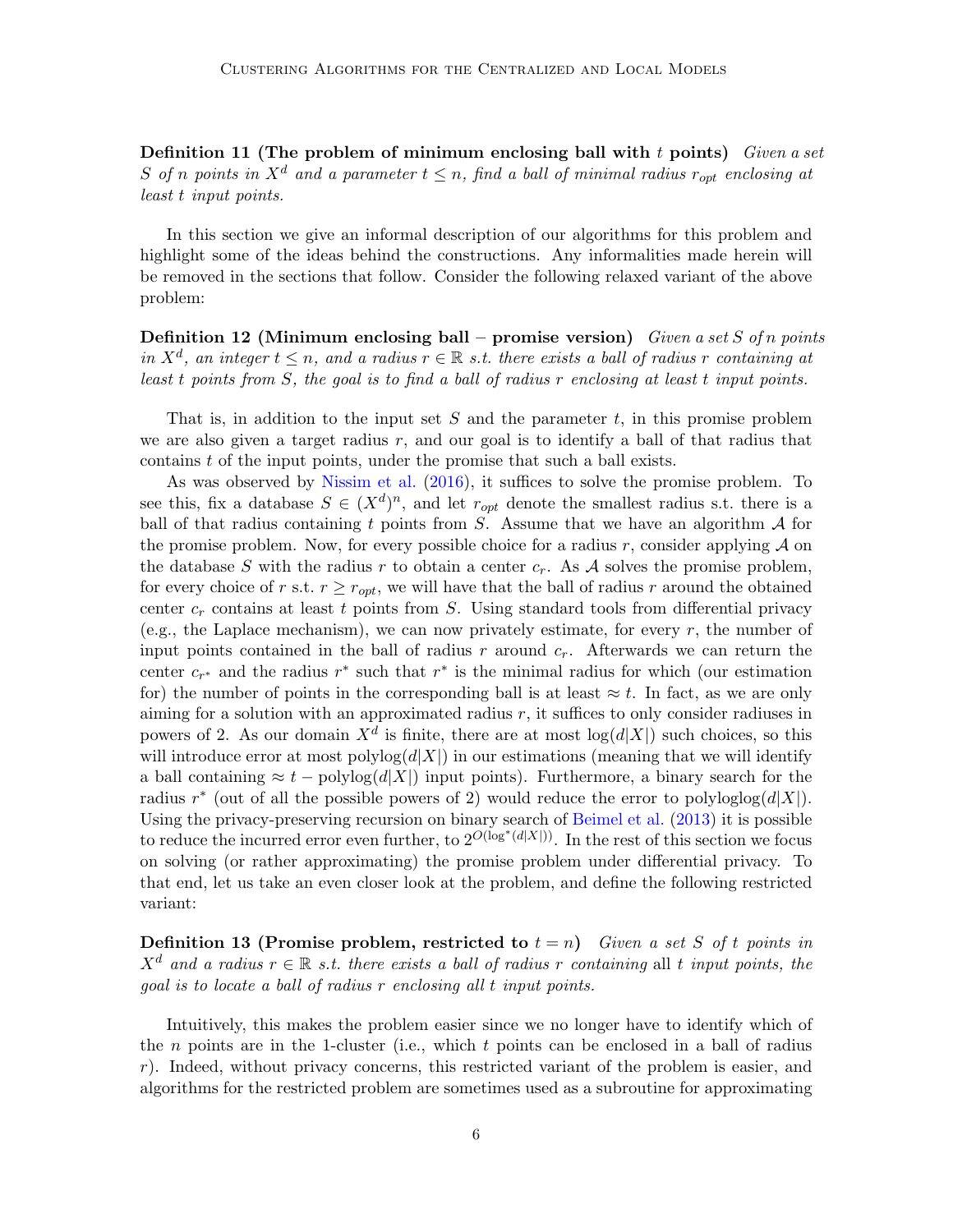**Definition 11 (The problem of minimum enclosing ball with $t$ points)** *Given a set $S$ of $n$ points in $X^d$ and a parameter $t \leq n$, find a ball of minimal radius $r_{opt}$ enclosing at least $t$ input points.*

In this section we give an informal description of our algorithms for this problem and highlight some of the ideas behind the constructions. Any informalities made herein will be removed in the sections that follow. Consider the following relaxed variant of the above problem:

**Definition 12 (Minimum enclosing ball – promise version)** *Given a set $S$ of $n$ points in $X^d$, an integer $t \leq n$, and a radius $r \in \mathbb{R}$ s.t. there exists a ball of radius $r$ containing at least $t$ points from $S$, the goal is to find a ball of radius $r$ enclosing at least $t$ input points.*

That is, in addition to the input set $S$ and the parameter $t$, in this promise problem we are also given a target radius $r$, and our goal is to identify a ball of that radius that contains $t$ of the input points, under the promise that such a ball exists.

As was observed by Nissim et al. (2016), it suffices to solve the promise problem. To see this, fix a database $S \in (X^d)^n$, and let $r_{opt}$ denote the smallest radius s.t. there is a ball of that radius containing $t$ points from $S$. Assume that we have an algorithm $\mathcal{A}$ for the promise problem. Now, for every possible choice for a radius $r$, consider applying $\mathcal{A}$ on the database $S$ with the radius $r$ to obtain a center $c_r$. As $\mathcal{A}$ solves the promise problem, for every choice of $r$ s.t. $r \geq r_{opt}$, we will have that the ball of radius $r$ around the obtained center $c_r$ contains at least $t$ points from $S$. Using standard tools from differential privacy (e.g., the Laplace mechanism), we can now privately estimate, for every $r$, the number of input points contained in the ball of radius $r$ around $c_r$. Afterwards we can return the center $c_{r^*}$ and the radius $r^*$ such that $r^*$ is the minimal radius for which (our estimation for) the number of points in the corresponding ball is at least $\approx t$. In fact, as we are only aiming for a solution with an approximated radius $r$, it suffices to only consider radiuses in powers of 2. As our domain $X^d$ is finite, there are at most $\log(d|X|)$ such choices, so this will introduce error at most $\mathrm{polylog}(d|X|)$ in our estimations (meaning that we will identify a ball containing $\approx t - \mathrm{polylog}(d|X|)$ input points). Furthermore, a binary search for the radius $r^*$ (out of all the possible powers of 2) would reduce the error to $\mathrm{polyloglog}(d|X|)$. Using the privacy-preserving recursion on binary search of Beimel et al. (2013) it is possible to reduce the incurred error even further, to $2^{O(\log^*(d|X|))}$. In the rest of this section we focus on solving (or rather approximating) the promise problem under differential privacy. To that end, let us take an even closer look at the problem, and define the following restricted variant:

**Definition 13 (Promise problem, restricted to $t = n$)** *Given a set $S$ of $t$ points in $X^d$ and a radius $r \in \mathbb{R}$ s.t. there exists a ball of radius $r$ containing $t$ input points, the goal is to locate a ball of radius $r$ enclosing* all *$t$ input points.*

Intuitively, this makes the problem easier since we no longer have to identify which of the $n$ points are in the 1-cluster (i.e., which $t$ points can be enclosed in a ball of radius $r$). Indeed, without privacy concerns, this restricted variant of the problem is easier, and algorithms for the restricted problem are sometimes used as a subroutine for approximating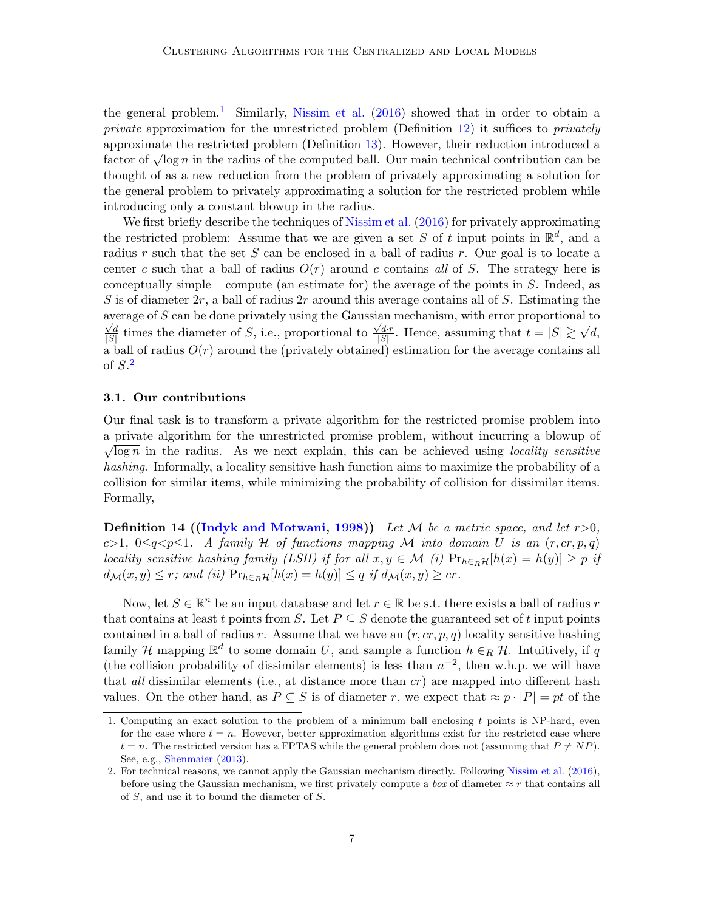the general problem.[1] Similarly, Nissim et al. (2016) showed that in order to obtain a *private* approximation for the unrestricted problem (Definition 12) it suffices to *privately* approximate the restricted problem (Definition 13). However, their reduction introduced a factor of $\sqrt{\log n}$ in the radius of the computed ball. Our main technical contribution can be thought of as a new reduction from the problem of privately approximating a solution for the general problem to privately approximating a solution for the restricted problem while introducing only a constant blowup in the radius.

We first briefly describe the techniques of Nissim et al. (2016) for privately approximating the restricted problem: Assume that we are given a set $S$ of $t$ input points in $\mathbb{R}^d$, and a radius $r$ such that the set $S$ can be enclosed in a ball of radius $r$. Our goal is to locate a center $c$ such that a ball of radius $O(r)$ around $c$ contains *all* of $S$. The strategy here is conceptually simple – compute (an estimate for) the average of the points in $S$. Indeed, as $S$ is of diameter $2r$, a ball of radius $2r$ around this average contains all of $S$. Estimating the average of $S$ can be done privately using the Gaussian mechanism, with error proportional to $\frac{\sqrt{d}}{|S|}$ times the diameter of $S$, i.e., proportional to $\frac{\sqrt{d}\cdot r}{|S|}$. Hence, assuming that $t = |S| \gtrsim \sqrt{d}$, a ball of radius $O(r)$ around the (privately obtained) estimation for the average contains all of $S$.[2]

### 3.1. Our contributions

Our final task is to transform a private algorithm for the restricted promise problem into a private algorithm for the unrestricted promise problem, without incurring a blowup of $\sqrt{\log n}$ in the radius. As we next explain, this can be achieved using *locality sensitive hashing*. Informally, a locality sensitive hash function aims to maximize the probability of a collision for similar items, while minimizing the probability of collision for dissimilar items. Formally,

**Definition 14 ((Indyk and Motwani, 1998))** *Let $\mathcal{M}$ be a metric space, and let $r{>}0$, $c{>}1$, $0{\leq}q{<}p{\leq}1$. A family $\mathcal{H}$ of functions mapping $\mathcal{M}$ into domain $U$ is an $(r, cr, p, q)$ locality sensitive hashing family (LSH) if for all $x, y \in \mathcal{M}$ (i) $\Pr_{h \in_R \mathcal{H}}[h(x) = h(y)] \geq p$ if $d_{\mathcal{M}}(x, y) \leq r$; and (ii) $\Pr_{h \in_R \mathcal{H}}[h(x) = h(y)] \leq q$ if $d_{\mathcal{M}}(x, y) \geq cr$.*

Now, let $S \in \mathbb{R}^n$ be an input database and let $r \in \mathbb{R}$ be s.t. there exists a ball of radius $r$ that contains at least $t$ points from $S$. Let $P \subseteq S$ denote the guaranteed set of $t$ input points contained in a ball of radius $r$. Assume that we have an $(r, cr, p, q)$ locality sensitive hashing family $\mathcal{H}$ mapping $\mathbb{R}^d$ to some domain $U$, and sample a function $h \in_R \mathcal{H}$. Intuitively, if $q$ (the collision probability of dissimilar elements) is less than $n^{-2}$, then w.h.p. we will have that *all* dissimilar elements (i.e., at distance more than $cr$) are mapped into different hash values. On the other hand, as $P \subseteq S$ is of diameter $r$, we expect that $\approx p \cdot |P| = pt$ of the

---

1. Computing an exact solution to the problem of a minimum ball enclosing $t$ points is NP-hard, even for the case where $t = n$. However, better approximation algorithms exist for the restricted case where $t = n$. The restricted version has a FPTAS while the general problem does not (assuming that $P \neq NP$). See, e.g., Shenmaier (2013).

2. For technical reasons, we cannot apply the Gaussian mechanism directly. Following Nissim et al. (2016), before using the Gaussian mechanism, we first privately compute a *box* of diameter $\approx r$ that contains all of $S$, and use it to bound the diameter of $S$.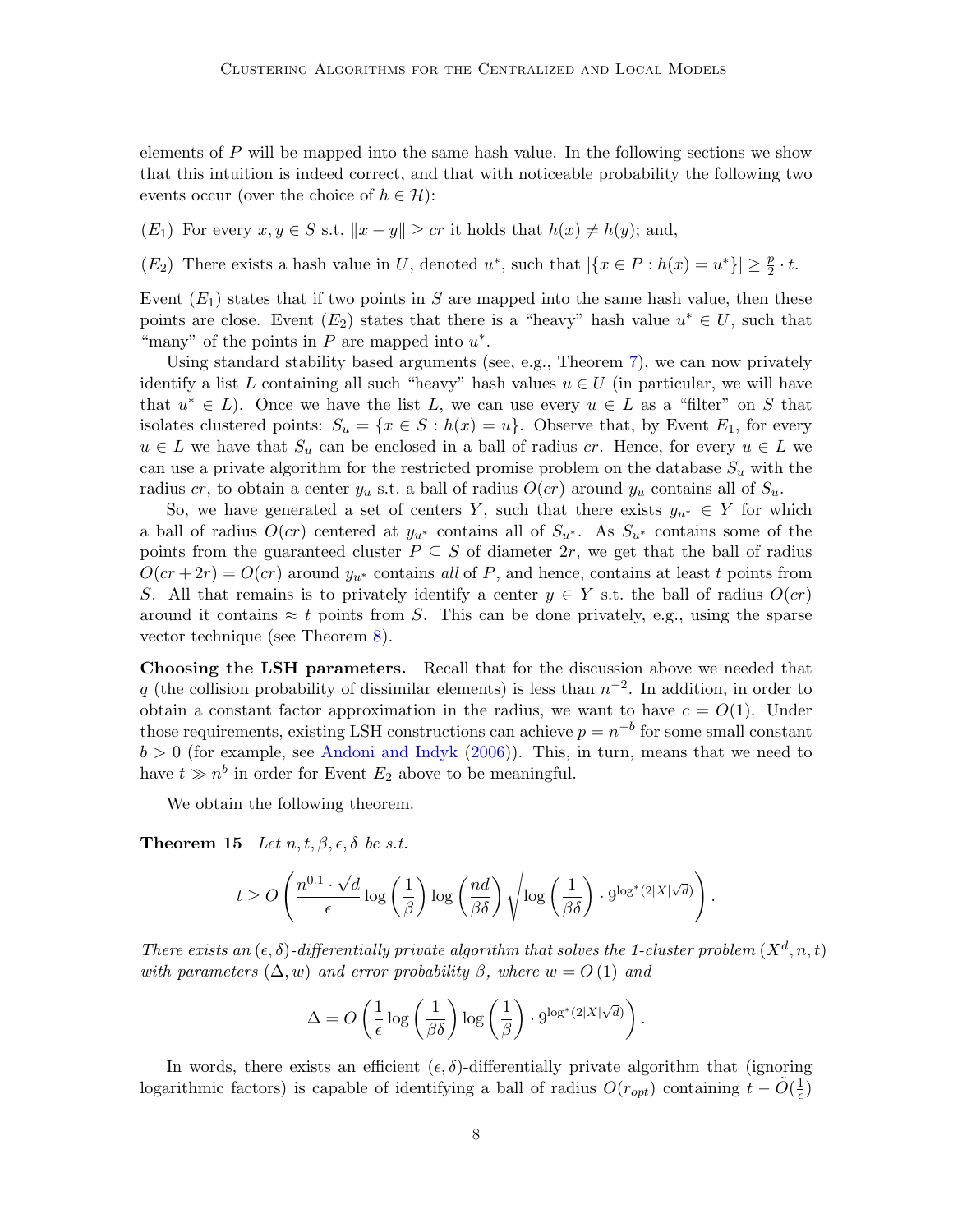elements of $P$ will be mapped into the same hash value. In the following sections we show that this intuition is indeed correct, and that with noticeable probability the following two events occur (over the choice of $h \in \mathcal{H}$):

($E_1$) For every $x, y \in S$ s.t. $\|x - y\| \geq cr$ it holds that $h(x) \neq h(y)$; and,

($E_2$) There exists a hash value in $U$, denoted $u^*$, such that $|\{x \in P : h(x) = u^*\}| \geq \frac{p}{2} \cdot t$.

Event ($E_1$) states that if two points in $S$ are mapped into the same hash value, then these points are close. Event ($E_2$) states that there is a "heavy" hash value $u^* \in U$, such that "many" of the points in $P$ are mapped into $u^*$.

Using standard stability based arguments (see, e.g., Theorem 7), we can now privately identify a list $L$ containing all such "heavy" hash values $u \in U$ (in particular, we will have that $u^* \in L$). Once we have the list $L$, we can use every $u \in L$ as a "filter" on $S$ that isolates clustered points: $S_u = \{x \in S : h(x) = u\}$. Observe that, by Event $E_1$, for every $u \in L$ we have that $S_u$ can be enclosed in a ball of radius $cr$. Hence, for every $u \in L$ we can use a private algorithm for the restricted promise problem on the database $S_u$ with the radius $cr$, to obtain a center $y_u$ s.t. a ball of radius $O(cr)$ around $y_u$ contains all of $S_u$.

So, we have generated a set of centers $Y$, such that there exists $y_{u^*} \in Y$ for which a ball of radius $O(cr)$ centered at $y_{u^*}$ contains all of $S_{u^*}$. As $S_{u^*}$ contains some of the points from the guaranteed cluster $P \subseteq S$ of diameter $2r$, we get that the ball of radius $O(cr + 2r) = O(cr)$ around $y_{u^*}$ contains *all* of $P$, and hence, contains at least $t$ points from $S$. All that remains is to privately identify a center $y \in Y$ s.t. the ball of radius $O(cr)$ around it contains $\approx t$ points from $S$. This can be done privately, e.g., using the sparse vector technique (see Theorem 8).

**Choosing the LSH parameters.** Recall that for the discussion above we needed that $q$ (the collision probability of dissimilar elements) is less than $n^{-2}$. In addition, in order to obtain a constant factor approximation in the radius, we want to have $c = O(1)$. Under those requirements, existing LSH constructions can achieve $p = n^{-b}$ for some small constant $b > 0$ (for example, see Andoni and Indyk (2006)). This, in turn, means that we need to have $t \gg n^b$ in order for Event $E_2$ above to be meaningful.

We obtain the following theorem.

**Theorem 15** *Let $n, t, \beta, \epsilon, \delta$ be s.t.*

$$t \geq O\left(\frac{n^{0.1} \cdot \sqrt{d}}{\epsilon} \log\left(\frac{1}{\beta}\right) \log\left(\frac{nd}{\beta\delta}\right) \sqrt{\log\left(\frac{1}{\beta\delta}\right)} \cdot 9^{\log^*(2|X|\sqrt{d})}\right).$$

*There exists an $(\epsilon, \delta)$-differentially private algorithm that solves the 1-cluster problem $(X^d, n, t)$ with parameters $(\Delta, w)$ and error probability $\beta$, where $w = O(1)$ and*

$$\Delta = O\left(\frac{1}{\epsilon} \log\left(\frac{1}{\beta\delta}\right) \log\left(\frac{1}{\beta}\right) \cdot 9^{\log^*(2|X|\sqrt{d})}\right).$$

In words, there exists an efficient $(\epsilon, \delta)$-differentially private algorithm that (ignoring logarithmic factors) is capable of identifying a ball of radius $O(r_{opt})$ containing $t - \tilde{O}(\frac{1}{\epsilon})$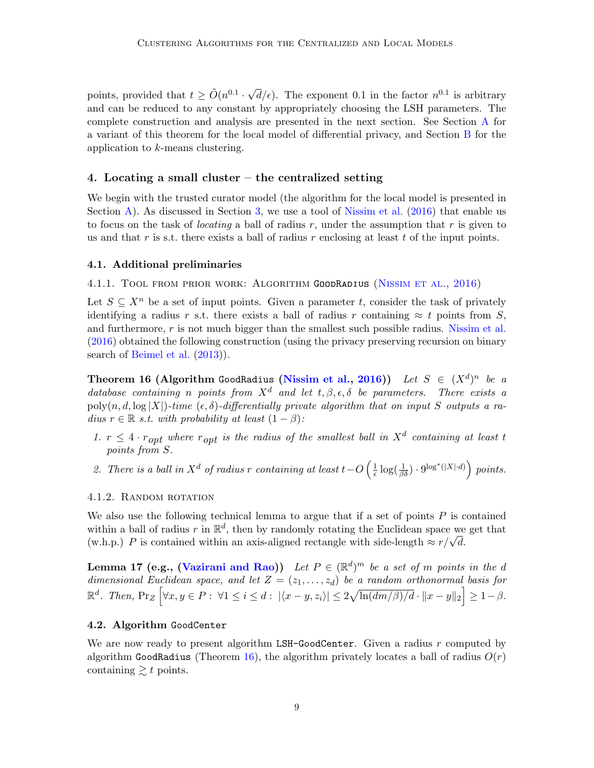points, provided that $t \geq \tilde{O}(n^{0.1} \cdot \sqrt{d}/\epsilon)$. The exponent 0.1 in the factor $n^{0.1}$ is arbitrary and can be reduced to any constant by appropriately choosing the LSH parameters. The complete construction and analysis are presented in the next section. See Section A for a variant of this theorem for the local model of differential privacy, and Section B for the application to $k$-means clustering.

## 4. Locating a small cluster – the centralized setting

We begin with the trusted curator model (the algorithm for the local model is presented in Section A). As discussed in Section 3, we use a tool of Nissim et al. (2016) that enable us to focus on the task of *locating* a ball of radius $r$, under the assumption that $r$ is given to us and that $r$ is s.t. there exists a ball of radius $r$ enclosing at least $t$ of the input points.

### 4.1. Additional preliminaries

#### 4.1.1. Tool from prior work: Algorithm GoodRadius (Nissim et al., 2016)

Let $S \subseteq X^n$ be a set of input points. Given a parameter $t$, consider the task of privately identifying a radius $r$ s.t. there exists a ball of radius $r$ containing $\approx t$ points from $S$, and furthermore, $r$ is not much bigger than the smallest such possible radius. Nissim et al. (2016) obtained the following construction (using the privacy preserving recursion on binary search of Beimel et al. (2013)).

**Theorem 16 (Algorithm `GoodRadius` (Nissim et al., 2016))** *Let $S \in (X^d)^n$ be a database containing $n$ points from $X^d$ and let $t, \beta, \epsilon, \delta$ be parameters. There exists a $\text{poly}(n, d, \log|X|)$-time $(\epsilon, \delta)$-differentially private algorithm that on input $S$ outputs a radius $r \in \mathbb{R}$ s.t. with probability at least $(1 - \beta)$:*

1. *$r \leq 4 \cdot r_{opt}$ where $r_{opt}$ is the radius of the smallest ball in $X^d$ containing at least $t$ points from $S$.*
2. *There is a ball in $X^d$ of radius $r$ containing at least $t - O\left(\frac{1}{\epsilon}\log(\frac{1}{\beta\delta}) \cdot 9^{\log^*(|X| \cdot d)}\right)$ points.*

#### 4.1.2. Random rotation

We also use the following technical lemma to argue that if a set of points $P$ is contained within a ball of radius $r$ in $\mathbb{R}^d$, then by randomly rotating the Euclidean space we get that (w.h.p.) $P$ is contained within an axis-aligned rectangle with side-length $\approx r/\sqrt{d}$.

**Lemma 17 (e.g., (Vazirani and Rao))** *Let $P \in (\mathbb{R}^d)^m$ be a set of $m$ points in the $d$ dimensional Euclidean space, and let $Z = (z_1, \ldots, z_d)$ be a random orthonormal basis for $\mathbb{R}^d$. Then, $\Pr_Z\left[\forall x, y \in P : \ \forall 1 \leq i \leq d : \ |\langle x - y, z_i \rangle| \leq 2\sqrt{\ln(dm/\beta)/d} \cdot \|x - y\|_2\right] \geq 1 - \beta$.*

### 4.2. Algorithm `GoodCenter`

We are now ready to present algorithm `LSH-GoodCenter`. Given a radius $r$ computed by algorithm `GoodRadius` (Theorem 16), the algorithm privately locates a ball of radius $O(r)$ containing $\gtrsim t$ points.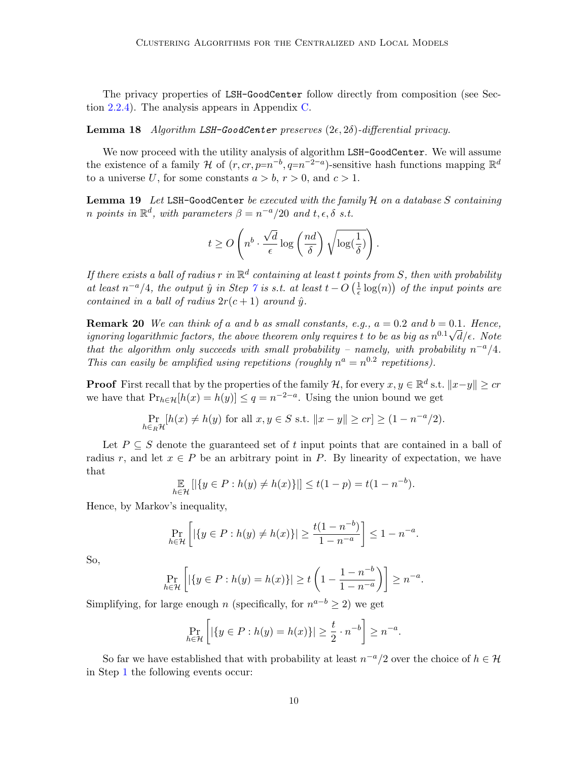The privacy properties of `LSH-GoodCenter` follow directly from composition (see Section 2.2.4). The analysis appears in Appendix C.

**Lemma 18** *Algorithm `LSH-GoodCenter` preserves $(2\epsilon, 2\delta)$-differential privacy.*

We now proceed with the utility analysis of algorithm `LSH-GoodCenter`. We will assume the existence of a family $\mathcal{H}$ of $(r, cr, p{=}n^{-b}, q{=}n^{-2-a})$-sensitive hash functions mapping $\mathbb{R}^d$ to a universe $U$, for some constants $a > b$, $r > 0$, and $c > 1$.

**Lemma 19** *Let `LSH-GoodCenter` be executed with the family $\mathcal{H}$ on a database $S$ containing $n$ points in $\mathbb{R}^d$, with parameters $\beta = n^{-a}/20$ and $t, \epsilon, \delta$ s.t.*

$$t \geq O\left(n^b \cdot \frac{\sqrt{d}}{\epsilon} \log\left(\frac{nd}{\delta}\right) \sqrt{\log(\frac{1}{\delta})}\right).$$

*If there exists a ball of radius $r$ in $\mathbb{R}^d$ containing at least $t$ points from $S$, then with probability at least $n^{-a}/4$, the output $\hat{y}$ in Step 7 is s.t. at least $t - O\left(\frac{1}{\epsilon}\log(n)\right)$ of the input points are contained in a ball of radius $2r(c+1)$ around $\hat{y}$.*

**Remark 20** *We can think of $a$ and $b$ as small constants, e.g., $a = 0.2$ and $b = 0.1$. Hence, ignoring logarithmic factors, the above theorem only requires $t$ to be as big as $n^{0.1}\sqrt{d}/\epsilon$. Note that the algorithm only succeeds with small probability – namely, with probability $n^{-a}/4$. This can easily be amplified using repetitions (roughly $n^a = n^{0.2}$ repetitions).*

**Proof** First recall that by the properties of the family $\mathcal{H}$, for every $x, y \in \mathbb{R}^d$ s.t. $\|x - y\| \geq cr$ we have that $\Pr_{h\in\mathcal{H}}[h(x) = h(y)] \leq q = n^{-2-a}$. Using the union bound we get

$$\Pr_{h \in_R \mathcal{H}}[h(x) \neq h(y) \text{ for all } x, y \in S \text{ s.t. } \|x - y\| \geq cr] \geq (1 - n^{-a}/2).$$

Let $P \subseteq S$ denote the guaranteed set of $t$ input points that are contained in a ball of radius $r$, and let $x \in P$ be an arbitrary point in $P$. By linearity of expectation, we have that

$$\mathop{\mathbb{E}}_{h\in\mathcal{H}}\left[|\{y \in P : h(y) \neq h(x)\}|\right] \leq t(1-p) = t(1 - n^{-b}).$$

Hence, by Markov's inequality,

$$\Pr_{h\in\mathcal{H}}\left[|\{y \in P : h(y) \neq h(x)\}| \geq \frac{t(1-n^{-b})}{1-n^{-a}}\right] \leq 1 - n^{-a}.$$

So,

$$\Pr_{h\in\mathcal{H}}\left[|\{y \in P : h(y) = h(x)\}| \geq t\left(1 - \frac{1-n^{-b}}{1-n^{-a}}\right)\right] \geq n^{-a}.$$

Simplifying, for large enough $n$ (specifically, for $n^{a-b} \geq 2$) we get

$$\Pr_{h\in\mathcal{H}}\left[|\{y \in P : h(y) = h(x)\}| \geq \frac{t}{2} \cdot n^{-b}\right] \geq n^{-a}.$$

So far we have established that with probability at least $n^{-a}/2$ over the choice of $h \in \mathcal{H}$ in Step 1 the following events occur: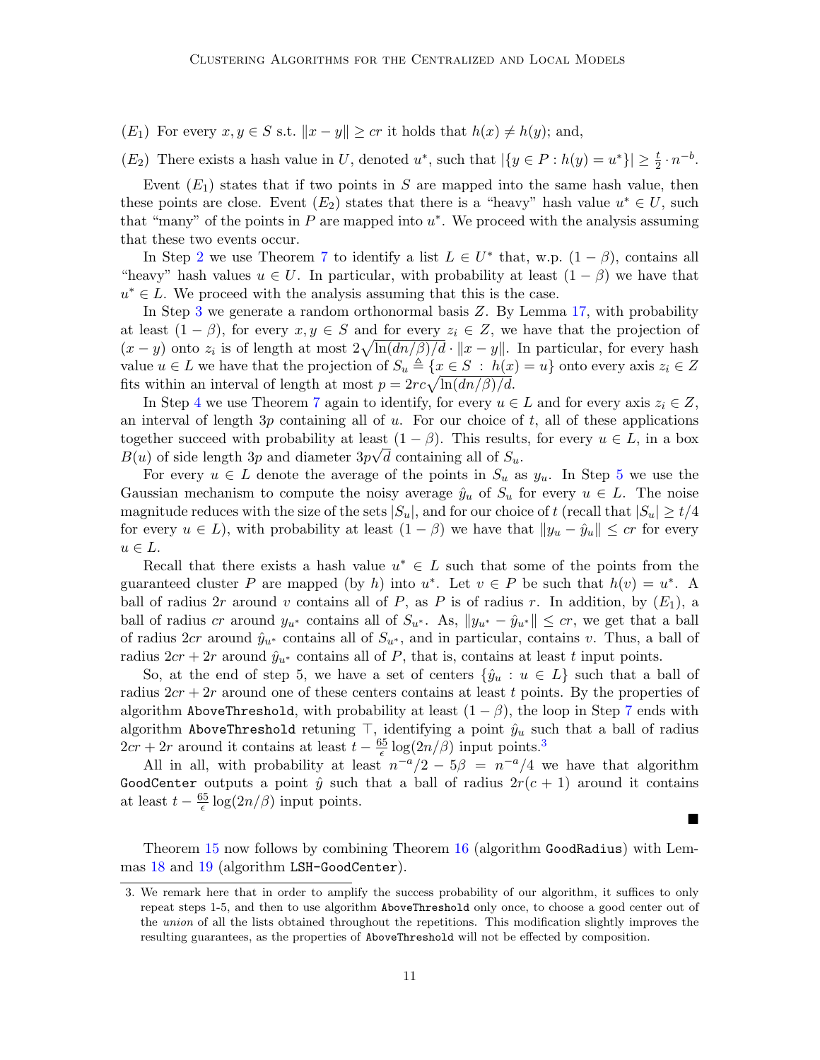($E_1$) For every $x, y \in S$ s.t. $\|x - y\| \geq cr$ it holds that $h(x) \neq h(y)$; and,

($E_2$) There exists a hash value in $U$, denoted $u^*$, such that $|\{y \in P : h(y) = u^*\}| \geq \frac{t}{2} \cdot n^{-b}$.

Event ($E_1$) states that if two points in $S$ are mapped into the same hash value, then these points are close. Event ($E_2$) states that there is a "heavy" hash value $u^* \in U$, such that "many" of the points in $P$ are mapped into $u^*$. We proceed with the analysis assuming that these two events occur.

In Step 2 we use Theorem 7 to identify a list $L \in U^*$ that, w.p. $(1 - \beta)$, contains all "heavy" hash values $u \in U$. In particular, with probability at least $(1 - \beta)$ we have that $u^* \in L$. We proceed with the analysis assuming that this is the case.

In Step 3 we generate a random orthonormal basis $Z$. By Lemma 17, with probability at least $(1 - \beta)$, for every $x, y \in S$ and for every $z_i \in Z$, we have that the projection of $(x - y)$ onto $z_i$ is of length at most $2\sqrt{\ln(dn/\beta)/d} \cdot \|x - y\|$. In particular, for every hash value $u \in L$ we have that the projection of $S_u \triangleq \{x \in S \;:\; h(x) = u\}$ onto every axis $z_i \in Z$ fits within an interval of length at most $p = 2rc\sqrt{\ln(dn/\beta)/d}$.

In Step 4 we use Theorem 7 again to identify, for every $u \in L$ and for every axis $z_i \in Z$, an interval of length $3p$ containing all of $u$. For our choice of $t$, all of these applications together succeed with probability at least $(1 - \beta)$. This results, for every $u \in L$, in a box $B(u)$ of side length $3p$ and diameter $3p\sqrt{d}$ containing all of $S_u$.

For every $u \in L$ denote the average of the points in $S_u$ as $y_u$. In Step 5 we use the Gaussian mechanism to compute the noisy average $\hat{y}_u$ of $S_u$ for every $u \in L$. The noise magnitude reduces with the size of the sets $|S_u|$, and for our choice of $t$ (recall that $|S_u| \geq t/4$ for every $u \in L$), with probability at least $(1 - \beta)$ we have that $\|y_u - \hat{y}_u\| \leq cr$ for every $u \in L$.

Recall that there exists a hash value $u^* \in L$ such that some of the points from the guaranteed cluster $P$ are mapped (by $h$) into $u^*$. Let $v \in P$ be such that $h(v) = u^*$. A ball of radius $2r$ around $v$ contains all of $P$, as $P$ is of radius $r$. In addition, by ($E_1$), a ball of radius $cr$ around $y_{u^*}$ contains all of $S_{u^*}$. As, $\|y_{u^*} - \hat{y}_{u^*}\| \leq cr$, we get that a ball of radius $2cr$ around $\hat{y}_{u^*}$ contains all of $S_{u^*}$, and in particular, contains $v$. Thus, a ball of radius $2cr + 2r$ around $\hat{y}_{u^*}$ contains all of $P$, that is, contains at least $t$ input points.

So, at the end of step 5, we have a set of centers $\{\hat{y}_u : u \in L\}$ such that a ball of radius $2cr + 2r$ around one of these centers contains at least $t$ points. By the properties of algorithm `AboveThreshold`, with probability at least $(1 - \beta)$, the loop in Step 7 ends with algorithm `AboveThreshold` retuning $\top$, identifying a point $\hat{y}_u$ such that a ball of radius $2cr + 2r$ around it contains at least $t - \frac{65}{\epsilon}\log(2n/\beta)$ input points.[3]

All in all, with probability at least $n^{-a}/2 - 5\beta = n^{-a}/4$ we have that algorithm `GoodCenter` outputs a point $\hat{y}$ such that a ball of radius $2r(c + 1)$ around it contains at least $t - \frac{65}{\epsilon}\log(2n/\beta)$ input points. ∎

Theorem 15 now follows by combining Theorem 16 (algorithm `GoodRadius`) with Lemmas 18 and 19 (algorithm `LSH-GoodCenter`).

3. We remark here that in order to amplify the success probability of our algorithm, it suffices to only repeat steps 1-5, and then to use algorithm `AboveThreshold` only once, to choose a good center out of the *union* of all the lists obtained throughout the repetitions. This modification slightly improves the resulting guarantees, as the properties of `AboveThreshold` will not be effected by composition.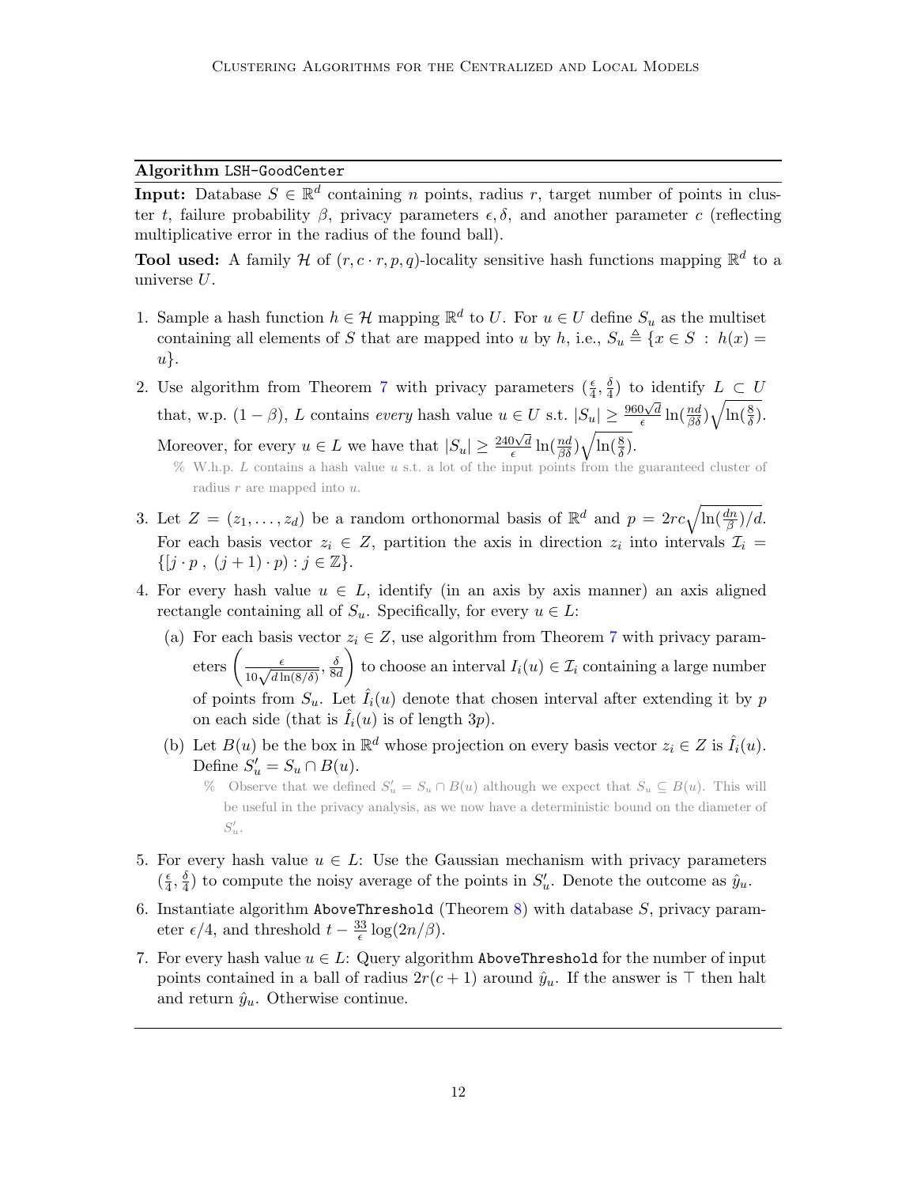**Algorithm** `LSH-GoodCenter`

**Input:** Database $S \in \mathbb{R}^d$ containing $n$ points, radius $r$, target number of points in cluster $t$, failure probability $\beta$, privacy parameters $\epsilon, \delta$, and another parameter $c$ (reflecting multiplicative error in the radius of the found ball).

**Tool used:** A family $\mathcal{H}$ of $(r, c \cdot r, p, q)$-locality sensitive hash functions mapping $\mathbb{R}^d$ to a universe $U$.

1. Sample a hash function $h \in \mathcal{H}$ mapping $\mathbb{R}^d$ to $U$. For $u \in U$ define $S_u$ as the multiset containing all elements of $S$ that are mapped into $u$ by $h$, i.e., $S_u \triangleq \{x \in S \,:\, h(x) = u\}$.
2. Use algorithm from Theorem 7 with privacy parameters $(\frac{\epsilon}{4}, \frac{\delta}{4})$ to identify $L \subset U$ that, w.p. $(1-\beta)$, $L$ contains *every* hash value $u \in U$ s.t. $|S_u| \geq \frac{960\sqrt{d}}{\epsilon}\ln(\frac{nd}{\beta\delta})\sqrt{\ln(\frac{8}{\delta})}$. Moreover, for every $u \in L$ we have that $|S_u| \geq \frac{240\sqrt{d}}{\epsilon}\ln(\frac{nd}{\beta\delta})\sqrt{\ln(\frac{8}{\delta})}$.

   % W.h.p. $L$ contains a hash value $u$ s.t. a lot of the input points from the guaranteed cluster of radius $r$ are mapped into $u$.
3. Let $Z = (z_1, \dots, z_d)$ be a random orthonormal basis of $\mathbb{R}^d$ and $p = 2rc\sqrt{\ln(\frac{dn}{\beta})/d}$. For each basis vector $z_i \in Z$, partition the axis in direction $z_i$ into intervals $\mathcal{I}_i = \{[j \cdot p\ ,\ (j+1) \cdot p) : j \in \mathbb{Z}\}$.
4. For every hash value $u \in L$, identify (in an axis by axis manner) an axis aligned rectangle containing all of $S_u$. Specifically, for every $u \in L$:
   (a) For each basis vector $z_i \in Z$, use algorithm from Theorem 7 with privacy parameters $\left(\frac{\epsilon}{10\sqrt{d\ln(8/\delta)}}, \frac{\delta}{8d}\right)$ to choose an interval $I_i(u) \in \mathcal{I}_i$ containing a large number of points from $S_u$. Let $\hat{I}_i(u)$ denote that chosen interval after extending it by $p$ on each side (that is $\hat{I}_i(u)$ is of length $3p$).
   (b) Let $B(u)$ be the box in $\mathbb{R}^d$ whose projection on every basis vector $z_i \in Z$ is $\hat{I}_i(u)$. Define $S'_u = S_u \cap B(u)$.

      % Observe that we defined $S'_u = S_u \cap B(u)$ although we expect that $S_u \subseteq B(u)$. This will be useful in the privacy analysis, as we now have a deterministic bound on the diameter of $S'_u$.
5. For every hash value $u \in L$: Use the Gaussian mechanism with privacy parameters $(\frac{\epsilon}{4}, \frac{\delta}{4})$ to compute the noisy average of the points in $S'_u$. Denote the outcome as $\hat{y}_u$.
6. Instantiate algorithm `AboveThreshold` (Theorem 8) with database $S$, privacy parameter $\epsilon/4$, and threshold $t - \frac{33}{\epsilon}\log(2n/\beta)$.
7. For every hash value $u \in L$: Query algorithm `AboveThreshold` for the number of input points contained in a ball of radius $2r(c+1)$ around $\hat{y}_u$. If the answer is $\top$ then halt and return $\hat{y}_u$. Otherwise continue.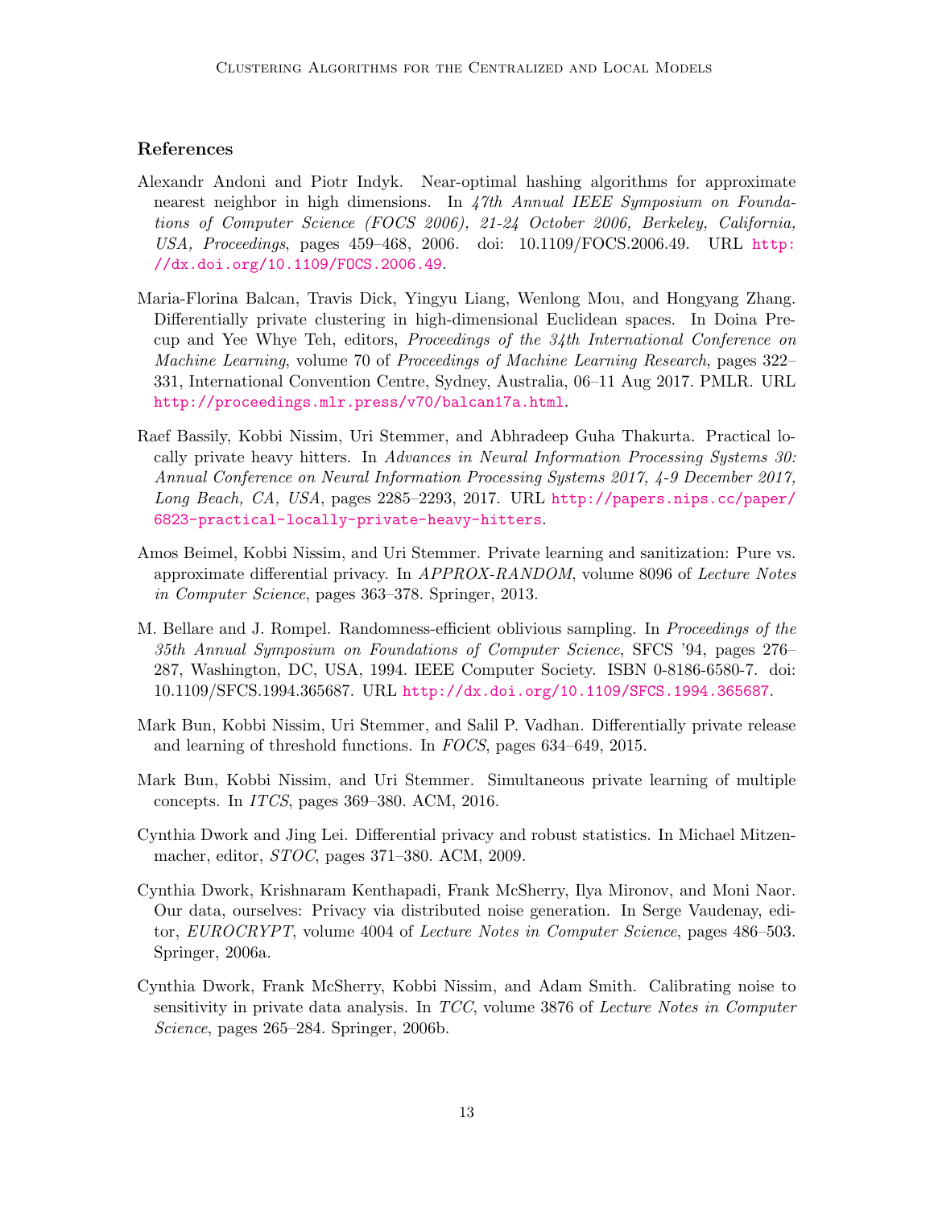## References

Alexandr Andoni and Piotr Indyk. Near-optimal hashing algorithms for approximate nearest neighbor in high dimensions. In *47th Annual IEEE Symposium on Foundations of Computer Science (FOCS 2006), 21-24 October 2006, Berkeley, California, USA, Proceedings*, pages 459–468, 2006. doi: 10.1109/FOCS.2006.49. URL http://dx.doi.org/10.1109/FOCS.2006.49.

Maria-Florina Balcan, Travis Dick, Yingyu Liang, Wenlong Mou, and Hongyang Zhang. Differentially private clustering in high-dimensional Euclidean spaces. In Doina Precup and Yee Whye Teh, editors, *Proceedings of the 34th International Conference on Machine Learning*, volume 70 of *Proceedings of Machine Learning Research*, pages 322–331, International Convention Centre, Sydney, Australia, 06–11 Aug 2017. PMLR. URL http://proceedings.mlr.press/v70/balcan17a.html.

Raef Bassily, Kobbi Nissim, Uri Stemmer, and Abhradeep Guha Thakurta. Practical locally private heavy hitters. In *Advances in Neural Information Processing Systems 30: Annual Conference on Neural Information Processing Systems 2017, 4-9 December 2017, Long Beach, CA, USA*, pages 2285–2293, 2017. URL http://papers.nips.cc/paper/6823-practical-locally-private-heavy-hitters.

Amos Beimel, Kobbi Nissim, and Uri Stemmer. Private learning and sanitization: Pure vs. approximate differential privacy. In *APPROX-RANDOM*, volume 8096 of *Lecture Notes in Computer Science*, pages 363–378. Springer, 2013.

M. Bellare and J. Rompel. Randomness-efficient oblivious sampling. In *Proceedings of the 35th Annual Symposium on Foundations of Computer Science*, SFCS '94, pages 276–287, Washington, DC, USA, 1994. IEEE Computer Society. ISBN 0-8186-6580-7. doi: 10.1109/SFCS.1994.365687. URL http://dx.doi.org/10.1109/SFCS.1994.365687.

Mark Bun, Kobbi Nissim, Uri Stemmer, and Salil P. Vadhan. Differentially private release and learning of threshold functions. In *FOCS*, pages 634–649, 2015.

Mark Bun, Kobbi Nissim, and Uri Stemmer. Simultaneous private learning of multiple concepts. In *ITCS*, pages 369–380. ACM, 2016.

Cynthia Dwork and Jing Lei. Differential privacy and robust statistics. In Michael Mitzenmacher, editor, *STOC*, pages 371–380. ACM, 2009.

Cynthia Dwork, Krishnaram Kenthapadi, Frank McSherry, Ilya Mironov, and Moni Naor. Our data, ourselves: Privacy via distributed noise generation. In Serge Vaudenay, editor, *EUROCRYPT*, volume 4004 of *Lecture Notes in Computer Science*, pages 486–503. Springer, 2006a.

Cynthia Dwork, Frank McSherry, Kobbi Nissim, and Adam Smith. Calibrating noise to sensitivity in private data analysis. In *TCC*, volume 3876 of *Lecture Notes in Computer Science*, pages 265–284. Springer, 2006b.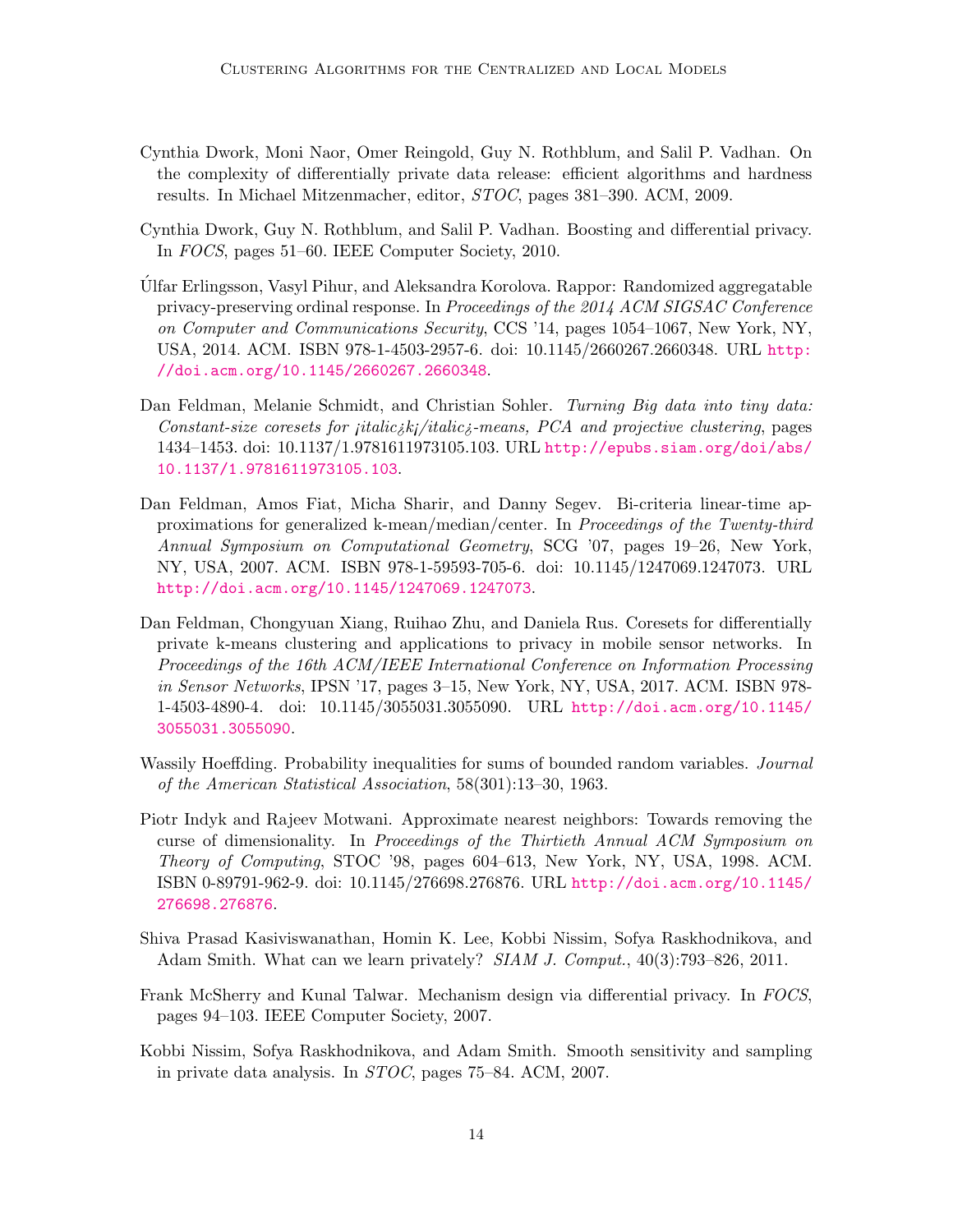Cynthia Dwork, Moni Naor, Omer Reingold, Guy N. Rothblum, and Salil P. Vadhan. On the complexity of differentially private data release: efficient algorithms and hardness results. In Michael Mitzenmacher, editor, *STOC*, pages 381–390. ACM, 2009.

Cynthia Dwork, Guy N. Rothblum, and Salil P. Vadhan. Boosting and differential privacy. In *FOCS*, pages 51–60. IEEE Computer Society, 2010.

Úlfar Erlingsson, Vasyl Pihur, and Aleksandra Korolova. Rappor: Randomized aggregatable privacy-preserving ordinal response. In *Proceedings of the 2014 ACM SIGSAC Conference on Computer and Communications Security*, CCS '14, pages 1054–1067, New York, NY, USA, 2014. ACM. ISBN 978-1-4503-2957-6. doi: 10.1145/2660267.2660348. URL http://doi.acm.org/10.1145/2660267.2660348.

Dan Feldman, Melanie Schmidt, and Christian Sohler. *Turning Big data into tiny data: Constant-size coresets for ¡italic¿k¡/italic¿-means, PCA and projective clustering*, pages 1434–1453. doi: 10.1137/1.9781611973105.103. URL http://epubs.siam.org/doi/abs/10.1137/1.9781611973105.103.

Dan Feldman, Amos Fiat, Micha Sharir, and Danny Segev. Bi-criteria linear-time approximations for generalized k-mean/median/center. In *Proceedings of the Twenty-third Annual Symposium on Computational Geometry*, SCG '07, pages 19–26, New York, NY, USA, 2007. ACM. ISBN 978-1-59593-705-6. doi: 10.1145/1247069.1247073. URL http://doi.acm.org/10.1145/1247069.1247073.

Dan Feldman, Chongyuan Xiang, Ruihao Zhu, and Daniela Rus. Coresets for differentially private k-means clustering and applications to privacy in mobile sensor networks. In *Proceedings of the 16th ACM/IEEE International Conference on Information Processing in Sensor Networks*, IPSN '17, pages 3–15, New York, NY, USA, 2017. ACM. ISBN 978-1-4503-4890-4. doi: 10.1145/3055031.3055090. URL http://doi.acm.org/10.1145/3055031.3055090.

Wassily Hoeffding. Probability inequalities for sums of bounded random variables. *Journal of the American Statistical Association*, 58(301):13–30, 1963.

Piotr Indyk and Rajeev Motwani. Approximate nearest neighbors: Towards removing the curse of dimensionality. In *Proceedings of the Thirtieth Annual ACM Symposium on Theory of Computing*, STOC '98, pages 604–613, New York, NY, USA, 1998. ACM. ISBN 0-89791-962-9. doi: 10.1145/276698.276876. URL http://doi.acm.org/10.1145/276698.276876.

Shiva Prasad Kasiviswanathan, Homin K. Lee, Kobbi Nissim, Sofya Raskhodnikova, and Adam Smith. What can we learn privately? *SIAM J. Comput.*, 40(3):793–826, 2011.

Frank McSherry and Kunal Talwar. Mechanism design via differential privacy. In *FOCS*, pages 94–103. IEEE Computer Society, 2007.

Kobbi Nissim, Sofya Raskhodnikova, and Adam Smith. Smooth sensitivity and sampling in private data analysis. In *STOC*, pages 75–84. ACM, 2007.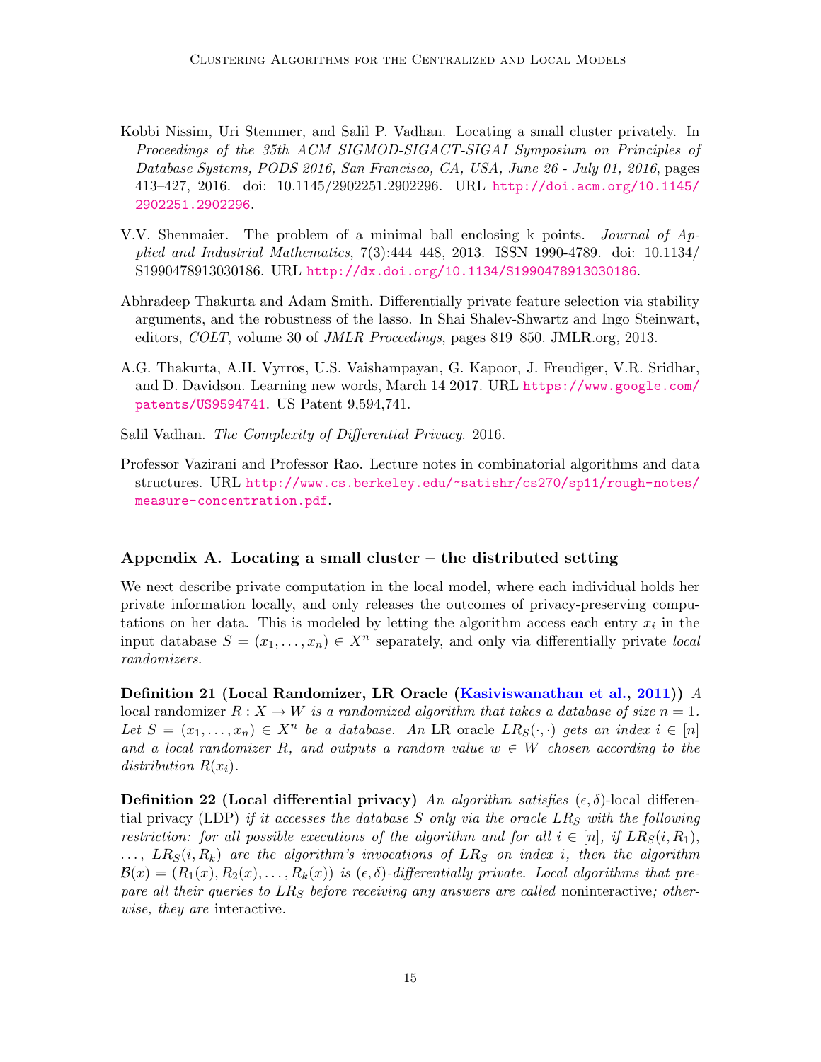Kobbi Nissim, Uri Stemmer, and Salil P. Vadhan. Locating a small cluster privately. In *Proceedings of the 35th ACM SIGMOD-SIGACT-SIGAI Symposium on Principles of Database Systems, PODS 2016, San Francisco, CA, USA, June 26 - July 01, 2016*, pages 413–427, 2016. doi: 10.1145/2902251.2902296. URL http://doi.acm.org/10.1145/2902251.2902296.

V.V. Shenmaier. The problem of a minimal ball enclosing k points. *Journal of Applied and Industrial Mathematics*, 7(3):444–448, 2013. ISSN 1990-4789. doi: 10.1134/S1990478913030186. URL http://dx.doi.org/10.1134/S1990478913030186.

Abhradeep Thakurta and Adam Smith. Differentially private feature selection via stability arguments, and the robustness of the lasso. In Shai Shalev-Shwartz and Ingo Steinwart, editors, *COLT*, volume 30 of *JMLR Proceedings*, pages 819–850. JMLR.org, 2013.

A.G. Thakurta, A.H. Vyrros, U.S. Vaishampayan, G. Kapoor, J. Freudiger, V.R. Sridhar, and D. Davidson. Learning new words, March 14 2017. URL https://www.google.com/patents/US9594741. US Patent 9,594,741.

Salil Vadhan. *The Complexity of Differential Privacy*. 2016.

Professor Vazirani and Professor Rao. Lecture notes in combinatorial algorithms and data structures. URL http://www.cs.berkeley.edu/~satishr/cs270/sp11/rough-notes/measure-concentration.pdf.

## Appendix A. Locating a small cluster – the distributed setting

We next describe private computation in the local model, where each individual holds her private information locally, and only releases the outcomes of privacy-preserving computations on her data. This is modeled by letting the algorithm access each entry $x_i$ in the input database $S = (x_1, \ldots, x_n) \in X^n$ separately, and only via differentially private *local randomizers*.

**Definition 21 (Local Randomizer, LR Oracle (Kasiviswanathan et al., 2011))** *A* local randomizer $R : X \to W$ *is a randomized algorithm that takes a database of size $n = 1$. Let $S = (x_1, \ldots, x_n) \in X^n$ be a database. An* LR oracle $LR_S(\cdot, \cdot)$ *gets an index $i \in [n]$ and a local randomizer $R$, and outputs a random value $w \in W$ chosen according to the distribution $R(x_i)$.*

**Definition 22 (Local differential privacy)** *An algorithm satisfies $(\epsilon, \delta)$-*local differential privacy (LDP) *if it accesses the database $S$ only via the oracle $LR_S$ with the following restriction: for all possible executions of the algorithm and for all $i \in [n]$, if $LR_S(i, R_1)$, $\ldots$, $LR_S(i, R_k)$ are the algorithm's invocations of $LR_S$ on index $i$, then the algorithm $\mathcal{B}(x) = (R_1(x), R_2(x), \ldots, R_k(x))$ is $(\epsilon, \delta)$-differentially private. Local algorithms that prepare all their queries to $LR_S$ before receiving any answers are called* noninteractive*; otherwise, they are* interactive*.*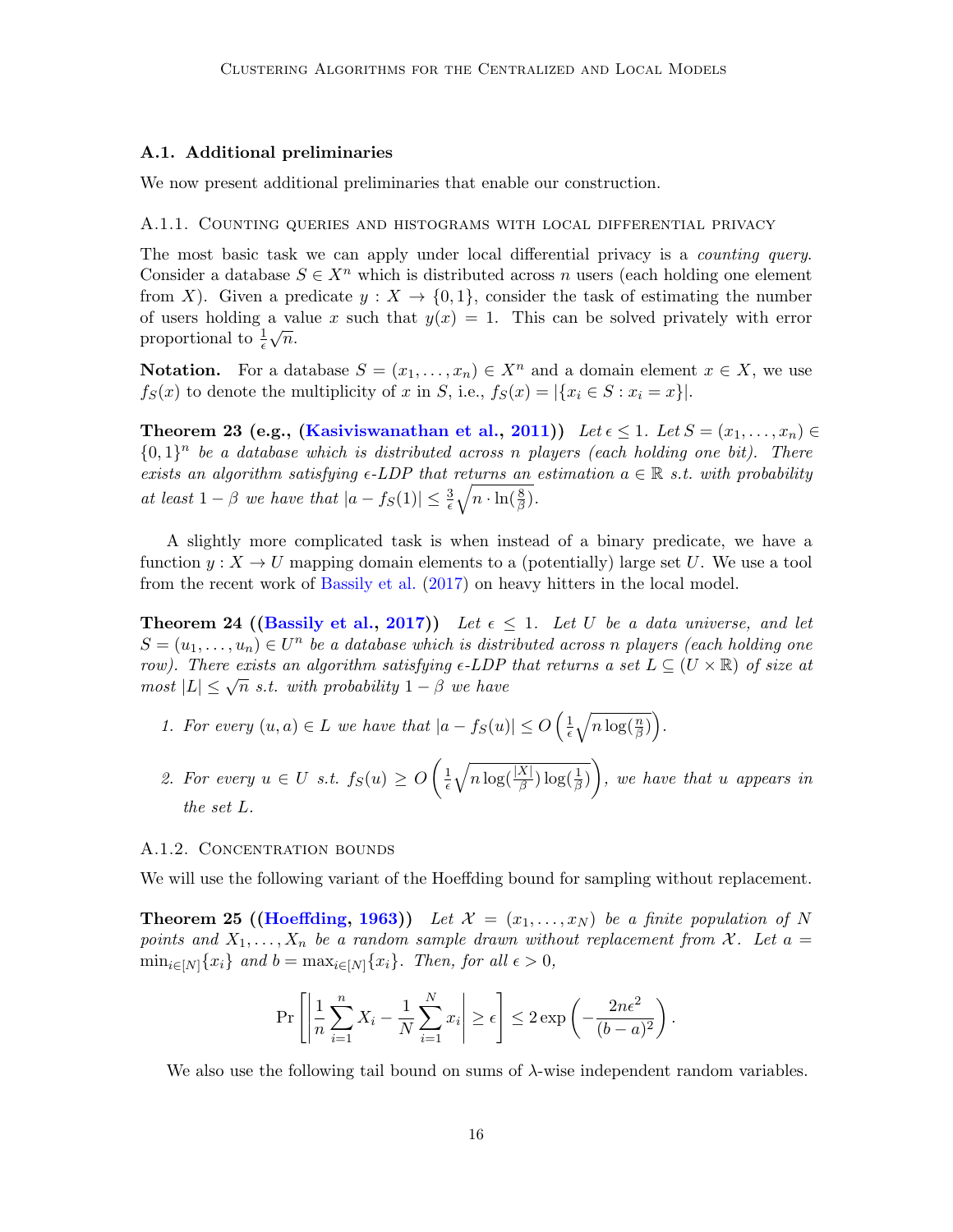### A.1. Additional preliminaries

We now present additional preliminaries that enable our construction.

#### A.1.1. Counting queries and histograms with local differential privacy

The most basic task we can apply under local differential privacy is a *counting query*. Consider a database $S \in X^n$ which is distributed across $n$ users (each holding one element from $X$). Given a predicate $y : X \to \{0, 1\}$, consider the task of estimating the number of users holding a value $x$ such that $y(x) = 1$. This can be solved privately with error proportional to $\frac{1}{\epsilon}\sqrt{n}$.

**Notation.** For a database $S = (x_1, \ldots, x_n) \in X^n$ and a domain element $x \in X$, we use $f_S(x)$ to denote the multiplicity of $x$ in $S$, i.e., $f_S(x) = |\{x_i \in S : x_i = x\}|$.

**Theorem 23 (e.g., (Kasiviswanathan et al., 2011))** *Let $\epsilon \leq 1$. Let $S = (x_1, \ldots, x_n) \in \{0, 1\}^n$ be a database which is distributed across $n$ players (each holding one bit). There exists an algorithm satisfying $\epsilon$-LDP that returns an estimation $a \in \mathbb{R}$ s.t. with probability at least $1 - \beta$ we have that $|a - f_S(1)| \leq \frac{3}{\epsilon}\sqrt{n \cdot \ln(\frac{8}{\beta})}$.*

A slightly more complicated task is when instead of a binary predicate, we have a function $y : X \to U$ mapping domain elements to a (potentially) large set $U$. We use a tool from the recent work of Bassily et al. (2017) on heavy hitters in the local model.

**Theorem 24 ((Bassily et al., 2017))** *Let $\epsilon \leq 1$. Let $U$ be a data universe, and let $S = (u_1, \ldots, u_n) \in U^n$ be a database which is distributed across $n$ players (each holding one row). There exists an algorithm satisfying $\epsilon$-LDP that returns a set $L \subseteq (U \times \mathbb{R})$ of size at most $|L| \leq \sqrt{n}$ s.t. with probability $1 - \beta$ we have*

1. *For every $(u, a) \in L$ we have that $|a - f_S(u)| \leq O\left(\frac{1}{\epsilon}\sqrt{n \log(\frac{n}{\beta})}\right)$.*
2. *For every $u \in U$ s.t. $f_S(u) \geq O\left(\frac{1}{\epsilon}\sqrt{n \log(\frac{|X|}{\beta}) \log(\frac{1}{\beta})}\right)$, we have that $u$ appears in the set $L$.*

#### A.1.2. Concentration bounds

We will use the following variant of the Hoeffding bound for sampling without replacement.

**Theorem 25 ((Hoeffding, 1963))** *Let $\mathcal{X} = (x_1, \ldots, x_N)$ be a finite population of $N$ points and $X_1, \ldots, X_n$ be a random sample drawn without replacement from $\mathcal{X}$. Let $a = \min_{i \in [N]}\{x_i\}$ and $b = \max_{i \in [N]}\{x_i\}$. Then, for all $\epsilon > 0$,*

$$\Pr\left[\left|\frac{1}{n}\sum_{i=1}^{n} X_i - \frac{1}{N}\sum_{i=1}^{N} x_i\right| \geq \epsilon\right] \leq 2\exp\left(-\frac{2n\epsilon^2}{(b-a)^2}\right).$$

We also use the following tail bound on sums of $\lambda$-wise independent random variables.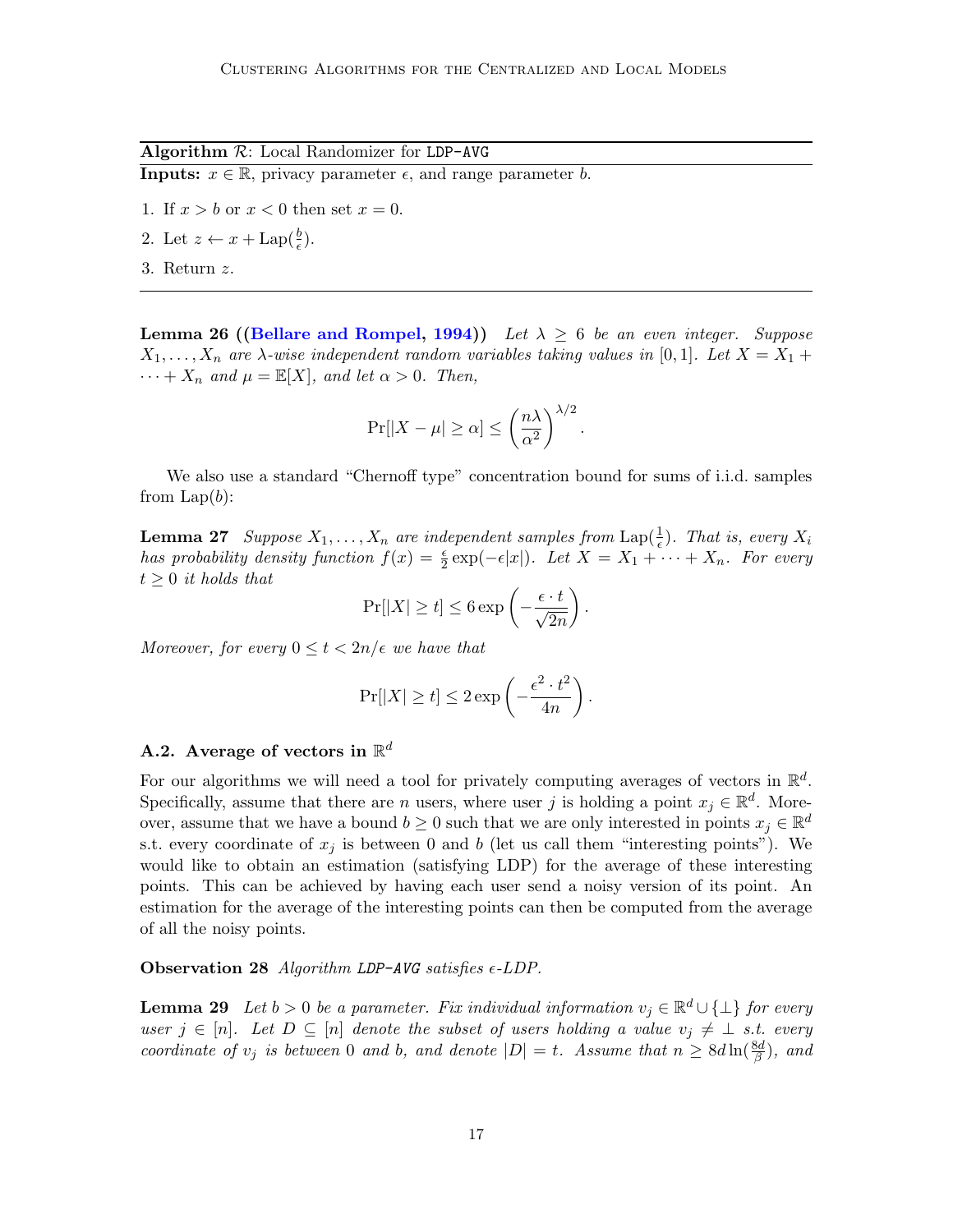**Algorithm $\mathcal{R}$**: Local Randomizer for `LDP-AVG`

**Inputs:** $x \in \mathbb{R}$, privacy parameter $\epsilon$, and range parameter $b$.

1. If $x > b$ or $x < 0$ then set $x = 0$.
2. Let $z \leftarrow x + \text{Lap}(\frac{b}{\epsilon})$.
3. Return $z$.

---

**Lemma 26** **((Bellare and Rompel, 1994))** *Let $\lambda \geq 6$ be an even integer. Suppose $X_1, \dots, X_n$ are $\lambda$-wise independent random variables taking values in $[0, 1]$. Let $X = X_1 + \cdots + X_n$ and $\mu = \mathbb{E}[X]$, and let $\alpha > 0$. Then,*

$$\Pr[|X - \mu| \geq \alpha] \leq \left(\frac{n\lambda}{\alpha^2}\right)^{\lambda/2}.$$

We also use a standard "Chernoff type" concentration bound for sums of i.i.d. samples from $\text{Lap}(b)$:

**Lemma 27** *Suppose $X_1, \dots, X_n$ are independent samples from $\text{Lap}(\frac{1}{\epsilon})$. That is, every $X_i$ has probability density function $f(x) = \frac{\epsilon}{2}\exp(-\epsilon|x|)$. Let $X = X_1 + \cdots + X_n$. For every $t \geq 0$ it holds that*

$$\Pr[|X| \geq t] \leq 6 \exp\left(-\frac{\epsilon \cdot t}{\sqrt{2n}}\right).$$

*Moreover, for every $0 \leq t < 2n/\epsilon$ we have that*

$$\Pr[|X| \geq t] \leq 2 \exp\left(-\frac{\epsilon^2 \cdot t^2}{4n}\right).$$

### A.2. Average of vectors in $\mathbb{R}^d$

For our algorithms we will need a tool for privately computing averages of vectors in $\mathbb{R}^d$. Specifically, assume that there are $n$ users, where user $j$ is holding a point $x_j \in \mathbb{R}^d$. Moreover, assume that we have a bound $b \geq 0$ such that we are only interested in points $x_j \in \mathbb{R}^d$ s.t. every coordinate of $x_j$ is between $0$ and $b$ (let us call them "interesting points"). We would like to obtain an estimation (satisfying LDP) for the average of these interesting points. This can be achieved by having each user send a noisy version of its point. An estimation for the average of the interesting points can then be computed from the average of all the noisy points.

**Observation 28** *Algorithm `LDP-AVG` satisfies $\epsilon$-LDP.*

**Lemma 29** *Let $b > 0$ be a parameter. Fix individual information $v_j \in \mathbb{R}^d \cup \{\perp\}$ for every user $j \in [n]$. Let $D \subseteq [n]$ denote the subset of users holding a value $v_j \neq \perp$ s.t. every coordinate of $v_j$ is between $0$ and $b$, and denote $|D| = t$. Assume that $n \geq 8d \ln(\frac{8d}{\beta})$, and*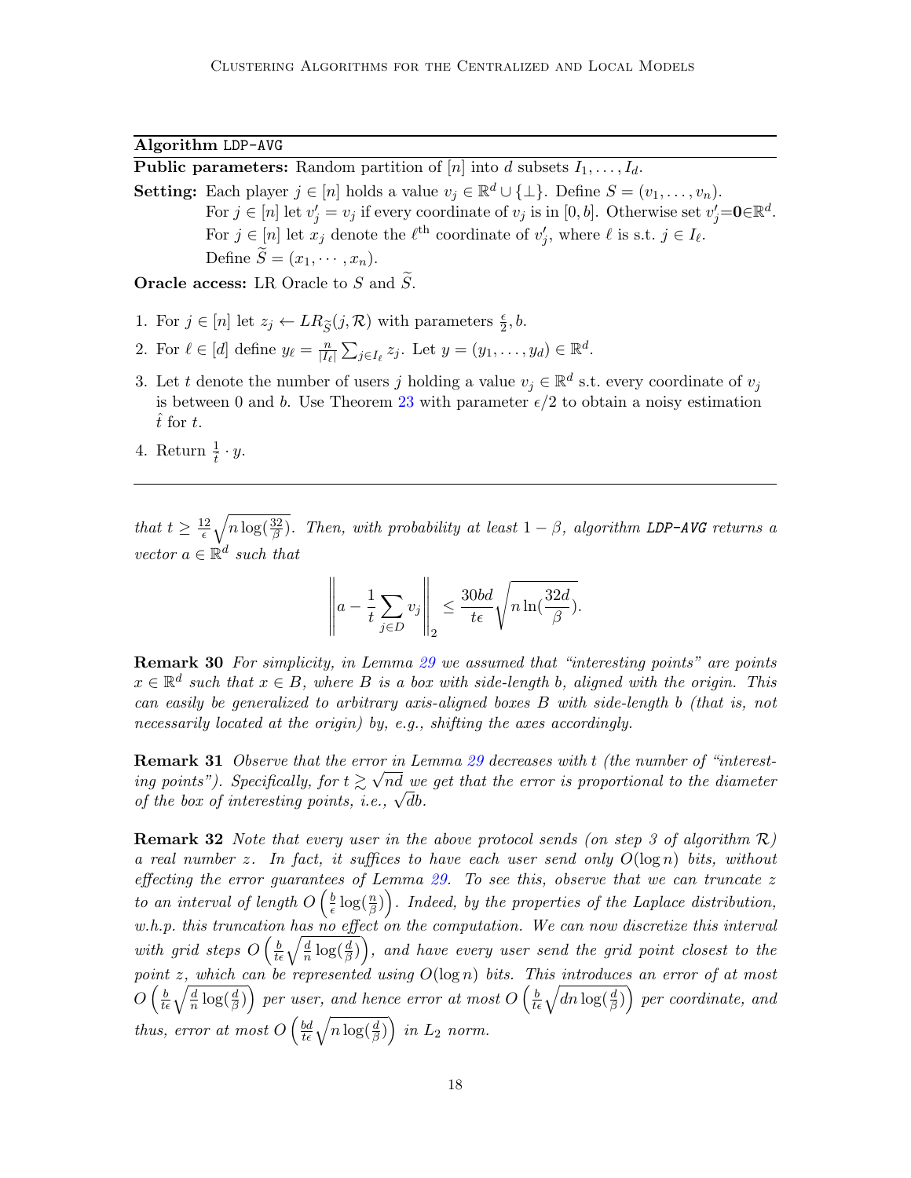**Algorithm** LDP-AVG

**Public parameters:** Random partition of $[n]$ into $d$ subsets $I_1, \dots, I_d$.

**Setting:** Each player $j \in [n]$ holds a value $v_j \in \mathbb{R}^d \cup \{\perp\}$. Define $S = (v_1, \dots, v_n)$.
For $j \in [n]$ let $v'_j = v_j$ if every coordinate of $v_j$ is in $[0, b]$. Otherwise set $v'_j = \mathbf{0} \in \mathbb{R}^d$.
For $j \in [n]$ let $x_j$ denote the $\ell^{\text{th}}$ coordinate of $v'_j$, where $\ell$ is s.t. $j \in I_\ell$.
Define $\widetilde{S} = (x_1, \cdots, x_n)$.

**Oracle access:** LR Oracle to $S$ and $\widetilde{S}$.

1. For $j \in [n]$ let $z_j \leftarrow LR_{\widetilde{S}}(j, \mathcal{R})$ with parameters $\frac{\epsilon}{2}, b$.
2. For $\ell \in [d]$ define $y_\ell = \frac{n}{|I_\ell|} \sum_{j \in I_\ell} z_j$. Let $y = (y_1, \dots, y_d) \in \mathbb{R}^d$.
3. Let $t$ denote the number of users $j$ holding a value $v_j \in \mathbb{R}^d$ s.t. every coordinate of $v_j$ is between 0 and $b$. Use Theorem 23 with parameter $\epsilon/2$ to obtain a noisy estimation $\hat{t}$ for $t$.
4. Return $\frac{1}{\hat{t}} \cdot y$.

---

*that $t \geq \frac{12}{\epsilon}\sqrt{n \log(\frac{32}{\beta})}$. Then, with probability at least $1 - \beta$, algorithm **LDP-AVG** returns a vector $a \in \mathbb{R}^d$ such that*

$$\left\| a - \frac{1}{t} \sum_{j \in D} v_j \right\|_2 \leq \frac{30bd}{t\epsilon} \sqrt{n \ln(\frac{32d}{\beta})}.$$

**Remark 30** *For simplicity, in Lemma 29 we assumed that "interesting points" are points $x \in \mathbb{R}^d$ such that $x \in B$, where $B$ is a box with side-length $b$, aligned with the origin. This can easily be generalized to arbitrary axis-aligned boxes $B$ with side-length $b$ (that is, not necessarily located at the origin) by, e.g., shifting the axes accordingly.*

**Remark 31** *Observe that the error in Lemma 29 decreases with $t$ (the number of "interesting points"). Specifically, for $t \gtrsim \sqrt{nd}$ we get that the error is proportional to the diameter of the box of interesting points, i.e., $\sqrt{d}b$.*

**Remark 32** *Note that every user in the above protocol sends (on step 3 of algorithm $\mathcal{R}$) a real number $z$. In fact, it suffices to have each user send only $O(\log n)$ bits, without effecting the error guarantees of Lemma 29. To see this, observe that we can truncate $z$ to an interval of length $O\left(\frac{b}{\epsilon}\log(\frac{n}{\beta})\right)$. Indeed, by the properties of the Laplace distribution, w.h.p. this truncation has no effect on the computation. We can now discretize this interval with grid steps $O\left(\frac{b}{t\epsilon}\sqrt{\frac{d}{n}\log(\frac{d}{\beta})}\right)$, and have every user send the grid point closest to the point $z$, which can be represented using $O(\log n)$ bits. This introduces an error of at most $O\left(\frac{b}{t\epsilon}\sqrt{\frac{d}{n}\log(\frac{d}{\beta})}\right)$ per user, and hence error at most $O\left(\frac{b}{t\epsilon}\sqrt{dn\log(\frac{d}{\beta})}\right)$ per coordinate, and thus, error at most $O\left(\frac{bd}{t\epsilon}\sqrt{n\log(\frac{d}{\beta})}\right)$ in $L_2$ norm.*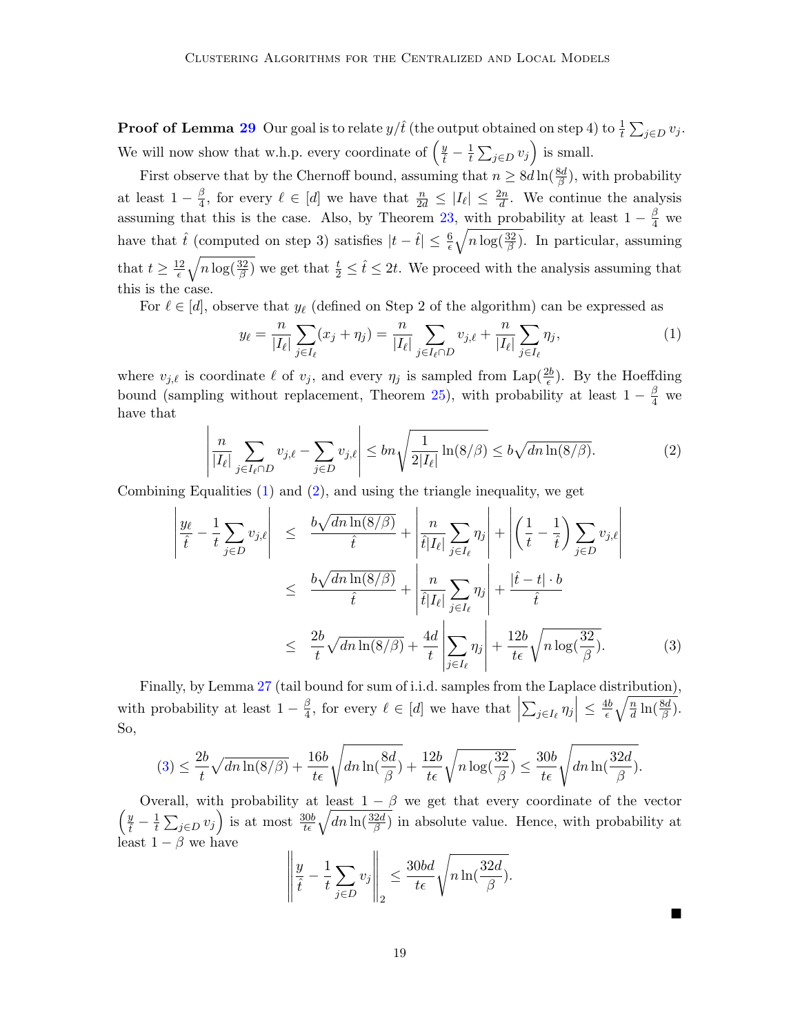**Proof of Lemma 29** Our goal is to relate $y/\hat{t}$ (the output obtained on step 4) to $\frac{1}{t}\sum_{j\in D} v_j$. We will now show that w.h.p. every coordinate of $\left(\frac{y}{\hat{t}} - \frac{1}{t}\sum_{j\in D} v_j\right)$ is small.

First observe that by the Chernoff bound, assuming that $n \geq 8d\ln(\frac{8d}{\beta})$, with probability at least $1-\frac{\beta}{4}$, for every $\ell \in [d]$ we have that $\frac{n}{2d} \leq |I_\ell| \leq \frac{2n}{d}$. We continue the analysis assuming that this is the case. Also, by Theorem 23, with probability at least $1-\frac{\beta}{4}$ we have that $\hat{t}$ (computed on step 3) satisfies $|t-\hat{t}| \leq \frac{6}{\epsilon}\sqrt{n\log(\frac{32}{\beta})}$. In particular, assuming that $t \geq \frac{12}{\epsilon}\sqrt{n\log(\frac{32}{\beta})}$ we get that $\frac{t}{2} \leq \hat{t} \leq 2t$. We proceed with the analysis assuming that this is the case.

For $\ell \in [d]$, observe that $y_\ell$ (defined on Step 2 of the algorithm) can be expressed as

$$y_\ell = \frac{n}{|I_\ell|}\sum_{j\in I_\ell}(x_j+\eta_j) = \frac{n}{|I_\ell|}\sum_{j\in I_\ell\cap D} v_{j,\ell} + \frac{n}{|I_\ell|}\sum_{j\in I_\ell}\eta_j, \tag{1}$$

where $v_{j,\ell}$ is coordinate $\ell$ of $v_j$, and every $\eta_j$ is sampled from $\mathrm{Lap}(\frac{2b}{\epsilon})$. By the Hoeffding bound (sampling without replacement, Theorem 25), with probability at least $1-\frac{\beta}{4}$ we have that

$$\left|\frac{n}{|I_\ell|}\sum_{j\in I_\ell\cap D} v_{j,\ell} - \sum_{j\in D} v_{j,\ell}\right| \leq bn\sqrt{\frac{1}{2|I_\ell|}\ln(8/\beta)} \leq b\sqrt{dn\ln(8/\beta)}. \tag{2}$$

Combining Equalities (1) and (2), and using the triangle inequality, we get

$$\begin{aligned}
\left|\frac{y_\ell}{\hat{t}} - \frac{1}{t}\sum_{j\in D} v_{j,\ell}\right| &\leq \frac{b\sqrt{dn\ln(8/\beta)}}{\hat{t}} + \left|\frac{n}{\hat{t}|I_\ell|}\sum_{j\in I_\ell}\eta_j\right| + \left|\left(\frac{1}{t}-\frac{1}{\hat{t}}\right)\sum_{j\in D} v_{j,\ell}\right| \\
&\leq \frac{b\sqrt{dn\ln(8/\beta)}}{\hat{t}} + \left|\frac{n}{\hat{t}|I_\ell|}\sum_{j\in I_\ell}\eta_j\right| + \frac{|\hat{t}-t|\cdot b}{\hat{t}} \\
&\leq \frac{2b}{t}\sqrt{dn\ln(8/\beta)} + \frac{4d}{t}\left|\sum_{j\in I_\ell}\eta_j\right| + \frac{12b}{t\epsilon}\sqrt{n\log(\frac{32}{\beta})}.
\end{aligned} \tag{3}$$

Finally, by Lemma 27 (tail bound for sum of i.i.d. samples from the Laplace distribution), with probability at least $1-\frac{\beta}{4}$, for every $\ell \in [d]$ we have that $\left|\sum_{j\in I_\ell}\eta_j\right| \leq \frac{4b}{\epsilon}\sqrt{\frac{n}{d}\ln(\frac{8d}{\beta})}$. So,

$$(3) \leq \frac{2b}{t}\sqrt{dn\ln(8/\beta)} + \frac{16b}{t\epsilon}\sqrt{dn\ln(\frac{8d}{\beta})} + \frac{12b}{t\epsilon}\sqrt{n\log(\frac{32}{\beta})} \leq \frac{30b}{t\epsilon}\sqrt{dn\ln(\frac{32d}{\beta})}.$$

Overall, with probability at least $1-\beta$ we get that every coordinate of the vector $\left(\frac{y}{\hat{t}} - \frac{1}{t}\sum_{j\in D} v_j\right)$ is at most $\frac{30b}{t\epsilon}\sqrt{dn\ln(\frac{32d}{\beta})}$ in absolute value. Hence, with probability at least $1-\beta$ we have

$$\left\|\frac{y}{\hat{t}} - \frac{1}{t}\sum_{j\in D} v_j\right\|_2 \leq \frac{30bd}{t\epsilon}\sqrt{n\ln(\frac{32d}{\beta})}.$$

■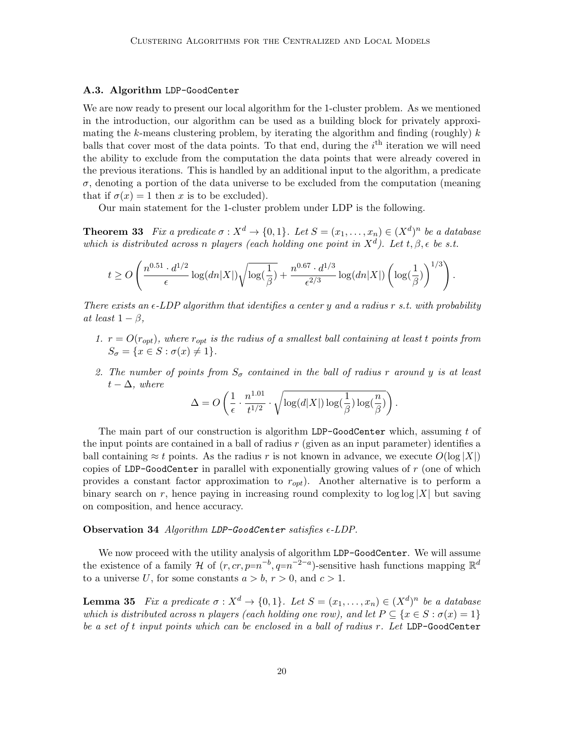### A.3. Algorithm LDP-GoodCenter

We are now ready to present our local algorithm for the 1-cluster problem. As we mentioned in the introduction, our algorithm can be used as a building block for privately approximating the $k$-means clustering problem, by iterating the algorithm and finding (roughly) $k$ balls that cover most of the data points. To that end, during the $i^{\text{th}}$ iteration we will need the ability to exclude from the computation the data points that were already covered in the previous iterations. This is handled by an additional input to the algorithm, a predicate $\sigma$, denoting a portion of the data universe to be excluded from the computation (meaning that if $\sigma(x) = 1$ then $x$ is to be excluded).

Our main statement for the 1-cluster problem under LDP is the following.

**Theorem 33** *Fix a predicate $\sigma : X^d \to \{0, 1\}$. Let $S = (x_1, \ldots, x_n) \in (X^d)^n$ be a database which is distributed across $n$ players (each holding one point in $X^d$). Let $t, \beta, \epsilon$ be s.t.*

$$t \geq O\left( \frac{n^{0.51} \cdot d^{1/2}}{\epsilon} \log(dn|X|) \sqrt{\log(\frac{1}{\beta})} + \frac{n^{0.67} \cdot d^{1/3}}{\epsilon^{2/3}} \log(dn|X|) \left( \log(\frac{1}{\beta}) \right)^{1/3} \right).$$

*There exists an $\epsilon$-LDP algorithm that identifies a center $y$ and a radius $r$ s.t. with probability at least $1 - \beta$,*

1. *$r = O(r_{opt})$, where $r_{opt}$ is the radius of a smallest ball containing at least $t$ points from $S_\sigma = \{x \in S : \sigma(x) \neq 1\}$.*
2. *The number of points from $S_\sigma$ contained in the ball of radius $r$ around $y$ is at least $t - \Delta$, where*
$$\Delta = O\left( \frac{1}{\epsilon} \cdot \frac{n^{1.01}}{t^{1/2}} \cdot \sqrt{\log(d|X|) \log(\frac{1}{\beta}) \log(\frac{n}{\beta})} \right).$$

The main part of our construction is algorithm LDP-GoodCenter which, assuming $t$ of the input points are contained in a ball of radius $r$ (given as an input parameter) identifies a ball containing $\approx t$ points. As the radius $r$ is not known in advance, we execute $O(\log |X|)$ copies of LDP-GoodCenter in parallel with exponentially growing values of $r$ (one of which provides a constant factor approximation to $r_{opt}$). Another alternative is to perform a binary search on $r$, hence paying in increasing round complexity to $\log \log |X|$ but saving on composition, and hence accuracy.

**Observation 34** *Algorithm LDP-GoodCenter satisfies $\epsilon$-LDP.*

We now proceed with the utility analysis of algorithm LDP-GoodCenter. We will assume the existence of a family $\mathcal{H}$ of $(r, cr, p{=}n^{-b}, q{=}n^{-2-a})$-sensitive hash functions mapping $\mathbb{R}^d$ to a universe $U$, for some constants $a > b$, $r > 0$, and $c > 1$.

**Lemma 35** *Fix a predicate $\sigma : X^d \to \{0, 1\}$. Let $S = (x_1, \ldots, x_n) \in (X^d)^n$ be a database which is distributed across $n$ players (each holding one row), and let $P \subseteq \{x \in S : \sigma(x) = 1\}$ be a set of $t$ input points which can be enclosed in a ball of radius $r$. Let* LDP-GoodCenter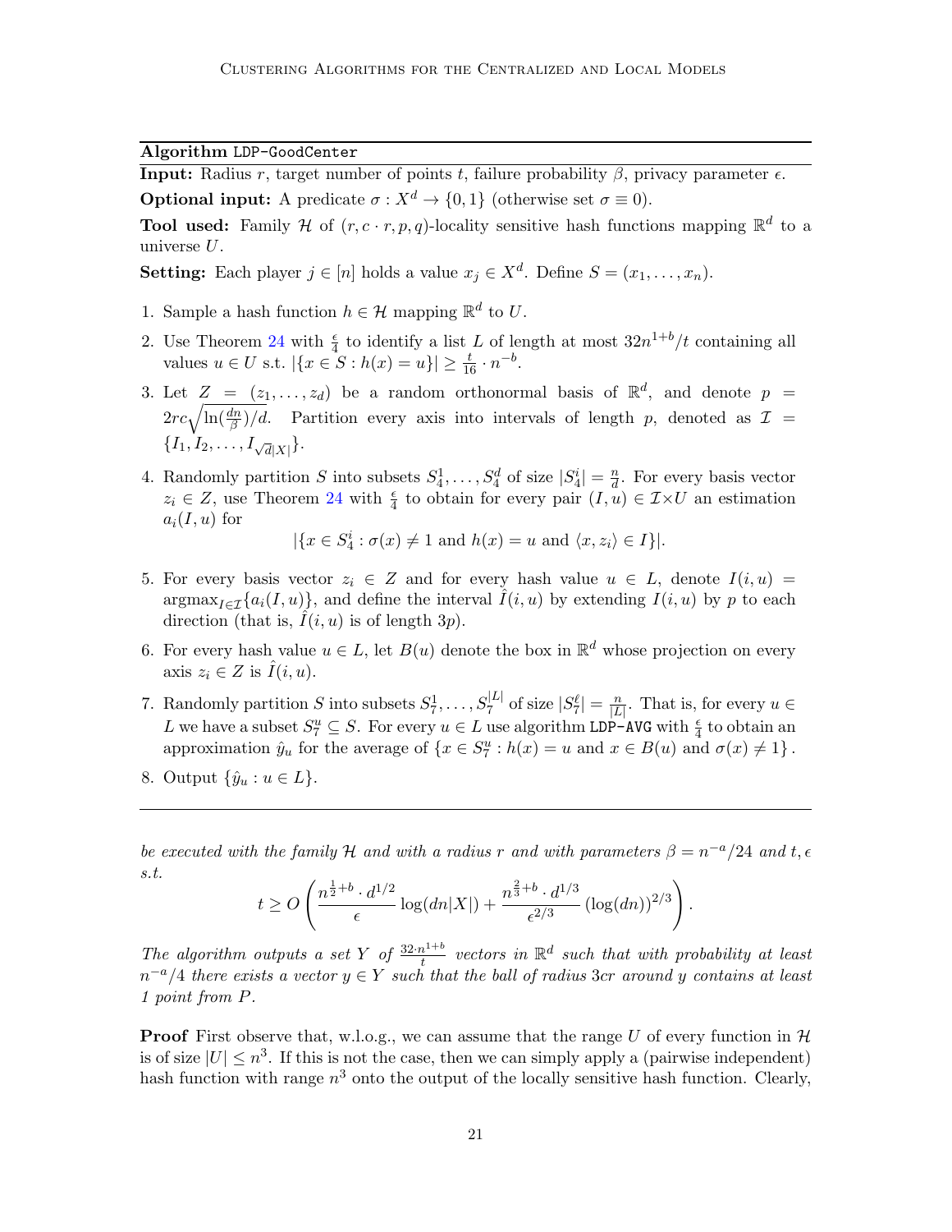**Algorithm** LDP-GoodCenter

**Input:** Radius $r$, target number of points $t$, failure probability $\beta$, privacy parameter $\epsilon$.

**Optional input:** A predicate $\sigma : X^d \to \{0,1\}$ (otherwise set $\sigma \equiv 0$).

**Tool used:** Family $\mathcal{H}$ of $(r, c \cdot r, p, q)$-locality sensitive hash functions mapping $\mathbb{R}^d$ to a universe $U$.

**Setting:** Each player $j \in [n]$ holds a value $x_j \in X^d$. Define $S = (x_1, \dots, x_n)$.

1. Sample a hash function $h \in \mathcal{H}$ mapping $\mathbb{R}^d$ to $U$.
2. Use Theorem 24 with $\frac{\epsilon}{4}$ to identify a list $L$ of length at most $32n^{1+b}/t$ containing all values $u \in U$ s.t. $|\{x \in S : h(x) = u\}| \geq \frac{t}{16} \cdot n^{-b}$.
3. Let $Z = (z_1, \dots, z_d)$ be a random orthonormal basis of $\mathbb{R}^d$, and denote $p = 2rc\sqrt{\ln(\frac{dn}{\beta})/d}$. Partition every axis into intervals of length $p$, denoted as $\mathcal{I} = \{I_1, I_2, \dots, I_{\sqrt{d}|X|}\}$.
4. Randomly partition $S$ into subsets $S_4^1, \dots, S_4^d$ of size $|S_4^i| = \frac{n}{d}$. For every basis vector $z_i \in Z$, use Theorem 24 with $\frac{\epsilon}{4}$ to obtain for every pair $(I, u) \in \mathcal{I} \times U$ an estimation $a_i(I, u)$ for
$$|\{x \in S_4^i : \sigma(x) \neq 1 \text{ and } h(x) = u \text{ and } \langle x, z_i \rangle \in I\}|.$$
5. For every basis vector $z_i \in Z$ and for every hash value $u \in L$, denote $I(i, u) = \operatorname{argmax}_{I \in \mathcal{I}}\{a_i(I, u)\}$, and define the interval $\hat{I}(i, u)$ by extending $I(i, u)$ by $p$ to each direction (that is, $\hat{I}(i, u)$ is of length $3p$).
6. For every hash value $u \in L$, let $B(u)$ denote the box in $\mathbb{R}^d$ whose projection on every axis $z_i \in Z$ is $\hat{I}(i, u)$.
7. Randomly partition $S$ into subsets $S_7^1, \dots, S_7^{|L|}$ of size $|S_7^\ell| = \frac{n}{|L|}$. That is, for every $u \in L$ we have a subset $S_7^u \subseteq S$. For every $u \in L$ use algorithm LDP-AVG with $\frac{\epsilon}{4}$ to obtain an approximation $\hat{y}_u$ for the average of $\{x \in S_7^u : h(x) = u \text{ and } x \in B(u) \text{ and } \sigma(x) \neq 1\}$.
8. Output $\{\hat{y}_u : u \in L\}$.

---

*be executed with the family $\mathcal{H}$ and with a radius $r$ and with parameters $\beta = n^{-a}/24$ and $t, \epsilon$ s.t.*

$$t \geq O\left(\frac{n^{\frac{1}{2}+b} \cdot d^{1/2}}{\epsilon} \log(dn|X|) + \frac{n^{\frac{2}{3}+b} \cdot d^{1/3}}{\epsilon^{2/3}} \left(\log(dn)\right)^{2/3}\right).$$

*The algorithm outputs a set $Y$ of $\frac{32 \cdot n^{1+b}}{t}$ vectors in $\mathbb{R}^d$ such that with probability at least $n^{-a}/4$ there exists a vector $y \in Y$ such that the ball of radius $3cr$ around $y$ contains at least 1 point from $P$.*

**Proof** First observe that, w.l.o.g., we can assume that the range $U$ of every function in $\mathcal{H}$ is of size $|U| \leq n^3$. If this is not the case, then we can simply apply a (pairwise independent) hash function with range $n^3$ onto the output of the locally sensitive hash function. Clearly,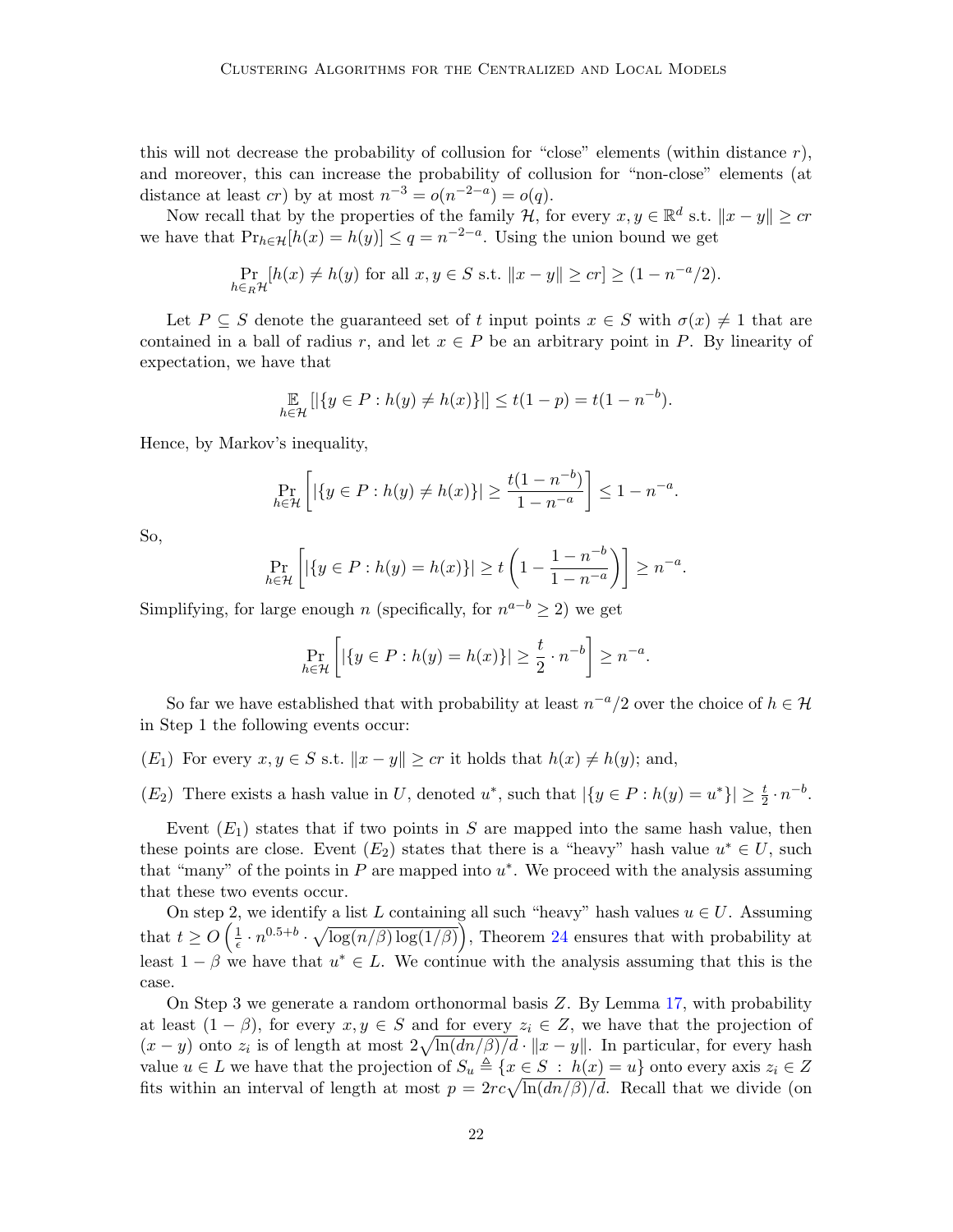this will not decrease the probability of collusion for "close" elements (within distance $r$), and moreover, this can increase the probability of collusion for "non-close" elements (at distance at least $cr$) by at most $n^{-3} = o(n^{-2-a}) = o(q)$.

Now recall that by the properties of the family $\mathcal{H}$, for every $x, y \in \mathbb{R}^d$ s.t. $\|x - y\| \geq cr$ we have that $\Pr_{h \in \mathcal{H}}[h(x) = h(y)] \leq q = n^{-2-a}$. Using the union bound we get

$$\Pr_{h \in_R \mathcal{H}}[h(x) \neq h(y) \text{ for all } x, y \in S \text{ s.t. } \|x - y\| \geq cr] \geq (1 - n^{-a}/2).$$

Let $P \subseteq S$ denote the guaranteed set of $t$ input points $x \in S$ with $\sigma(x) \neq 1$ that are contained in a ball of radius $r$, and let $x \in P$ be an arbitrary point in $P$. By linearity of expectation, we have that

$$\mathop{\mathbb{E}}_{h \in \mathcal{H}}[|\{y \in P : h(y) \neq h(x)\}|] \leq t(1 - p) = t(1 - n^{-b}).$$

Hence, by Markov's inequality,

$$\Pr_{h \in \mathcal{H}}\left[|\{y \in P : h(y) \neq h(x)\}| \geq \frac{t(1 - n^{-b})}{1 - n^{-a}}\right] \leq 1 - n^{-a}.$$

So,

$$\Pr_{h \in \mathcal{H}}\left[|\{y \in P : h(y) = h(x)\}| \geq t\left(1 - \frac{1 - n^{-b}}{1 - n^{-a}}\right)\right] \geq n^{-a}.$$

Simplifying, for large enough $n$ (specifically, for $n^{a-b} \geq 2$) we get

$$\Pr_{h \in \mathcal{H}}\left[|\{y \in P : h(y) = h(x)\}| \geq \frac{t}{2} \cdot n^{-b}\right] \geq n^{-a}.$$

So far we have established that with probability at least $n^{-a}/2$ over the choice of $h \in \mathcal{H}$ in Step 1 the following events occur:

($E_1$) For every $x, y \in S$ s.t. $\|x - y\| \geq cr$ it holds that $h(x) \neq h(y)$; and,

($E_2$) There exists a hash value in $U$, denoted $u^*$, such that $|\{y \in P : h(y) = u^*\}| \geq \frac{t}{2} \cdot n^{-b}$.

Event ($E_1$) states that if two points in $S$ are mapped into the same hash value, then these points are close. Event ($E_2$) states that there is a "heavy" hash value $u^* \in U$, such that "many" of the points in $P$ are mapped into $u^*$. We proceed with the analysis assuming that these two events occur.

On step 2, we identify a list $L$ containing all such "heavy" hash values $u \in U$. Assuming that $t \geq O\left(\frac{1}{\epsilon} \cdot n^{0.5+b} \cdot \sqrt{\log(n/\beta)\log(1/\beta)}\right)$, Theorem 24 ensures that with probability at least $1 - \beta$ we have that $u^* \in L$. We continue with the analysis assuming that this is the case.

On Step 3 we generate a random orthonormal basis $Z$. By Lemma 17, with probability at least $(1 - \beta)$, for every $x, y \in S$ and for every $z_i \in Z$, we have that the projection of $(x - y)$ onto $z_i$ is of length at most $2\sqrt{\ln(dn/\beta)/d} \cdot \|x - y\|$. In particular, for every hash value $u \in L$ we have that the projection of $S_u \triangleq \{x \in S : h(x) = u\}$ onto every axis $z_i \in Z$ fits within an interval of length at most $p = 2rc\sqrt{\ln(dn/\beta)/d}$. Recall that we divide (on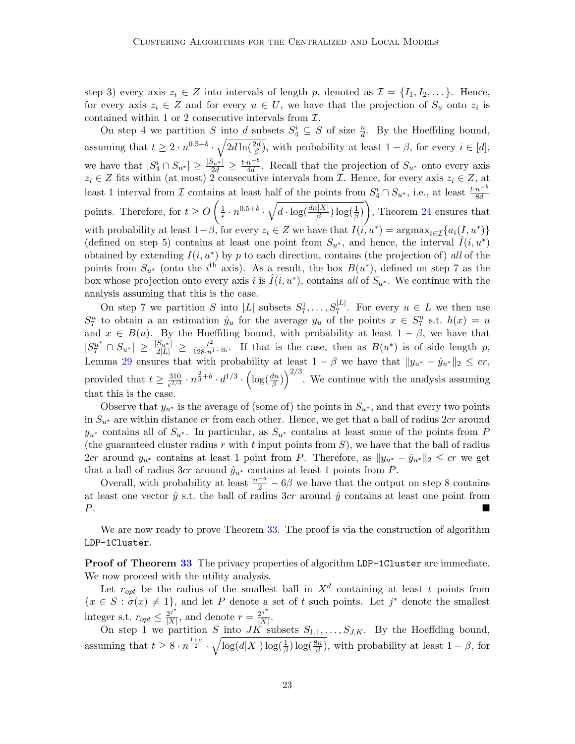step 3) every axis $z_i \in Z$ into intervals of length $p$, denoted as $\mathcal{I} = \{I_1, I_2, \dots\}$. Hence, for every axis $z_i \in Z$ and for every $u \in U$, we have that the projection of $S_u$ onto $z_i$ is contained within 1 or 2 consecutive intervals from $\mathcal{I}$.

On step 4 we partition $S$ into $d$ subsets $S_4^i \subseteq S$ of size $\frac{n}{d}$. By the Hoeffding bound, assuming that $t \geq 2 \cdot n^{0.5+b} \cdot \sqrt{2d \ln(\frac{2d}{\beta})}$, with probability at least $1-\beta$, for every $i \in [d]$, we have that $|S_4^i \cap S_{u^*}| \geq \frac{|S_{u^*}|}{2d} \geq \frac{t \cdot n^{-b}}{4d}$. Recall that the projection of $S_{u^*}$ onto every axis $z_i \in Z$ fits within (at most) 2 consecutive intervals from $\mathcal{I}$. Hence, for every axis $z_i \in Z$, at least 1 interval from $\mathcal{I}$ contains at least half of the points from $S_4^i \cap S_{u^*}$, i.e., at least $\frac{t \cdot n^{-b}}{8d}$ points. Therefore, for $t \geq O\left(\frac{1}{\epsilon} \cdot n^{0.5+b} \cdot \sqrt{d \cdot \log(\frac{dn|X|}{\beta}) \log(\frac{1}{\beta})}\right)$, Theorem 24 ensures that with probability at least $1-\beta$, for every $z_i \in Z$ we have that $I(i, u^*) = \text{argmax}_{i \in \mathcal{I}}\{a_i(I, u^*)\}$ (defined on step 5) contains at least one point from $S_{u^*}$, and hence, the interval $\hat{I}(i, u^*)$ obtained by extending $I(i, u^*)$ by $p$ to each direction, contains (the projection of) *all* of the points from $S_{u^*}$ (onto the $i^{\text{th}}$ axis). As a result, the box $B(u^*)$, defined on step 7 as the box whose projection onto every axis $i$ is $\hat{I}(i, u^*)$, contains *all* of $S_{u^*}$. We continue with the analysis assuming that this is the case.

On step 7 we partition $S$ into $|L|$ subsets $S_7^1, \dots, S_7^{|L|}$. For every $u \in L$ we then use $S_7^u$ to obtain a an estimation $\hat{y}_u$ for the average $y_u$ of the points $x \in S_7^u$ s.t. $h(x) = u$ and $x \in B(u)$. By the Hoeffding bound, with probability at least $1-\beta$, we have that $|S_7^{u^*} \cap S_{u^*}| \geq \frac{|S_{u^*}|}{2|L|} \geq \frac{t^2}{128 \cdot n^{1+2b}}$. If that is the case, then as $B(u^*)$ is of side length $p$, Lemma 29 ensures that with probability at least $1-\beta$ we have that $\|y_{u^*} - \hat{y}_{u^*}\|_2 \leq cr$, provided that $t \geq \frac{310}{\epsilon^{2/3}} \cdot n^{\frac{2}{3}+b} \cdot d^{1/3} \cdot \left(\log(\frac{dn}{\beta})\right)^{2/3}$. We continue with the analysis assuming that this is the case.

Observe that $y_{u^*}$ is the average of (some of) the points in $S_{u^*}$, and that every two points in $S_{u^*}$ are within distance $cr$ from each other. Hence, we get that a ball of radius $2cr$ around $y_{u^*}$ contains all of $S_{u^*}$. In particular, as $S_{u^*}$ contains at least some of the points from $P$ (the guaranteed cluster radius $r$ with $t$ input points from $S$), we have that the ball of radius $2cr$ around $y_{u^*}$ contains at least 1 point from $P$. Therefore, as $\|y_{u^*} - \hat{y}_{u^*}\|_2 \leq cr$ we get that a ball of radius $3cr$ around $\hat{y}_{u^*}$ contains at least 1 points from $P$.

Overall, with probability at least $\frac{n^{-a}}{2} - 6\beta$ we have that the output on step 8 contains at least one vector $\hat{y}$ s.t. the ball of radius $3cr$ around $\hat{y}$ contains at least one point from $P$. ∎

We are now ready to prove Theorem 33. The proof is via the construction of algorithm `LDP-1Cluster`.

**Proof of Theorem 33** The privacy properties of algorithm `LDP-1Cluster` are immediate. We now proceed with the utility analysis.

Let $r_{opt}$ be the radius of the smallest ball in $X^d$ containing at least $t$ points from $\{x \in S : \sigma(x) \neq 1\}$, and let $P$ denote a set of $t$ such points. Let $j^*$ denote the smallest integer s.t. $r_{opt} \leq \frac{2^{j^*}}{|X|}$, and denote $r = \frac{2^{j^*}}{|X|}$.

On step 1 we partition $S$ into $JK$ subsets $S_{1,1}, \dots, S_{J,K}$. By the Hoeffding bound, assuming that $t \geq 8 \cdot n^{\frac{1+a}{2}} \cdot \sqrt{\log(d|X|)\log(\frac{1}{\beta})\log(\frac{8n}{\beta})}$, with probability at least $1-\beta$, for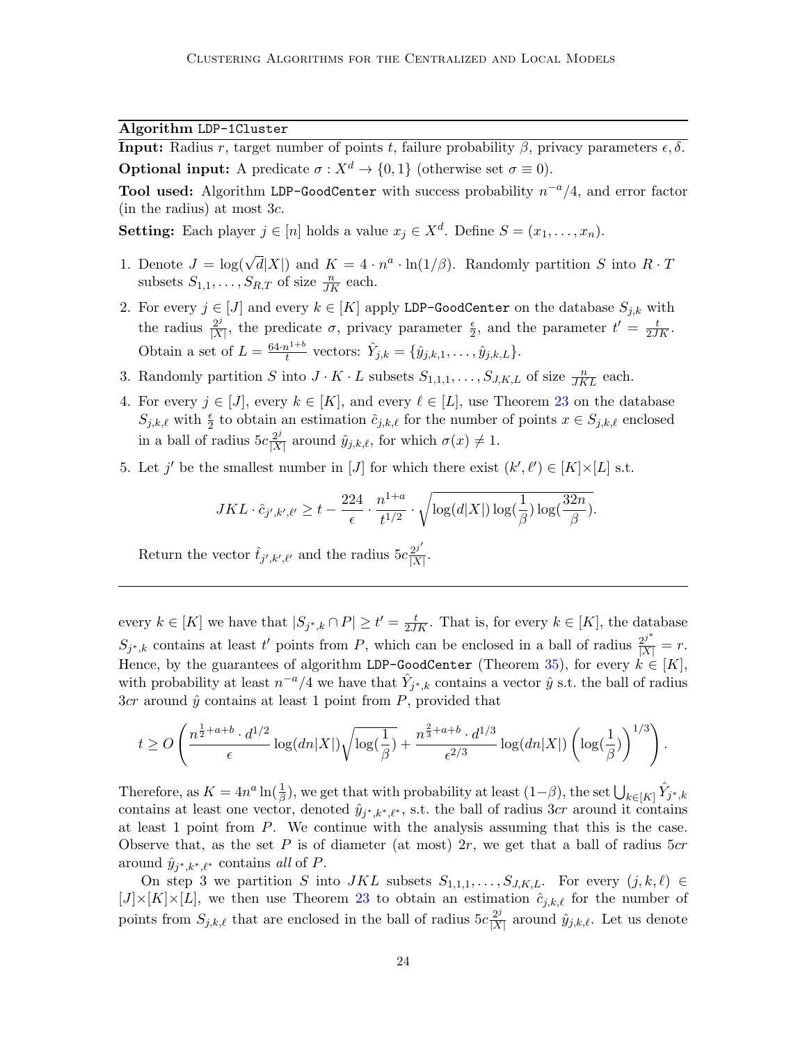---

**Algorithm** `LDP-1Cluster`

**Input:** Radius $r$, target number of points $t$, failure probability $\beta$, privacy parameters $\epsilon, \delta$.

**Optional input:** A predicate $\sigma : X^d \to \{0,1\}$ (otherwise set $\sigma \equiv 0$).

**Tool used:** Algorithm `LDP-GoodCenter` with success probability $n^{-a}/4$, and error factor (in the radius) at most $3c$.

**Setting:** Each player $j \in [n]$ holds a value $x_j \in X^d$. Define $S = (x_1, \dots, x_n)$.

1. Denote $J = \log(\sqrt{d}|X|)$ and $K = 4 \cdot n^a \cdot \ln(1/\beta)$. Randomly partition $S$ into $R \cdot T$ subsets $S_{1,1}, \dots, S_{R,T}$ of size $\frac{n}{JK}$ each.
2. For every $j \in [J]$ and every $k \in [K]$ apply `LDP-GoodCenter` on the database $S_{j,k}$ with the radius $\frac{2^j}{|X|}$, the predicate $\sigma$, privacy parameter $\frac{\epsilon}{2}$, and the parameter $t' = \frac{t}{2JK}$. Obtain a set of $L = \frac{64 \cdot n^{1+b}}{t}$ vectors: $\hat{Y}_{j,k} = \{\hat{y}_{j,k,1}, \dots, \hat{y}_{j,k,L}\}$.
3. Randomly partition $S$ into $J \cdot K \cdot L$ subsets $S_{1,1,1}, \dots, S_{J,K,L}$ of size $\frac{n}{JKL}$ each.
4. For every $j \in [J]$, every $k \in [K]$, and every $\ell \in [L]$, use Theorem 23 on the database $S_{j,k,\ell}$ with $\frac{\epsilon}{2}$ to obtain an estimation $\hat{c}_{j,k,\ell}$ for the number of points $x \in S_{j,k,\ell}$ enclosed in a ball of radius $5c\frac{2^j}{|X|}$ around $\hat{y}_{j,k,\ell}$, for which $\sigma(x) \neq 1$.
5. Let $j'$ be the smallest number in $[J]$ for which there exist $(k', \ell') \in [K] \times [L]$ s.t.
$$JKL \cdot \hat{c}_{j',k',\ell'} \geq t - \frac{224}{\epsilon} \cdot \frac{n^{1+a}}{t^{1/2}} \cdot \sqrt{\log(d|X|)\log(\frac{1}{\beta})\log(\frac{32n}{\beta})}.$$
Return the vector $\hat{t}_{j',k',\ell'}$ and the radius $5c\frac{2^{j'}}{|X|}$.

---

every $k \in [K]$ we have that $|S_{j^*,k} \cap P| \geq t' = \frac{t}{2JK}$. That is, for every $k \in [K]$, the database $S_{j^*,k}$ contains at least $t'$ points from $P$, which can be enclosed in a ball of radius $\frac{2^{j^*}}{|X|} = r$. Hence, by the guarantees of algorithm `LDP-GoodCenter` (Theorem 35), for every $k \in [K]$, with probability at least $n^{-a}/4$ we have that $\hat{Y}_{j^*,k}$ contains a vector $\hat{y}$ s.t. the ball of radius $3cr$ around $\hat{y}$ contains at least 1 point from $P$, provided that

$$t \geq O\left( \frac{n^{\frac{1}{2}+a+b} \cdot d^{1/2}}{\epsilon} \log(dn|X|) \sqrt{\log(\frac{1}{\beta})} + \frac{n^{\frac{2}{3}+a+b} \cdot d^{1/3}}{\epsilon^{2/3}} \log(dn|X|) \left(\log(\frac{1}{\beta})\right)^{1/3} \right).$$

Therefore, as $K = 4n^a \ln(\frac{1}{\beta})$, we get that with probability at least $(1-\beta)$, the set $\bigcup_{k \in [K]} \hat{Y}_{j^*,k}$ contains at least one vector, denoted $\hat{y}_{j^*,k^*,\ell^*}$, s.t. the ball of radius $3cr$ around it contains at least 1 point from $P$. We continue with the analysis assuming that this is the case. Observe that, as the set $P$ is of diameter (at most) $2r$, we get that a ball of radius $5cr$ around $\hat{y}_{j^*,k^*,\ell^*}$ contains *all* of $P$.

On step 3 we partition $S$ into $JKL$ subsets $S_{1,1,1}, \dots, S_{J,K,L}$. For every $(j,k,\ell) \in [J] \times [K] \times [L]$, we then use Theorem 23 to obtain an estimation $\hat{c}_{j,k,\ell}$ for the number of points from $S_{j,k,\ell}$ that are enclosed in the ball of radius $5c\frac{2^j}{|X|}$ around $\hat{y}_{j,k,\ell}$. Let us denote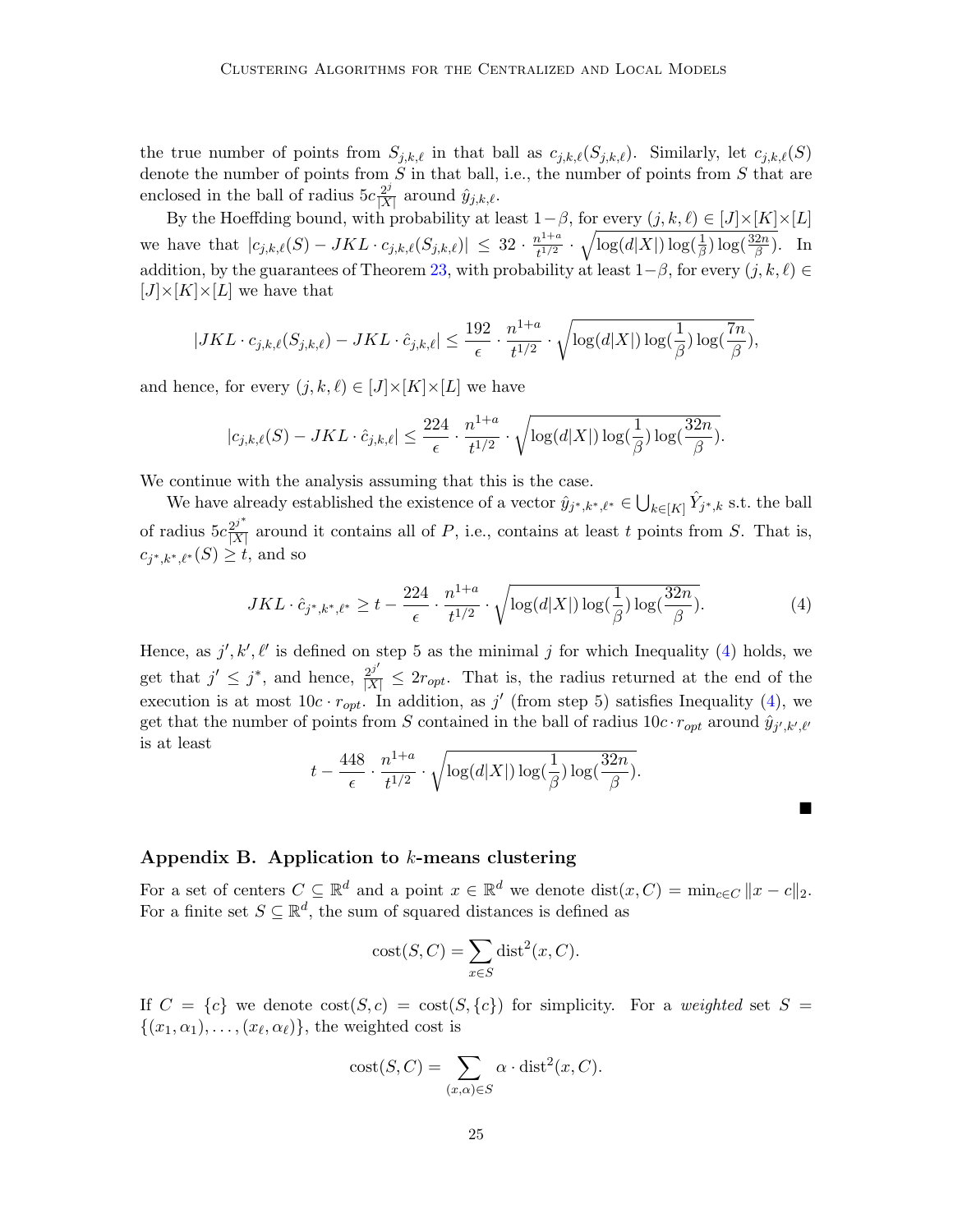the true number of points from $S_{j,k,\ell}$ in that ball as $c_{j,k,\ell}(S_{j,k,\ell})$. Similarly, let $c_{j,k,\ell}(S)$ denote the number of points from $S$ in that ball, i.e., the number of points from $S$ that are enclosed in the ball of radius $5c\frac{2^j}{|X|}$ around $\hat{y}_{j,k,\ell}$.

By the Hoeffding bound, with probability at least $1-\beta$, for every $(j,k,\ell) \in [J]\times[K]\times[L]$ we have that $|c_{j,k,\ell}(S) - JKL \cdot c_{j,k,\ell}(S_{j,k,\ell})| \leq 32 \cdot \frac{n^{1+a}}{t^{1/2}} \cdot \sqrt{\log(d|X|)\log(\frac{1}{\beta})\log(\frac{32n}{\beta})}$. In addition, by the guarantees of Theorem 23, with probability at least $1-\beta$, for every $(j,k,\ell) \in [J]\times[K]\times[L]$ we have that

$$|JKL \cdot c_{j,k,\ell}(S_{j,k,\ell}) - JKL \cdot \hat{c}_{j,k,\ell}| \leq \frac{192}{\epsilon} \cdot \frac{n^{1+a}}{t^{1/2}} \cdot \sqrt{\log(d|X|)\log(\frac{1}{\beta})\log(\frac{7n}{\beta})},$$

and hence, for every $(j,k,\ell) \in [J]\times[K]\times[L]$ we have

$$|c_{j,k,\ell}(S) - JKL \cdot \hat{c}_{j,k,\ell}| \leq \frac{224}{\epsilon} \cdot \frac{n^{1+a}}{t^{1/2}} \cdot \sqrt{\log(d|X|)\log(\frac{1}{\beta})\log(\frac{32n}{\beta})}.$$

We continue with the analysis assuming that this is the case.

We have already established the existence of a vector $\hat{y}_{j^*,k^*,\ell^*} \in \bigcup_{k\in[K]} \hat{Y}_{j^*,k}$ s.t. the ball of radius $5c\frac{2^{j^*}}{|X|}$ around it contains all of $P$, i.e., contains at least $t$ points from $S$. That is, $c_{j^*,k^*,\ell^*}(S) \geq t$, and so

$$JKL \cdot \hat{c}_{j^*,k^*,\ell^*} \geq t - \frac{224}{\epsilon} \cdot \frac{n^{1+a}}{t^{1/2}} \cdot \sqrt{\log(d|X|)\log(\frac{1}{\beta})\log(\frac{32n}{\beta})}. \tag{4}$$

Hence, as $j', k', \ell'$ is defined on step 5 as the minimal $j$ for which Inequality (4) holds, we get that $j' \leq j^*$, and hence, $\frac{2^{j'}}{|X|} \leq 2r_{opt}$. That is, the radius returned at the end of the execution is at most $10c \cdot r_{opt}$. In addition, as $j'$ (from step 5) satisfies Inequality (4), we get that the number of points from $S$ contained in the ball of radius $10c \cdot r_{opt}$ around $\hat{y}_{j',k',\ell'}$ is at least

$$t - \frac{448}{\epsilon} \cdot \frac{n^{1+a}}{t^{1/2}} \cdot \sqrt{\log(d|X|)\log(\frac{1}{\beta})\log(\frac{32n}{\beta})}.$$

■

## Appendix B. Application to $k$-means clustering

For a set of centers $C \subseteq \mathbb{R}^d$ and a point $x \in \mathbb{R}^d$ we denote $\text{dist}(x, C) = \min_{c\in C} \|x - c\|_2$. For a finite set $S \subseteq \mathbb{R}^d$, the sum of squared distances is defined as

$$\text{cost}(S, C) = \sum_{x\in S} \text{dist}^2(x, C).$$

If $C = \{c\}$ we denote $\text{cost}(S, c) = \text{cost}(S, \{c\})$ for simplicity. For a *weighted* set $S = \{(x_1, \alpha_1), \ldots, (x_\ell, \alpha_\ell)\}$, the weighted cost is

$$\text{cost}(S, C) = \sum_{(x,\alpha)\in S} \alpha \cdot \text{dist}^2(x, C).$$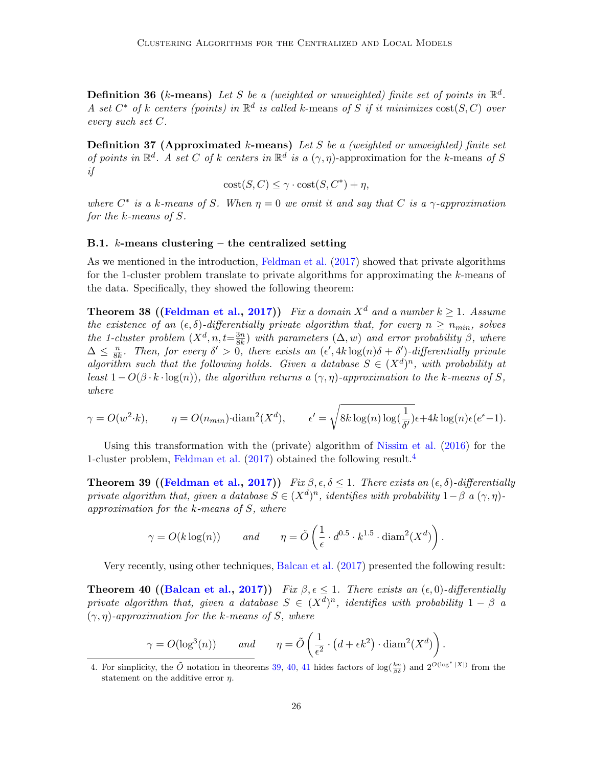**Definition 36 ($k$-means)** *Let $S$ be a (weighted or unweighted) finite set of points in $\mathbb{R}^d$. A set $C^*$ of $k$ centers (points) in $\mathbb{R}^d$ is called $k$-means of $S$ if it minimizes $\text{cost}(S, C)$ over every such set $C$.*

**Definition 37 (Approximated $k$-means)** *Let $S$ be a (weighted or unweighted) finite set of points in $\mathbb{R}^d$. A set $C$ of $k$ centers in $\mathbb{R}^d$ is a $(\gamma, \eta)$-approximation for the $k$-means of $S$ if*

$$\text{cost}(S, C) \leq \gamma \cdot \text{cost}(S, C^*) + \eta,$$

*where $C^*$ is a $k$-means of $S$. When $\eta = 0$ we omit it and say that $C$ is a $\gamma$-approximation for the $k$-means of $S$.*

### B.1. $k$-means clustering – the centralized setting

As we mentioned in the introduction, Feldman et al. (2017) showed that private algorithms for the 1-cluster problem translate to private algorithms for approximating the $k$-means of the data. Specifically, they showed the following theorem:

**Theorem 38 ((Feldman et al., 2017))** *Fix a domain $X^d$ and a number $k \geq 1$. Assume the existence of an $(\epsilon, \delta)$-differentially private algorithm that, for every $n \geq n_{min}$, solves the 1-cluster problem $(X^d, n, t{=}\frac{3n}{8k})$ with parameters $(\Delta, w)$ and error probability $\beta$, where $\Delta \leq \frac{n}{8k}$. Then, for every $\delta' > 0$, there exists an $(\epsilon', 4k\log(n)\delta + \delta')$-differentially private algorithm such that the following holds. Given a database $S \in (X^d)^n$, with probability at least $1 - O(\beta \cdot k \cdot \log(n))$, the algorithm returns a $(\gamma, \eta)$-approximation to the $k$-means of $S$, where*

$$\gamma = O(w^2 {\cdot} k), \qquad \eta = O(n_{min}){\cdot}\text{diam}^2(X^d), \qquad \epsilon' = \sqrt{8k\log(n)\log(\frac{1}{\delta'})}\epsilon + 4k\log(n)\epsilon(e^\epsilon - 1).$$

Using this transformation with the (private) algorithm of Nissim et al. (2016) for the 1-cluster problem, Feldman et al. (2017) obtained the following result.[4]

**Theorem 39 ((Feldman et al., 2017))** *Fix $\beta, \epsilon, \delta \leq 1$. There exists an $(\epsilon, \delta)$-differentially private algorithm that, given a database $S \in (X^d)^n$, identifies with probability $1 - \beta$ a $(\gamma, \eta)$-approximation for the $k$-means of $S$, where*

$$\gamma = O(k\log(n)) \qquad \text{and} \qquad \eta = \tilde{O}\left(\frac{1}{\epsilon} \cdot d^{0.5} \cdot k^{1.5} \cdot \text{diam}^2(X^d)\right).$$

Very recently, using other techniques, Balcan et al. (2017) presented the following result:

**Theorem 40 ((Balcan et al., 2017))** *Fix $\beta, \epsilon \leq 1$. There exists an $(\epsilon, 0)$-differentially private algorithm that, given a database $S \in (X^d)^n$, identifies with probability $1 - \beta$ a $(\gamma, \eta)$-approximation for the $k$-means of $S$, where*

$$\gamma = O(\log^3(n)) \qquad \text{and} \qquad \eta = \tilde{O}\left(\frac{1}{\epsilon^2} \cdot \left(d + \epsilon k^2\right) \cdot \text{diam}^2(X^d)\right).$$

4. For simplicity, the $\tilde{O}$ notation in theorems 39, 40, 41 hides factors of $\log(\frac{kn}{\beta\delta})$ and $2^{O(\log^*|X|)}$ from the statement on the additive error $\eta$.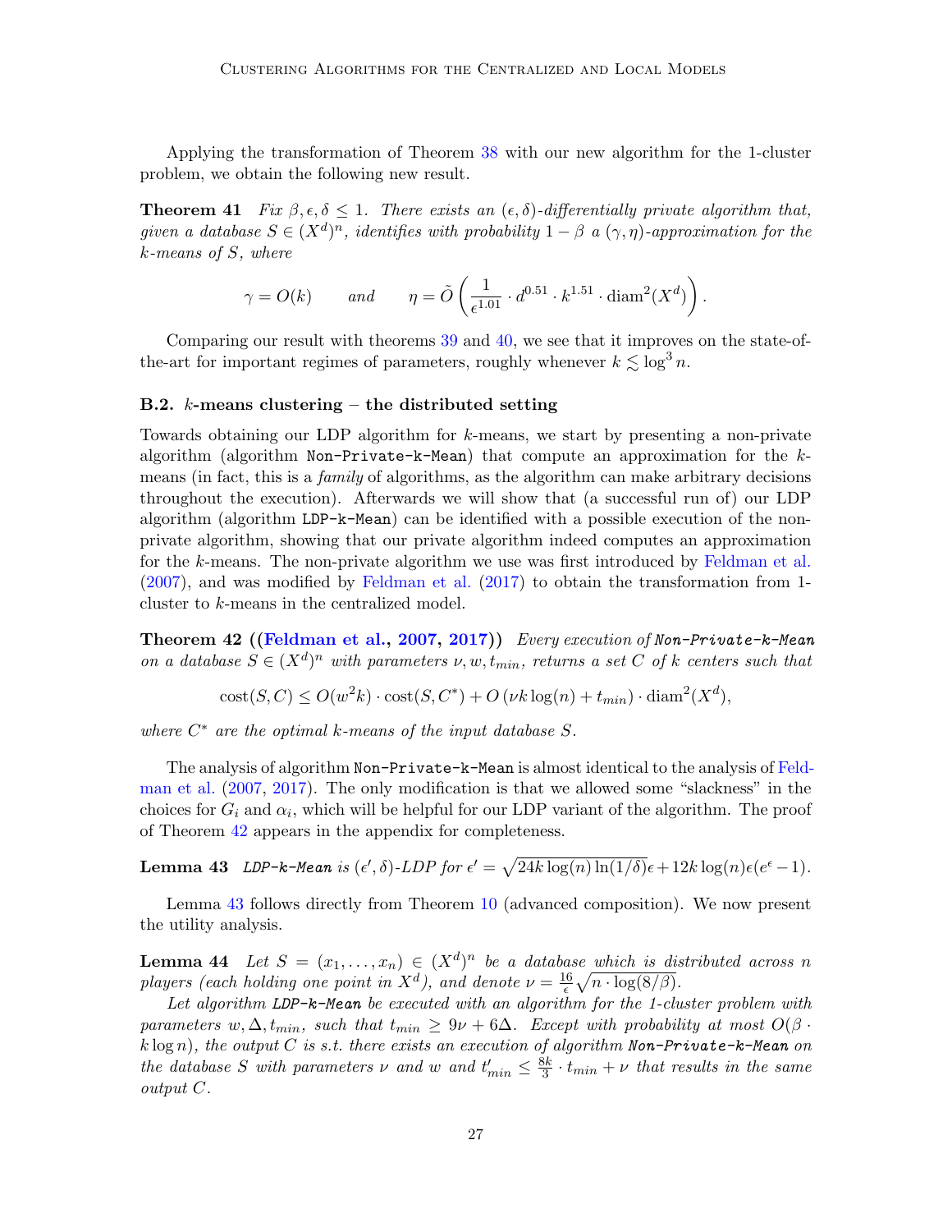Applying the transformation of Theorem 38 with our new algorithm for the 1-cluster problem, we obtain the following new result.

**Theorem 41** *Fix $\beta, \epsilon, \delta \leq 1$. There exists an $(\epsilon, \delta)$-differentially private algorithm that, given a database $S \in (X^d)^n$, identifies with probability $1 - \beta$ a $(\gamma, \eta)$-approximation for the $k$-means of $S$, where*

$$\gamma = O(k) \qquad \text{and} \qquad \eta = \tilde{O}\left(\frac{1}{\epsilon^{1.01}} \cdot d^{0.51} \cdot k^{1.51} \cdot \operatorname{diam}^2(X^d)\right).$$

Comparing our result with theorems 39 and 40, we see that it improves on the state-of-the-art for important regimes of parameters, roughly whenever $k \lesssim \log^3 n$.

### B.2. $k$-means clustering – the distributed setting

Towards obtaining our LDP algorithm for $k$-means, we start by presenting a non-private algorithm (algorithm `Non-Private-k-Mean`) that compute an approximation for the $k$-means (in fact, this is a *family* of algorithms, as the algorithm can make arbitrary decisions throughout the execution). Afterwards we will show that (a successful run of) our LDP algorithm (algorithm `LDP-k-Mean`) can be identified with a possible execution of the non-private algorithm, showing that our private algorithm indeed computes an approximation for the $k$-means. The non-private algorithm we use was first introduced by Feldman et al. (2007), and was modified by Feldman et al. (2017) to obtain the transformation from 1-cluster to $k$-means in the centralized model.

**Theorem 42 ((Feldman et al., 2007, 2017))** *Every execution of `Non-Private-k-Mean` on a database $S \in (X^d)^n$ with parameters $\nu, w, t_{min}$, returns a set $C$ of $k$ centers such that*

$$\operatorname{cost}(S, C) \leq O(w^2 k) \cdot \operatorname{cost}(S, C^*) + O\left(\nu k \log(n) + t_{min}\right) \cdot \operatorname{diam}^2(X^d),$$

*where $C^*$ are the optimal $k$-means of the input database $S$.*

The analysis of algorithm `Non-Private-k-Mean` is almost identical to the analysis of Feldman et al. (2007, 2017). The only modification is that we allowed some "slackness" in the choices for $G_i$ and $\alpha_i$, which will be helpful for our LDP variant of the algorithm. The proof of Theorem 42 appears in the appendix for completeness.

**Lemma 43** *`LDP-k-Mean` is $(\epsilon', \delta)$-LDP for $\epsilon' = \sqrt{24k \log(n) \ln(1/\delta)}\epsilon + 12k \log(n)\epsilon(e^\epsilon - 1)$.*

Lemma 43 follows directly from Theorem 10 (advanced composition). We now present the utility analysis.

**Lemma 44** *Let $S = (x_1, \ldots, x_n) \in (X^d)^n$ be a database which is distributed across $n$ players (each holding one point in $X^d$), and denote $\nu = \frac{16}{\epsilon}\sqrt{n \cdot \log(8/\beta)}$.*

*Let algorithm `LDP-k-Mean` be executed with an algorithm for the 1-cluster problem with parameters $w, \Delta, t_{min}$, such that $t_{min} \geq 9\nu + 6\Delta$. Except with probability at most $O(\beta \cdot k \log n)$, the output $C$ is s.t. there exists an execution of algorithm `Non-Private-k-Mean` on the database $S$ with parameters $\nu$ and $w$ and $t'_{min} \leq \frac{8k}{3} \cdot t_{min} + \nu$ that results in the same output $C$.*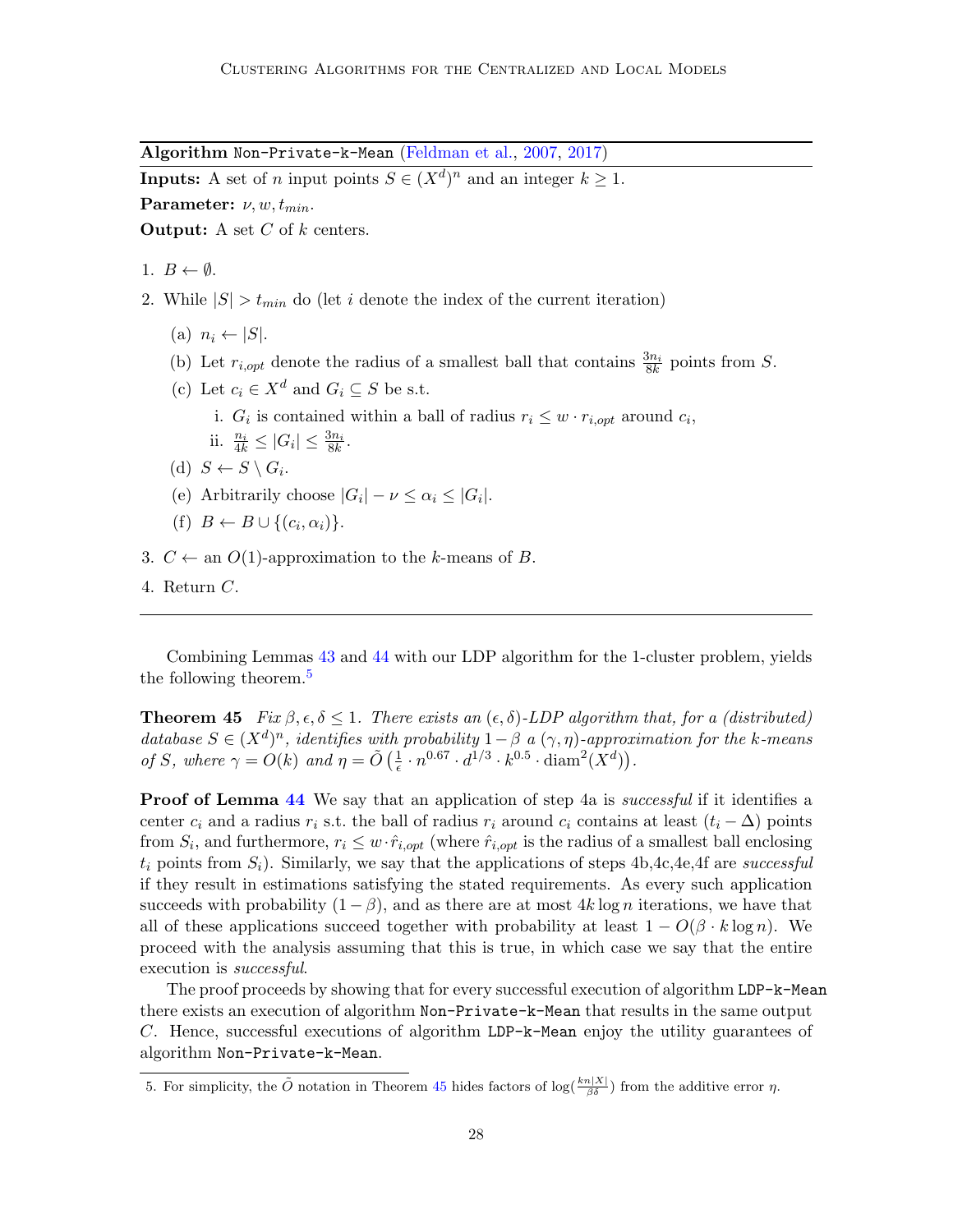**Algorithm** `Non-Private-k-Mean` (Feldman et al., 2007, 2017)

**Inputs:** A set of $n$ input points $S \in (X^d)^n$ and an integer $k \geq 1$.

**Parameter:** $\nu, w, t_{min}$.

**Output:** A set $C$ of $k$ centers.

1. $B \leftarrow \emptyset$.
2. While $|S| > t_{min}$ do (let $i$ denote the index of the current iteration)
   (a) $n_i \leftarrow |S|$.
   (b) Let $r_{i,opt}$ denote the radius of a smallest ball that contains $\frac{3n_i}{8k}$ points from $S$.
   (c) Let $c_i \in X^d$ and $G_i \subseteq S$ be s.t.
      i. $G_i$ is contained within a ball of radius $r_i \leq w \cdot r_{i,opt}$ around $c_i$,
      ii. $\frac{n_i}{4k} \leq |G_i| \leq \frac{3n_i}{8k}$.
   (d) $S \leftarrow S \setminus G_i$.
   (e) Arbitrarily choose $|G_i| - \nu \leq \alpha_i \leq |G_i|$.
   (f) $B \leftarrow B \cup \{(c_i, \alpha_i)\}$.
3. $C \leftarrow$ an $O(1)$-approximation to the $k$-means of $B$.
4. Return $C$.

---

Combining Lemmas 43 and 44 with our LDP algorithm for the 1-cluster problem, yields the following theorem.[5]

**Theorem 45** *Fix $\beta, \epsilon, \delta \leq 1$. There exists an $(\epsilon, \delta)$-LDP algorithm that, for a (distributed) database $S \in (X^d)^n$, identifies with probability $1 - \beta$ a $(\gamma, \eta)$-approximation for the k-means of $S$, where $\gamma = O(k)$ and $\eta = \tilde{O}\left(\frac{1}{\epsilon} \cdot n^{0.67} \cdot d^{1/3} \cdot k^{0.5} \cdot \mathrm{diam}^2(X^d)\right)$.*

**Proof of Lemma 44** We say that an application of step 4a is *successful* if it identifies a center $c_i$ and a radius $r_i$ s.t. the ball of radius $r_i$ around $c_i$ contains at least $(t_i - \Delta)$ points from $S_i$, and furthermore, $r_i \leq w \cdot \hat{r}_{i,opt}$ (where $\hat{r}_{i,opt}$ is the radius of a smallest ball enclosing $t_i$ points from $S_i$). Similarly, we say that the applications of steps 4b,4c,4e,4f are *successful* if they result in estimations satisfying the stated requirements. As every such application succeeds with probability $(1 - \beta)$, and as there are at most $4k \log n$ iterations, we have that all of these applications succeed together with probability at least $1 - O(\beta \cdot k \log n)$. We proceed with the analysis assuming that this is true, in which case we say that the entire execution is *successful*.

The proof proceeds by showing that for every successful execution of algorithm `LDP-k-Mean` there exists an execution of algorithm `Non-Private-k-Mean` that results in the same output $C$. Hence, successful executions of algorithm `LDP-k-Mean` enjoy the utility guarantees of algorithm `Non-Private-k-Mean`.

---

5. For simplicity, the $\tilde{O}$ notation in Theorem 45 hides factors of $\log(\frac{kn|X|}{\beta\delta})$ from the additive error $\eta$.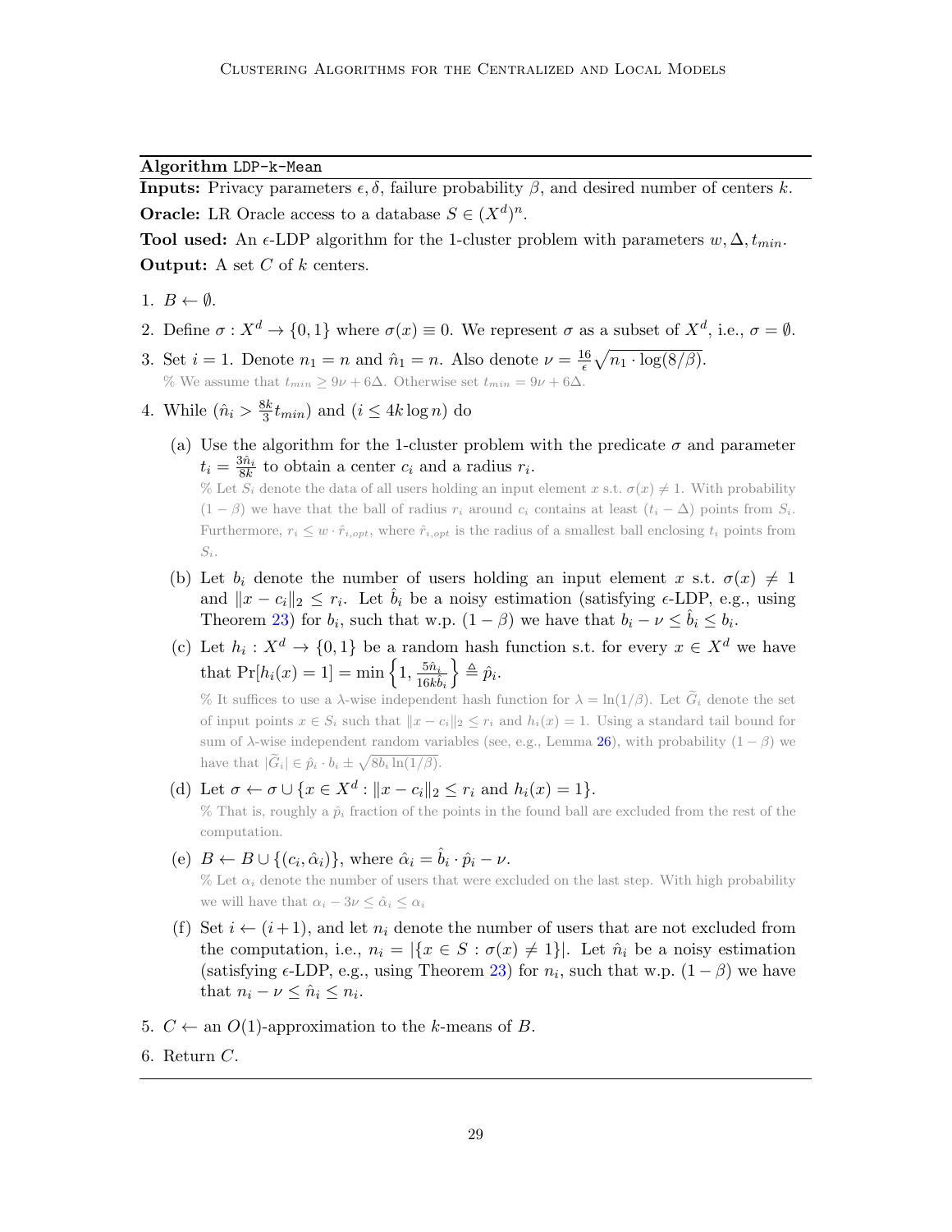**Algorithm** `LDP-k-Mean`

**Inputs:** Privacy parameters $\epsilon, \delta$, failure probability $\beta$, and desired number of centers $k$.

**Oracle:** LR Oracle access to a database $S \in (X^d)^n$.

**Tool used:** An $\epsilon$-LDP algorithm for the 1-cluster problem with parameters $w, \Delta, t_{min}$.

**Output:** A set $C$ of $k$ centers.

1. $B \leftarrow \emptyset$.
2. Define $\sigma : X^d \to \{0, 1\}$ where $\sigma(x) \equiv 0$. We represent $\sigma$ as a subset of $X^d$, i.e., $\sigma = \emptyset$.
3. Set $i = 1$. Denote $n_1 = n$ and $\hat{n}_1 = n$. Also denote $\nu = \frac{16}{\epsilon}\sqrt{n_1 \cdot \log(8/\beta)}$.
   % We assume that $t_{min} \geq 9\nu + 6\Delta$. Otherwise set $t_{min} = 9\nu + 6\Delta$.
4. While $(\hat{n}_i > \frac{8k}{3} t_{min})$ and $(i \leq 4k \log n)$ do
   (a) Use the algorithm for the 1-cluster problem with the predicate $\sigma$ and parameter $t_i = \frac{3\hat{n}_i}{8k}$ to obtain a center $c_i$ and a radius $r_i$.
   % Let $S_i$ denote the data of all users holding an input element $x$ s.t. $\sigma(x) \neq 1$. With probability $(1 - \beta)$ we have that the ball of radius $r_i$ around $c_i$ contains at least $(t_i - \Delta)$ points from $S_i$. Furthermore, $r_i \leq w \cdot \hat{r}_{i,opt}$, where $\hat{r}_{i,opt}$ is the radius of a smallest ball enclosing $t_i$ points from $S_i$.
   (b) Let $b_i$ denote the number of users holding an input element $x$ s.t. $\sigma(x) \neq 1$ and $\|x - c_i\|_2 \leq r_i$. Let $\hat{b}_i$ be a noisy estimation (satisfying $\epsilon$-LDP, e.g., using Theorem 23) for $b_i$, such that w.p. $(1 - \beta)$ we have that $b_i - \nu \leq \hat{b}_i \leq b_i$.
   (c) Let $h_i : X^d \to \{0, 1\}$ be a random hash function s.t. for every $x \in X^d$ we have that $\Pr[h_i(x) = 1] = \min\left\{1, \frac{5\hat{n}_i}{16k\hat{b}_i}\right\} \triangleq \hat{p}_i$.
   % It suffices to use a $\lambda$-wise independent hash function for $\lambda = \ln(1/\beta)$. Let $\widetilde{G}_i$ denote the set of input points $x \in S_i$ such that $\|x - c_i\|_2 \leq r_i$ and $h_i(x) = 1$. Using a standard tail bound for sum of $\lambda$-wise independent random variables (see, e.g., Lemma 26), with probability $(1 - \beta)$ we have that $|\widetilde{G}_i| \in \hat{p}_i \cdot b_i \pm \sqrt{8b_i \ln(1/\beta)}$.
   (d) Let $\sigma \leftarrow \sigma \cup \{x \in X^d : \|x - c_i\|_2 \leq r_i \text{ and } h_i(x) = 1\}$.
   % That is, roughly a $\hat{p}_i$ fraction of the points in the found ball are excluded from the rest of the computation.
   (e) $B \leftarrow B \cup \{(c_i, \hat{\alpha}_i)\}$, where $\hat{\alpha}_i = \hat{b}_i \cdot \hat{p}_i - \nu$.
   % Let $\alpha_i$ denote the number of users that were excluded on the last step. With high probability we will have that $\alpha_i - 3\nu \leq \hat{\alpha}_i \leq \alpha_i$
   (f) Set $i \leftarrow (i+1)$, and let $n_i$ denote the number of users that are not excluded from the computation, i.e., $n_i = |\{x \in S : \sigma(x) \neq 1\}|$. Let $\hat{n}_i$ be a noisy estimation (satisfying $\epsilon$-LDP, e.g., using Theorem 23) for $n_i$, such that w.p. $(1 - \beta)$ we have that $n_i - \nu \leq \hat{n}_i \leq n_i$.
5. $C \leftarrow$ an $O(1)$-approximation to the $k$-means of $B$.
6. Return $C$.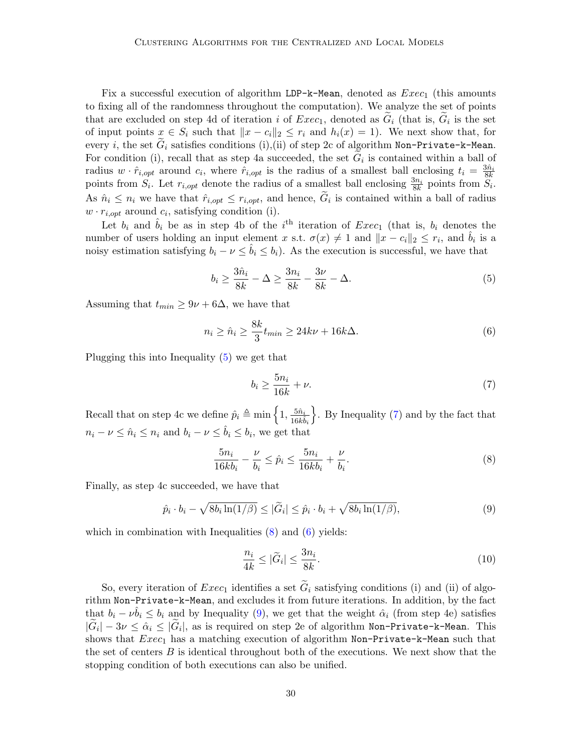Fix a successful execution of algorithm `LDP-k-Mean`, denoted as $Exec_1$ (this amounts to fixing all of the randomness throughout the computation). We analyze the set of points that are excluded on step 4d of iteration $i$ of $Exec_1$, denoted as $\widetilde{G}_i$ (that is, $\widetilde{G}_i$ is the set of input points $x \in S_i$ such that $\|x - c_i\|_2 \leq r_i$ and $h_i(x) = 1$). We next show that, for every $i$, the set $\widetilde{G}_i$ satisfies conditions (i),(ii) of step 2c of algorithm `Non-Private-k-Mean`. For condition (i), recall that as step 4a succeeded, the set $\widetilde{G}_i$ is contained within a ball of radius $w \cdot \hat{r}_{i,opt}$ around $c_i$, where $\hat{r}_{i,opt}$ is the radius of a smallest ball enclosing $t_i = \frac{3\hat{n}_i}{8k}$ points from $S_i$. Let $r_{i,opt}$ denote the radius of a smallest ball enclosing $\frac{3n_i}{8k}$ points from $S_i$. As $\hat{n}_i \leq n_i$ we have that $\hat{r}_{i,opt} \leq r_{i,opt}$, and hence, $\widetilde{G}_i$ is contained within a ball of radius $w \cdot r_{i,opt}$ around $c_i$, satisfying condition (i).

Let $b_i$ and $\hat{b}_i$ be as in step 4b of the $i^{\text{th}}$ iteration of $Exec_1$ (that is, $b_i$ denotes the number of users holding an input element $x$ s.t. $\sigma(x) \neq 1$ and $\|x - c_i\|_2 \leq r_i$, and $\hat{b}_i$ is a noisy estimation satisfying $b_i - \nu \leq \hat{b}_i \leq b_i$). As the execution is successful, we have that

$$b_i \geq \frac{3\hat{n}_i}{8k} - \Delta \geq \frac{3n_i}{8k} - \frac{3\nu}{8k} - \Delta. \tag{5}$$

Assuming that $t_{min} \geq 9\nu + 6\Delta$, we have that

$$n_i \geq \hat{n}_i \geq \frac{8k}{3} t_{min} \geq 24k\nu + 16k\Delta. \tag{6}$$

Plugging this into Inequality (5) we get that

$$b_i \geq \frac{5n_i}{16k} + \nu. \tag{7}$$

Recall that on step 4c we define $\hat{p}_i \triangleq \min\left\{1, \frac{5\hat{n}_i}{16k\hat{b}_i}\right\}$. By Inequality (7) and by the fact that $n_i - \nu \leq \hat{n}_i \leq n_i$ and $b_i - \nu \leq \hat{b}_i \leq b_i$, we get that

$$\frac{5n_i}{16kb_i} - \frac{\nu}{b_i} \leq \hat{p}_i \leq \frac{5n_i}{16kb_i} + \frac{\nu}{b_i}. \tag{8}$$

Finally, as step 4c succeeded, we have that

$$\hat{p}_i \cdot b_i - \sqrt{8b_i \ln(1/\beta)} \leq |\widetilde{G}_i| \leq \hat{p}_i \cdot b_i + \sqrt{8b_i \ln(1/\beta)}, \tag{9}$$

which in combination with Inequalities (8) and (6) yields:

$$\frac{n_i}{4k} \leq |\widetilde{G}_i| \leq \frac{3n_i}{8k}. \tag{10}$$

So, every iteration of $Exec_1$ identifies a set $\widetilde{G}_i$ satisfying conditions (i) and (ii) of algorithm `Non-Private-k-Mean`, and excludes it from future iterations. In addition, by the fact that $b_i - \nu\hat{b}_i \leq b_i$ and by Inequality (9), we get that the weight $\hat{\alpha}_i$ (from step 4e) satisfies $|\widetilde{G}_i| - 3\nu \leq \hat{\alpha}_i \leq |\widetilde{G}_i|$, as is required on step 2e of algorithm `Non-Private-k-Mean`. This shows that $Exec_1$ has a matching execution of algorithm `Non-Private-k-Mean` such that the set of centers $B$ is identical throughout both of the executions. We next show that the stopping condition of both executions can also be unified.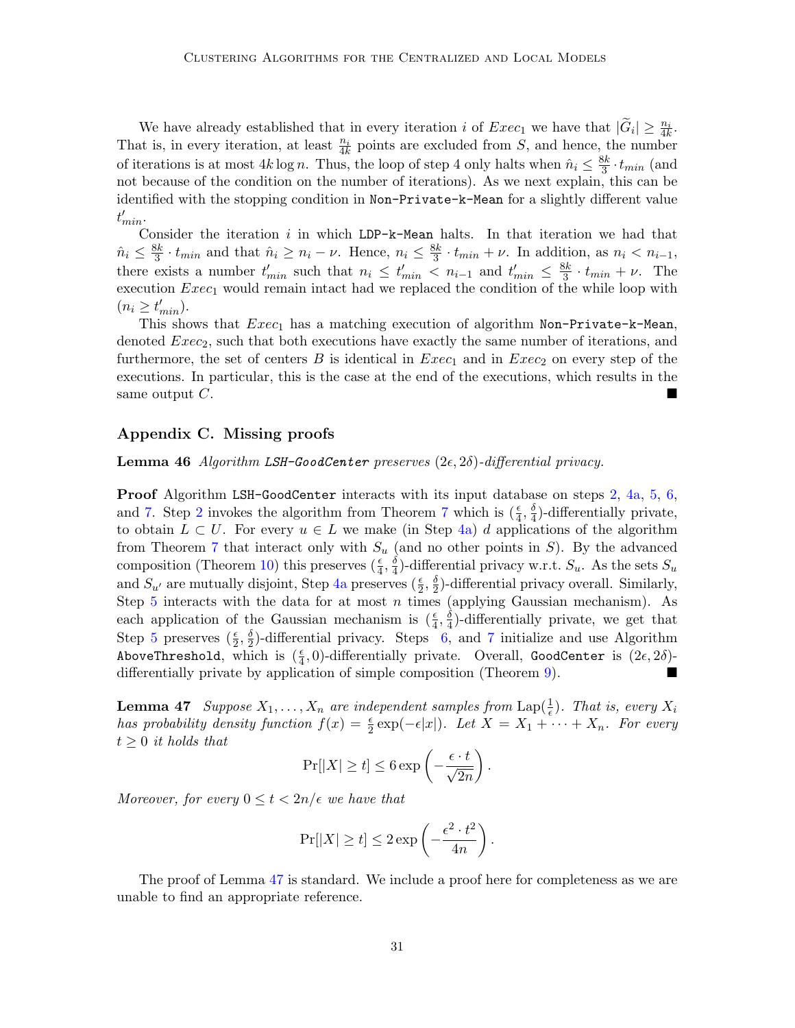We have already established that in every iteration $i$ of $Exec_1$ we have that $|\widetilde{G}_i| \geq \frac{n_i}{4k}$. That is, in every iteration, at least $\frac{n_i}{4k}$ points are excluded from $S$, and hence, the number of iterations is at most $4k \log n$. Thus, the loop of step 4 only halts when $\hat{n}_i \leq \frac{8k}{3} \cdot t_{min}$ (and not because of the condition on the number of iterations). As we next explain, this can be identified with the stopping condition in `Non-Private-k-Mean` for a slightly different value $t'_{min}$.

Consider the iteration $i$ in which `LDP-k-Mean` halts. In that iteration we had that $\hat{n}_i \leq \frac{8k}{3} \cdot t_{min}$ and that $\hat{n}_i \geq n_i - \nu$. Hence, $n_i \leq \frac{8k}{3} \cdot t_{min} + \nu$. In addition, as $n_i < n_{i-1}$, there exists a number $t'_{min}$ such that $n_i \leq t'_{min} < n_{i-1}$ and $t'_{min} \leq \frac{8k}{3} \cdot t_{min} + \nu$. The execution $Exec_1$ would remain intact had we replaced the condition of the while loop with $(n_i \geq t'_{min})$.

This shows that $Exec_1$ has a matching execution of algorithm `Non-Private-k-Mean`, denoted $Exec_2$, such that both executions have exactly the same number of iterations, and furthermore, the set of centers $B$ is identical in $Exec_1$ and in $Exec_2$ on every step of the executions. In particular, this is the case at the end of the executions, which results in the same output $C$. ■

## Appendix C. Missing proofs

**Lemma 46** *Algorithm `LSH-GoodCenter` preserves $(2\epsilon, 2\delta)$-differential privacy.*

**Proof** Algorithm `LSH-GoodCenter` interacts with its input database on steps 2, 4a, 5, 6, and 7. Step 2 invokes the algorithm from Theorem 7 which is $(\frac{\epsilon}{4}, \frac{\delta}{4})$-differentially private, to obtain $L \subset U$. For every $u \in L$ we make (in Step 4a) $d$ applications of the algorithm from Theorem 7 that interact only with $S_u$ (and no other points in $S$). By the advanced composition (Theorem 10) this preserves $(\frac{\epsilon}{4}, \frac{\delta}{4})$-differential privacy w.r.t. $S_u$. As the sets $S_u$ and $S_{u'}$ are mutually disjoint, Step 4a preserves $(\frac{\epsilon}{2}, \frac{\delta}{2})$-differential privacy overall. Similarly, Step 5 interacts with the data for at most $n$ times (applying Gaussian mechanism). As each application of the Gaussian mechanism is $(\frac{\epsilon}{4}, \frac{\delta}{4})$-differentially private, we get that Step 5 preserves $(\frac{\epsilon}{2}, \frac{\delta}{2})$-differential privacy. Steps 6, and 7 initialize and use Algorithm `AboveThreshold`, which is $(\frac{\epsilon}{4}, 0)$-differentially private. Overall, `GoodCenter` is $(2\epsilon, 2\delta)$-differentially private by application of simple composition (Theorem 9). ■

**Lemma 47** *Suppose $X_1, \ldots, X_n$ are independent samples from $\text{Lap}(\frac{1}{\epsilon})$. That is, every $X_i$ has probability density function $f(x) = \frac{\epsilon}{2}\exp(-\epsilon|x|)$. Let $X = X_1 + \cdots + X_n$. For every $t \geq 0$ it holds that*

$$\Pr[|X| \geq t] \leq 6 \exp\left(-\frac{\epsilon \cdot t}{\sqrt{2n}}\right).$$

*Moreover, for every $0 \leq t < 2n/\epsilon$ we have that*

$$\Pr[|X| \geq t] \leq 2 \exp\left(-\frac{\epsilon^2 \cdot t^2}{4n}\right).$$

The proof of Lemma 47 is standard. We include a proof here for completeness as we are unable to find an appropriate reference.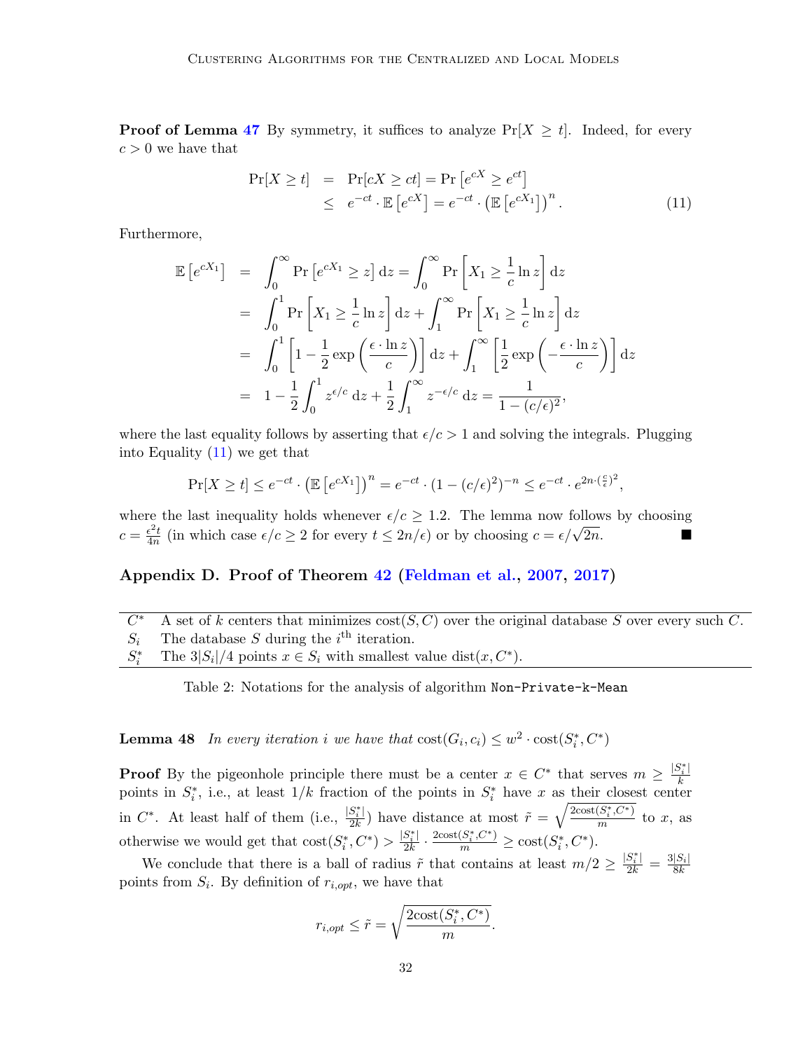**Proof of Lemma 47** By symmetry, it suffices to analyze $\Pr[X \geq t]$. Indeed, for every $c > 0$ we have that

$$
\begin{aligned}
\Pr[X \geq t] &= \Pr[cX \geq ct] = \Pr\left[e^{cX} \geq e^{ct}\right] \\
&\leq e^{-ct} \cdot \mathbb{E}\left[e^{cX}\right] = e^{-ct} \cdot \left(\mathbb{E}\left[e^{cX_1}\right]\right)^n. \qquad (11)
\end{aligned}
$$

Furthermore,

$$
\begin{aligned}
\mathbb{E}\left[e^{cX_1}\right] &= \int_0^\infty \Pr\left[e^{cX_1} \geq z\right] \mathrm{d}z = \int_0^\infty \Pr\left[X_1 \geq \frac{1}{c}\ln z\right] \mathrm{d}z \\
&= \int_0^1 \Pr\left[X_1 \geq \frac{1}{c}\ln z\right] \mathrm{d}z + \int_1^\infty \Pr\left[X_1 \geq \frac{1}{c}\ln z\right] \mathrm{d}z \\
&= \int_0^1 \left[1 - \frac{1}{2}\exp\left(\frac{\epsilon \cdot \ln z}{c}\right)\right] \mathrm{d}z + \int_1^\infty \left[\frac{1}{2}\exp\left(-\frac{\epsilon \cdot \ln z}{c}\right)\right] \mathrm{d}z \\
&= 1 - \frac{1}{2}\int_0^1 z^{\epsilon/c}\,\mathrm{d}z + \frac{1}{2}\int_1^\infty z^{-\epsilon/c}\,\mathrm{d}z = \frac{1}{1-(c/\epsilon)^2},
\end{aligned}
$$

where the last equality follows by asserting that $\epsilon/c > 1$ and solving the integrals. Plugging into Equality (11) we get that

$$
\Pr[X \geq t] \leq e^{-ct} \cdot \left(\mathbb{E}\left[e^{cX_1}\right]\right)^n = e^{-ct} \cdot (1-(c/\epsilon)^2)^{-n} \leq e^{-ct} \cdot e^{2n \cdot (\frac{c}{\epsilon})^2},
$$

where the last inequality holds whenever $\epsilon/c \geq 1.2$. The lemma now follows by choosing $c = \frac{\epsilon^2 t}{4n}$ (in which case $\epsilon/c \geq 2$ for every $t \leq 2n/\epsilon$) or by choosing $c = \epsilon/\sqrt{2n}$. ∎

## Appendix D. Proof of Theorem 42 (Feldman et al., 2007, 2017)

| | |
|---|---|
| $C^*$ | A set of $k$ centers that minimizes $\mathrm{cost}(S, C)$ over the original database $S$ over every such $C$. |
| $S_i$ | The database $S$ during the $i^{\text{th}}$ iteration. |
| $S_i^*$ | The $3\lvert S_i\rvert/4$ points $x \in S_i$ with smallest value $\mathrm{dist}(x, C^*)$. |

Table 2: Notations for the analysis of algorithm `Non-Private-k-Mean`

**Lemma 48** *In every iteration $i$ we have that $\mathrm{cost}(G_i, c_i) \leq w^2 \cdot \mathrm{cost}(S_i^*, C^*)$*

**Proof** By the pigeonhole principle there must be a center $x \in C^*$ that serves $m \geq \frac{|S_i^*|}{k}$ points in $S_i^*$, i.e., at least $1/k$ fraction of the points in $S_i^*$ have $x$ as their closest center in $C^*$. At least half of them (i.e., $\frac{|S_i^*|}{2k}$) have distance at most $\tilde{r} = \sqrt{\frac{2\mathrm{cost}(S_i^*, C^*)}{m}}$ to $x$, as otherwise we would get that $\mathrm{cost}(S_i^*, C^*) > \frac{|S_i^*|}{2k} \cdot \frac{2\mathrm{cost}(S_i^*, C^*)}{m} \geq \mathrm{cost}(S_i^*, C^*)$.

We conclude that there is a ball of radius $\tilde{r}$ that contains at least $m/2 \geq \frac{|S_i^*|}{2k} = \frac{3|S_i|}{8k}$ points from $S_i$. By definition of $r_{i,opt}$, we have that

$$
r_{i,opt} \leq \tilde{r} = \sqrt{\frac{2\mathrm{cost}(S_i^*, C^*)}{m}}.
$$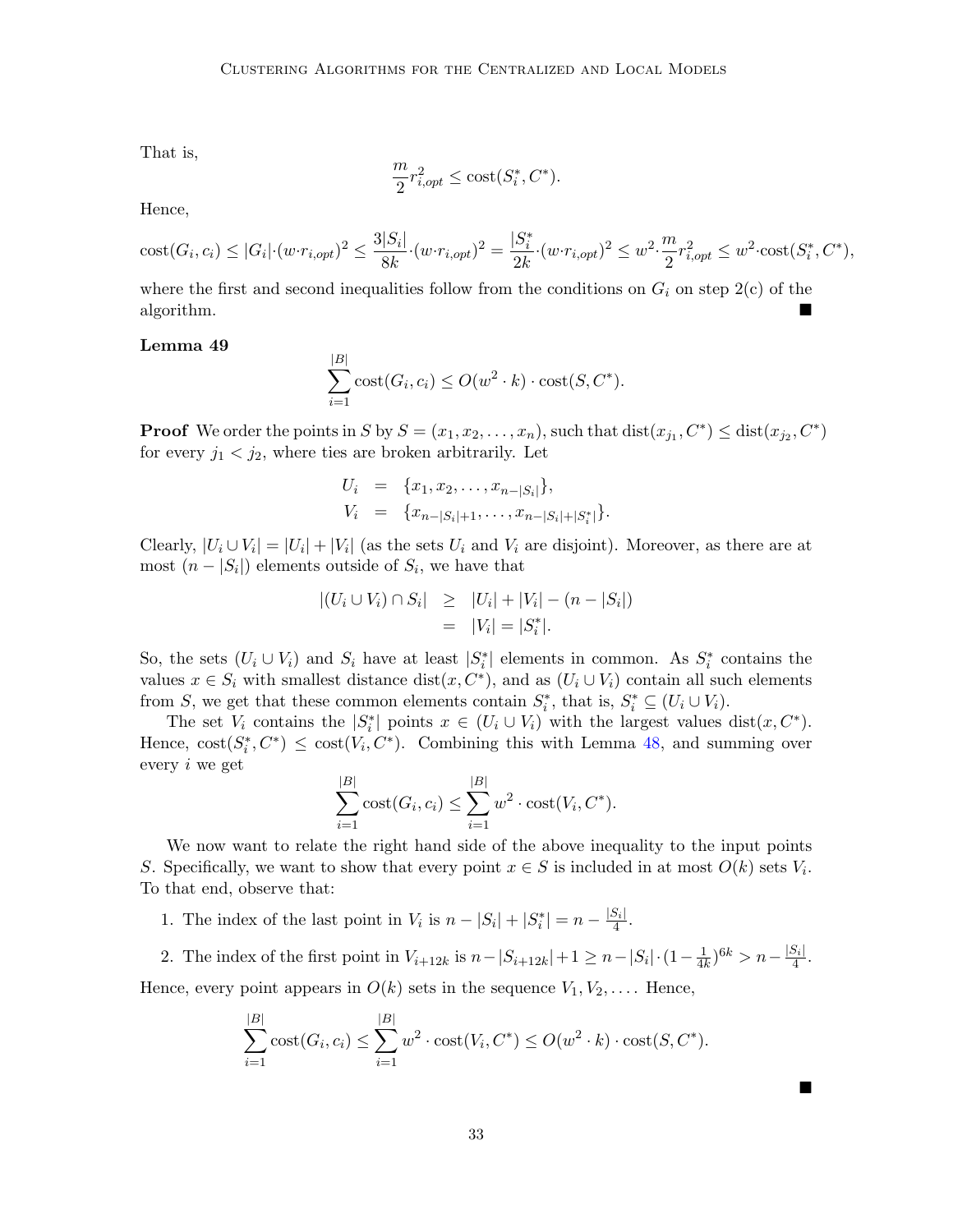That is,

$$\frac{m}{2} r_{i,opt}^2 \leq \text{cost}(S_i^*, C^*).$$

Hence,

$$\text{cost}(G_i, c_i) \leq |G_i| \cdot (w \cdot r_{i,opt})^2 \leq \frac{3|S_i|}{8k} \cdot (w \cdot r_{i,opt})^2 = \frac{|S_i^*|}{2k} \cdot (w \cdot r_{i,opt})^2 \leq w^2 \cdot \frac{m}{2} r_{i,opt}^2 \leq w^2 \cdot \text{cost}(S_i^*, C^*),$$

where the first and second inequalities follow from the conditions on $G_i$ on step 2(c) of the algorithm. ■

**Lemma 49**

$$\sum_{i=1}^{|B|} \text{cost}(G_i, c_i) \leq O(w^2 \cdot k) \cdot \text{cost}(S, C^*).$$

**Proof** We order the points in $S$ by $S = (x_1, x_2, \ldots, x_n)$, such that $\text{dist}(x_{j_1}, C^*) \leq \text{dist}(x_{j_2}, C^*)$ for every $j_1 < j_2$, where ties are broken arbitrarily. Let

$$\begin{aligned} U_i &= \{x_1, x_2, \ldots, x_{n-|S_i|}\}, \\ V_i &= \{x_{n-|S_i|+1}, \ldots, x_{n-|S_i|+|S_i^*|}\}. \end{aligned}$$

Clearly, $|U_i \cup V_i| = |U_i| + |V_i|$ (as the sets $U_i$ and $V_i$ are disjoint). Moreover, as there are at most $(n - |S_i|)$ elements outside of $S_i$, we have that

$$\begin{aligned} |(U_i \cup V_i) \cap S_i| &\geq |U_i| + |V_i| - (n - |S_i|) \\ &= |V_i| = |S_i^*|. \end{aligned}$$

So, the sets $(U_i \cup V_i)$ and $S_i$ have at least $|S_i^*|$ elements in common. As $S_i^*$ contains the values $x \in S_i$ with smallest distance $\text{dist}(x, C^*)$, and as $(U_i \cup V_i)$ contain all such elements from $S$, we get that these common elements contain $S_i^*$, that is, $S_i^* \subseteq (U_i \cup V_i)$.

The set $V_i$ contains the $|S_i^*|$ points $x \in (U_i \cup V_i)$ with the largest values $\text{dist}(x, C^*)$. Hence, $\text{cost}(S_i^*, C^*) \leq \text{cost}(V_i, C^*)$. Combining this with Lemma 48, and summing over every $i$ we get

$$\sum_{i=1}^{|B|} \text{cost}(G_i, c_i) \leq \sum_{i=1}^{|B|} w^2 \cdot \text{cost}(V_i, C^*).$$

We now want to relate the right hand side of the above inequality to the input points $S$. Specifically, we want to show that every point $x \in S$ is included in at most $O(k)$ sets $V_i$. To that end, observe that:

1. The index of the last point in $V_i$ is $n - |S_i| + |S_i^*| = n - \frac{|S_i|}{4}$.
2. The index of the first point in $V_{i+12k}$ is $n - |S_{i+12k}| + 1 \geq n - |S_i| \cdot (1 - \frac{1}{4k})^{6k} > n - \frac{|S_i|}{4}$.

Hence, every point appears in $O(k)$ sets in the sequence $V_1, V_2, \ldots$. Hence,

$$\sum_{i=1}^{|B|} \text{cost}(G_i, c_i) \leq \sum_{i=1}^{|B|} w^2 \cdot \text{cost}(V_i, C^*) \leq O(w^2 \cdot k) \cdot \text{cost}(S, C^*).$$

■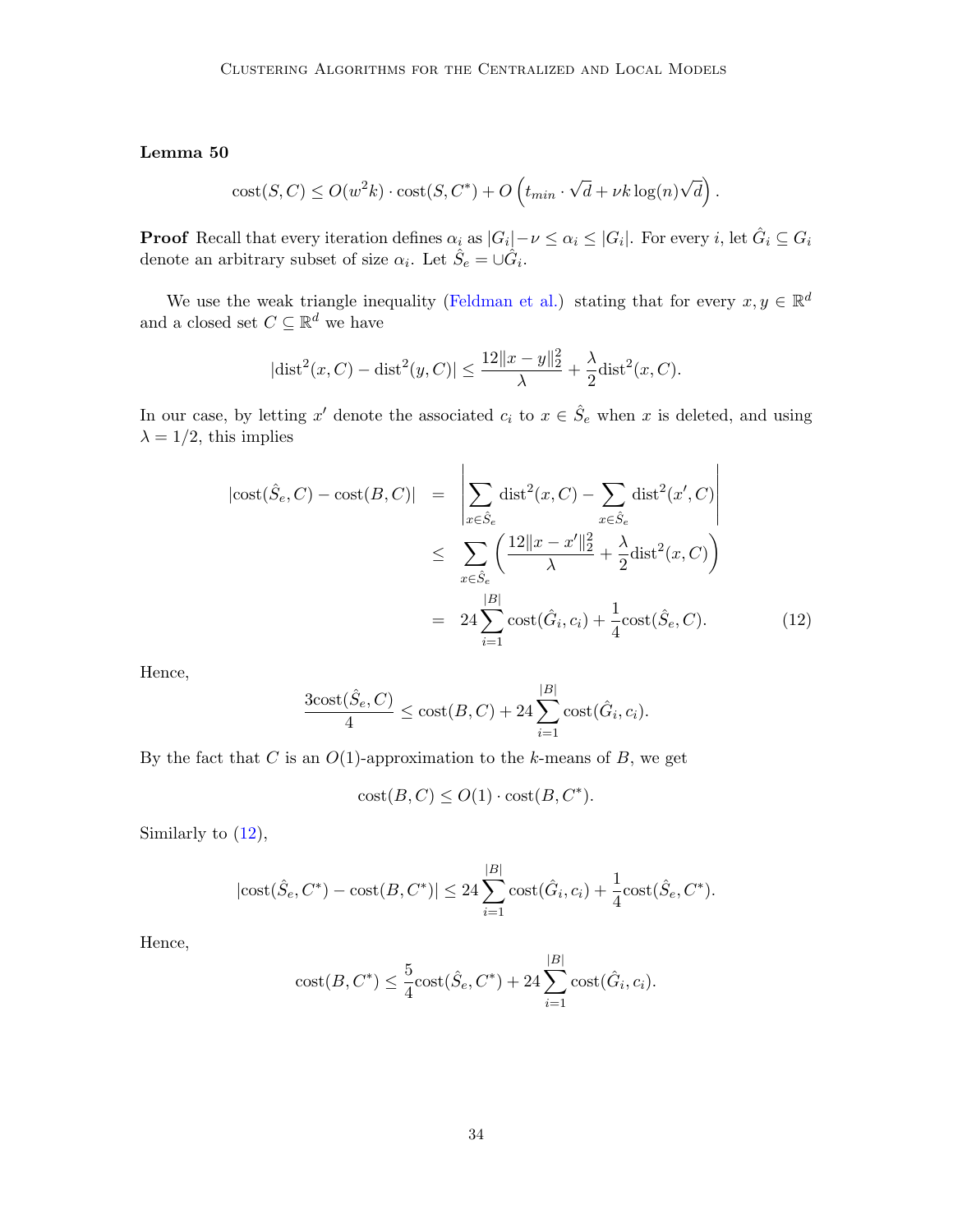**Lemma 50**

$$\text{cost}(S, C) \leq O(w^2 k) \cdot \text{cost}(S, C^*) + O\left(t_{min} \cdot \sqrt{d} + \nu k \log(n) \sqrt{d}\right).$$

**Proof** Recall that every iteration defines $\alpha_i$ as $|G_i| - \nu \leq \alpha_i \leq |G_i|$. For every $i$, let $\hat{G}_i \subseteq G_i$ denote an arbitrary subset of size $\alpha_i$. Let $\hat{S}_e = \cup \hat{G}_i$.

We use the weak triangle inequality (Feldman et al.) stating that for every $x, y \in \mathbb{R}^d$ and a closed set $C \subseteq \mathbb{R}^d$ we have

$$|\text{dist}^2(x, C) - \text{dist}^2(y, C)| \leq \frac{12\|x - y\|_2^2}{\lambda} + \frac{\lambda}{2}\text{dist}^2(x, C).$$

In our case, by letting $x'$ denote the associated $c_i$ to $x \in \hat{S}_e$ when $x$ is deleted, and using $\lambda = 1/2$, this implies

$$\begin{aligned}
|\text{cost}(\hat{S}_e, C) - \text{cost}(B, C)| &= \left| \sum_{x \in \hat{S}_e} \text{dist}^2(x, C) - \sum_{x \in \hat{S}_e} \text{dist}^2(x', C) \right| \\
&\leq \sum_{x \in \hat{S}_e} \left( \frac{12\|x - x'\|_2^2}{\lambda} + \frac{\lambda}{2}\text{dist}^2(x, C) \right) \\
&= 24 \sum_{i=1}^{|B|} \text{cost}(\hat{G}_i, c_i) + \frac{1}{4}\text{cost}(\hat{S}_e, C). \qquad (12)
\end{aligned}$$

Hence,

$$\frac{3\text{cost}(\hat{S}_e, C)}{4} \leq \text{cost}(B, C) + 24 \sum_{i=1}^{|B|} \text{cost}(\hat{G}_i, c_i).$$

By the fact that $C$ is an $O(1)$-approximation to the $k$-means of $B$, we get

$$\text{cost}(B, C) \leq O(1) \cdot \text{cost}(B, C^*).$$

Similarly to (12),

$$|\text{cost}(\hat{S}_e, C^*) - \text{cost}(B, C^*)| \leq 24 \sum_{i=1}^{|B|} \text{cost}(\hat{G}_i, c_i) + \frac{1}{4}\text{cost}(\hat{S}_e, C^*).$$

Hence,

$$\text{cost}(B, C^*) \leq \frac{5}{4}\text{cost}(\hat{S}_e, C^*) + 24 \sum_{i=1}^{|B|} \text{cost}(\hat{G}_i, c_i).$$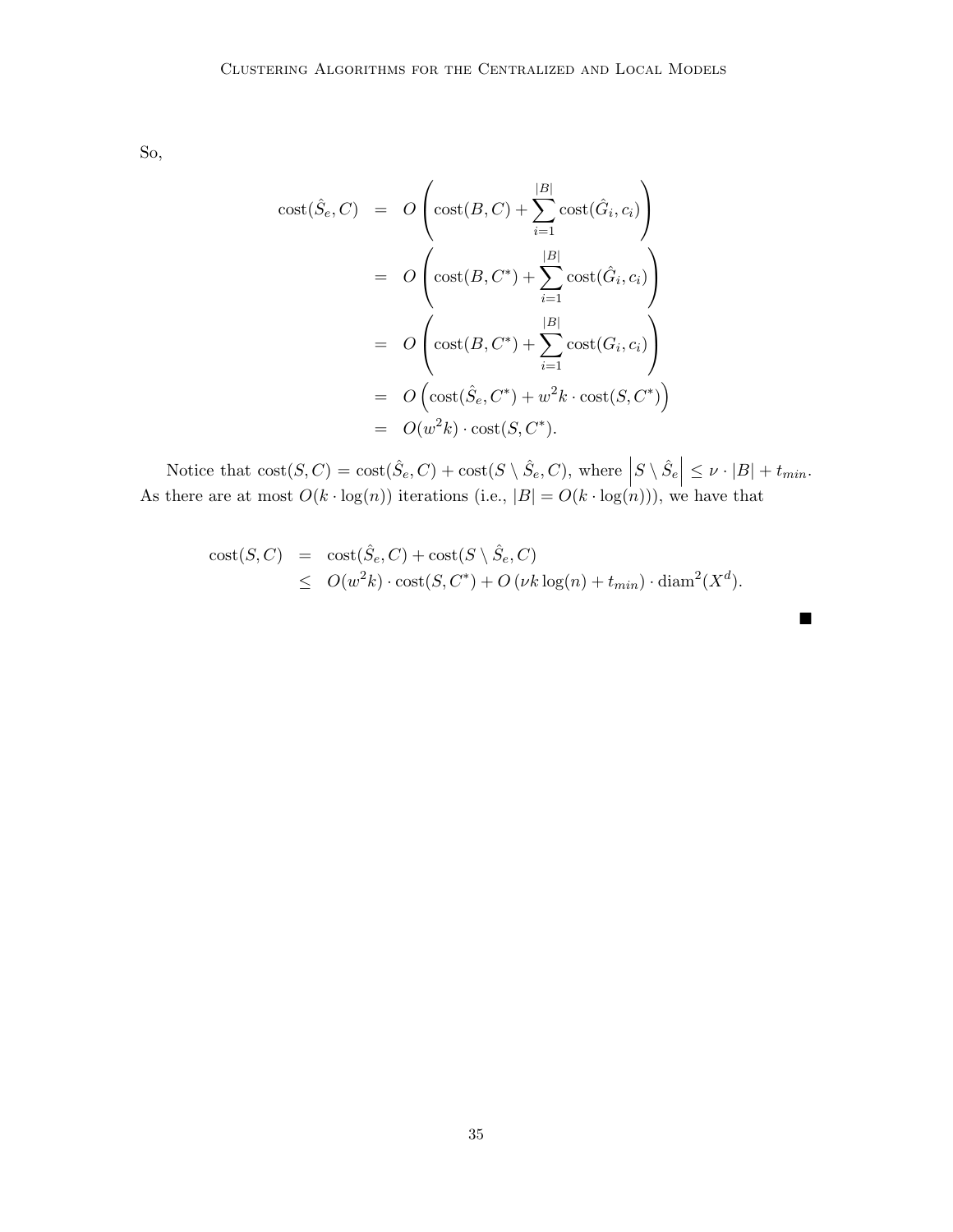So,

$$
\begin{aligned}
\operatorname{cost}(\hat{S}_e, C) &= O\left(\operatorname{cost}(B, C) + \sum_{i=1}^{|B|} \operatorname{cost}(\hat{G}_i, c_i)\right) \\
&= O\left(\operatorname{cost}(B, C^*) + \sum_{i=1}^{|B|} \operatorname{cost}(\hat{G}_i, c_i)\right) \\
&= O\left(\operatorname{cost}(B, C^*) + \sum_{i=1}^{|B|} \operatorname{cost}(G_i, c_i)\right) \\
&= O\left(\operatorname{cost}(\hat{S}_e, C^*) + w^2 k \cdot \operatorname{cost}(S, C^*)\right) \\
&= O(w^2 k) \cdot \operatorname{cost}(S, C^*).
\end{aligned}
$$

Notice that $\operatorname{cost}(S, C) = \operatorname{cost}(\hat{S}_e, C) + \operatorname{cost}(S \setminus \hat{S}_e, C)$, where $\left|S \setminus \hat{S}_e\right| \leq \nu \cdot |B| + t_{min}$. As there are at most $O(k \cdot \log(n))$ iterations (i.e., $|B| = O(k \cdot \log(n))$), we have that

$$
\begin{aligned}
\operatorname{cost}(S, C) &= \operatorname{cost}(\hat{S}_e, C) + \operatorname{cost}(S \setminus \hat{S}_e, C) \\
&\leq O(w^2 k) \cdot \operatorname{cost}(S, C^*) + O\left(\nu k \log(n) + t_{min}\right) \cdot \operatorname{diam}^2(X^d).
\end{aligned}
$$

■